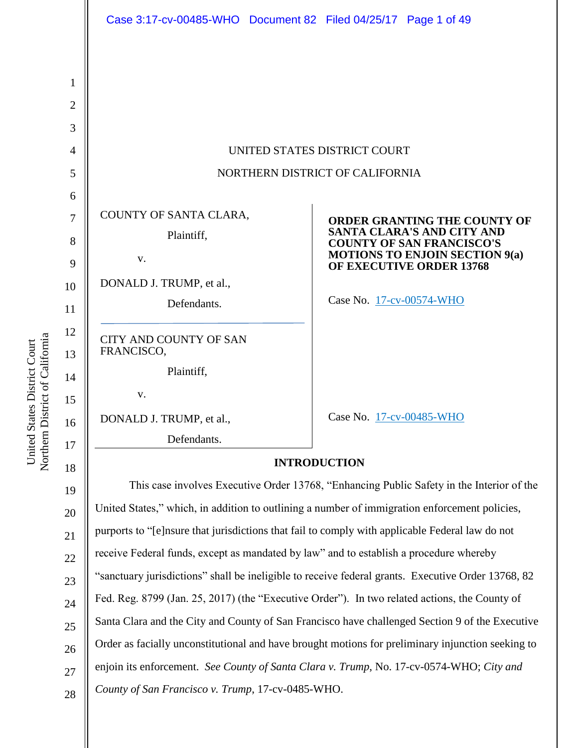UNITED STATES DISTRICT COURT

NORTHERN DISTRICT OF CALIFORNIA

COUNTY OF SANTA CLARA,

Plaintiff,

v.

DONALD J. TRUMP, et al.,

Defendants.

Case No. 17-cv-00574-WHO

CITY AND COUNTY OF SAN FRANCISCO,

Plaintiff,

v.

DONALD J. TRUMP, et al.,

Defendants.

Case No. 17-cv-00485-WHO

**ORDER GRANTING THE COUNTY OF SANTA CLARA'S AND CITY AND COUNTY OF SAN FRANCISCO'S MOTIONS TO ENJOIN SECTION 9(a) OF EXECUTIVE ORDER 13768**

## INTRODUCTION

This case involves Executive Order 13768, "Enhancing Public Safety in the Interior of the United States," which, in addition to outlining a number of immigration enforcement policies, purports to "[e]nsure that jurisdictions that fail to comply with applicable Federal law do not receive Federal funds, except as mandated by law" and to establish a procedure whereby "sanctuary jurisdictions" shall be ineligible to receive federal grants. Executive Order 13768, 82 Fed. Reg. 8799 (Jan. 25, 2017) (the "Executive Order"). In two related actions, the County of Santa Clara and the City and County of San Francisco have challenged Section 9 of the Executive Order as facially unconstitutional and have brought motions for preliminary injunction seeking to enjoin its enforcement. *See County of Santa Clara v. Trump*, No. 17-cv-0574-WHO; *City and County of San Francisco v. Trump*, 17-cv-0485-WHO.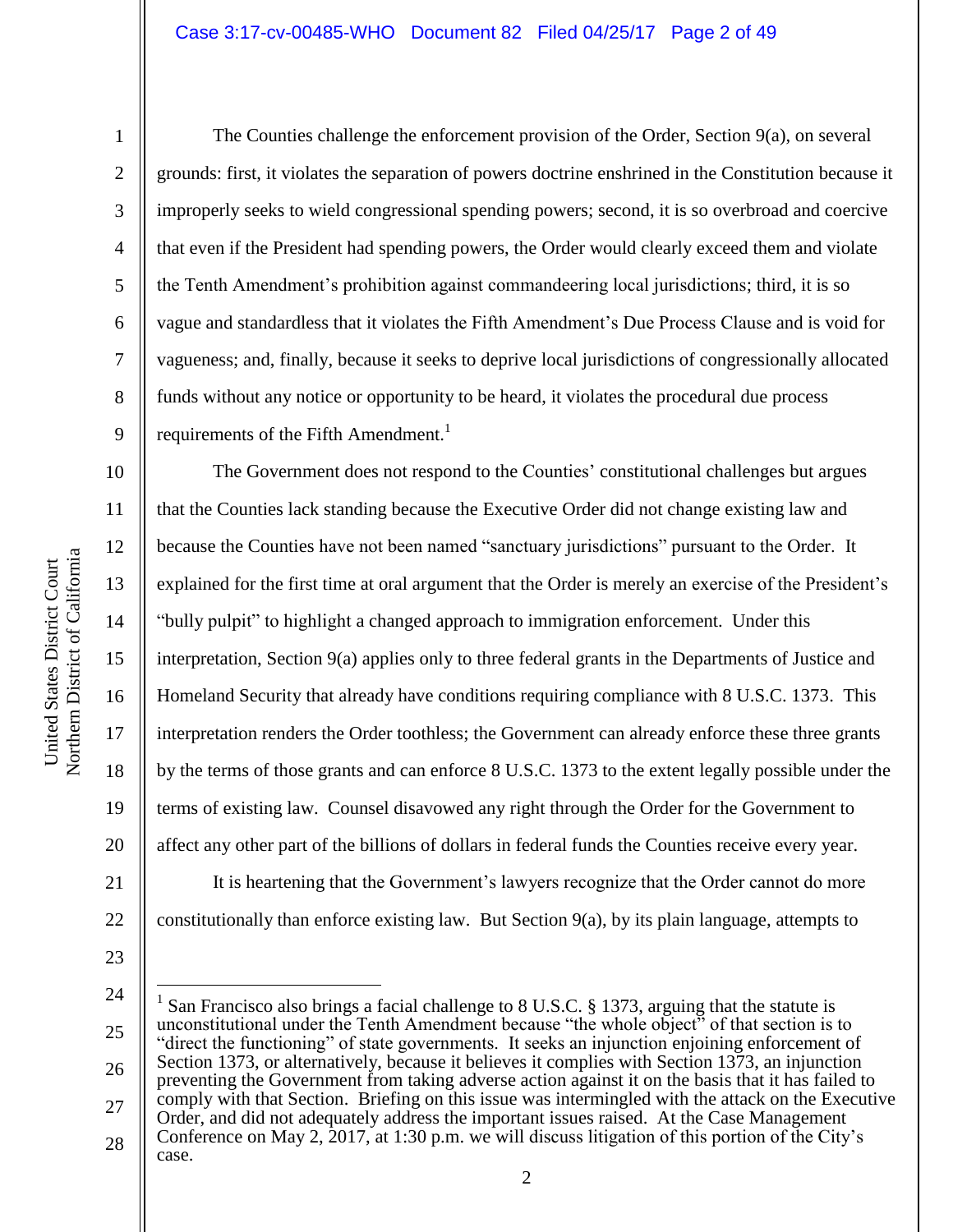The Counties challenge the enforcement provision of the Order, Section 9(a), on several grounds: first, it violates the separation of powers doctrine enshrined in the Constitution because it improperly seeks to wield congressional spending powers; second, it is so overbroad and coercive that even if the President had spending powers, the Order would clearly exceed them and violate the Tenth Amendment's prohibition against commandeering local jurisdictions; third, it is so vague and standardless that it violates the Fifth Amendment's Due Process Clause and is void for vagueness; and, finally, because it seeks to deprive local jurisdictions of congressionally allocated funds without any notice or opportunity to be heard, it violates the procedural due process requirements of the Fifth Amendment.[1]

The Government does not respond to the Counties' constitutional challenges but argues that the Counties lack standing because the Executive Order did not change existing law and because the Counties have not been named "sanctuary jurisdictions" pursuant to the Order. It explained for the first time at oral argument that the Order is merely an exercise of the President's "bully pulpit" to highlight a changed approach to immigration enforcement. Under this interpretation, Section 9(a) applies only to three federal grants in the Departments of Justice and Homeland Security that already have conditions requiring compliance with 8 U.S.C. 1373. This interpretation renders the Order toothless; the Government can already enforce these three grants by the terms of those grants and can enforce 8 U.S.C. 1373 to the extent legally possible under the terms of existing law. Counsel disavowed any right through the Order for the Government to affect any other part of the billions of dollars in federal funds the Counties receive every year.

It is heartening that the Government's lawyers recognize that the Order cannot do more constitutionally than enforce existing law. But Section 9(a), by its plain language, attempts to

---

[1] San Francisco also brings a facial challenge to 8 U.S.C. § 1373, arguing that the statute is unconstitutional under the Tenth Amendment because "the whole object" of that section is to "direct the functioning" of state governments. It seeks an injunction enjoining enforcement of Section 1373, or alternatively, because it believes it complies with Section 1373, an injunction preventing the Government from taking adverse action against it on the basis that it has failed to comply with that Section. Briefing on this issue was intermingled with the attack on the Executive Order, and did not adequately address the important issues raised. At the Case Management Conference on May 2, 2017, at 1:30 p.m. we will discuss litigation of this portion of the City's case.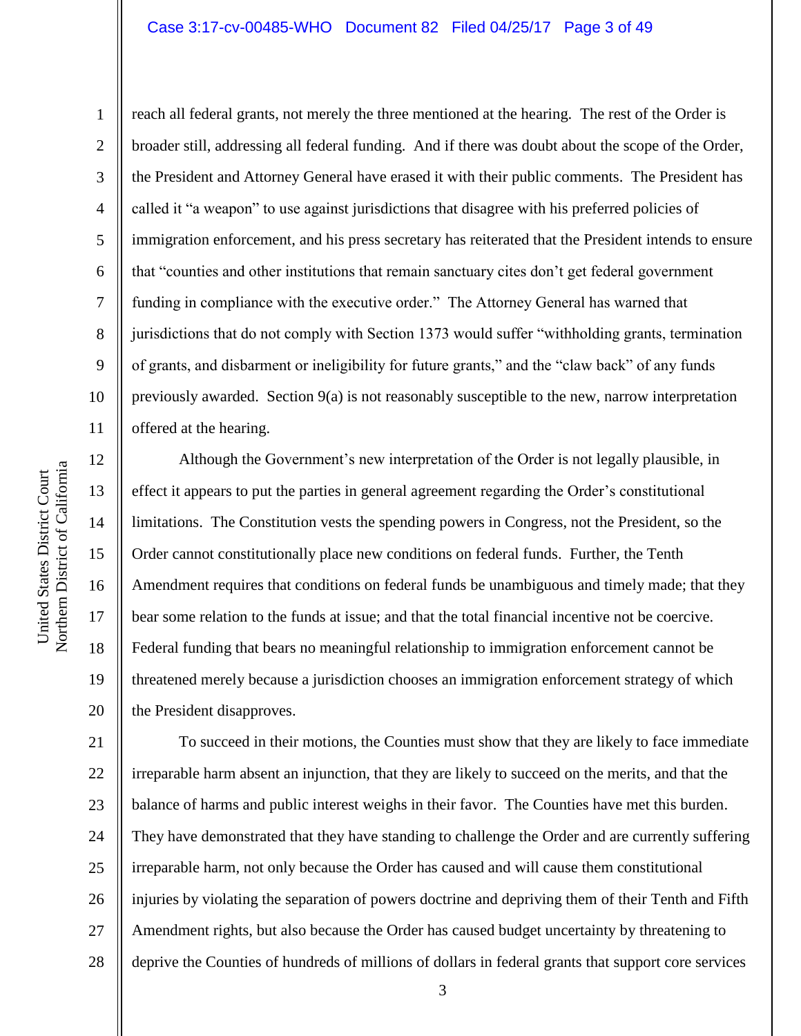reach all federal grants, not merely the three mentioned at the hearing. The rest of the Order is broader still, addressing all federal funding. And if there was doubt about the scope of the Order, the President and Attorney General have erased it with their public comments. The President has called it "a weapon" to use against jurisdictions that disagree with his preferred policies of immigration enforcement, and his press secretary has reiterated that the President intends to ensure that "counties and other institutions that remain sanctuary cites don't get federal government funding in compliance with the executive order." The Attorney General has warned that jurisdictions that do not comply with Section 1373 would suffer "withholding grants, termination of grants, and disbarment or ineligibility for future grants," and the "claw back" of any funds previously awarded. Section 9(a) is not reasonably susceptible to the new, narrow interpretation offered at the hearing.

Although the Government's new interpretation of the Order is not legally plausible, in effect it appears to put the parties in general agreement regarding the Order's constitutional limitations. The Constitution vests the spending powers in Congress, not the President, so the Order cannot constitutionally place new conditions on federal funds. Further, the Tenth Amendment requires that conditions on federal funds be unambiguous and timely made; that they bear some relation to the funds at issue; and that the total financial incentive not be coercive. Federal funding that bears no meaningful relationship to immigration enforcement cannot be threatened merely because a jurisdiction chooses an immigration enforcement strategy of which the President disapproves.

To succeed in their motions, the Counties must show that they are likely to face immediate irreparable harm absent an injunction, that they are likely to succeed on the merits, and that the balance of harms and public interest weighs in their favor. The Counties have met this burden. They have demonstrated that they have standing to challenge the Order and are currently suffering irreparable harm, not only because the Order has caused and will cause them constitutional injuries by violating the separation of powers doctrine and depriving them of their Tenth and Fifth Amendment rights, but also because the Order has caused budget uncertainty by threatening to deprive the Counties of hundreds of millions of dollars in federal grants that support core services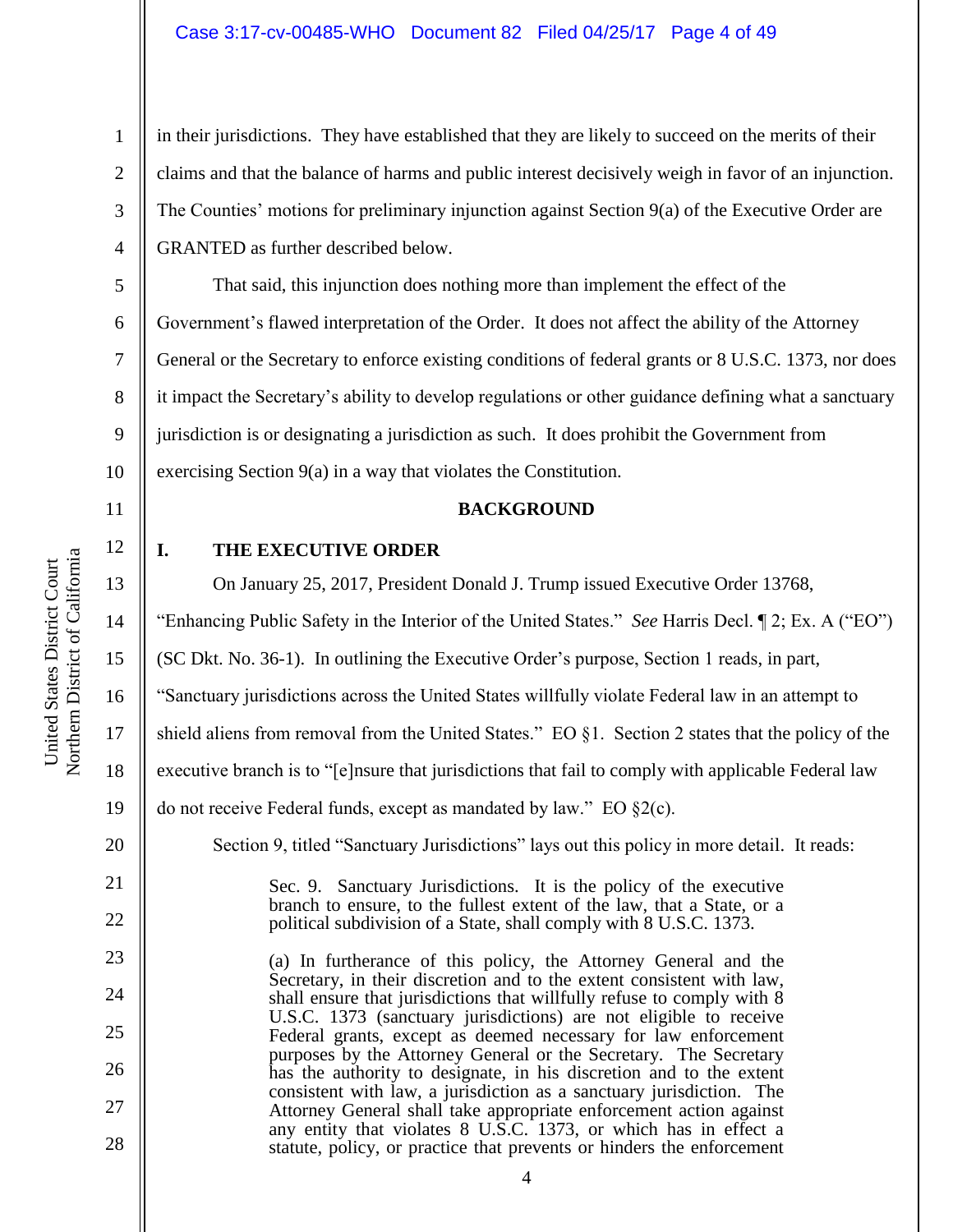in their jurisdictions. They have established that they are likely to succeed on the merits of their claims and that the balance of harms and public interest decisively weigh in favor of an injunction. The Counties' motions for preliminary injunction against Section 9(a) of the Executive Order are GRANTED as further described below.

That said, this injunction does nothing more than implement the effect of the Government's flawed interpretation of the Order. It does not affect the ability of the Attorney General or the Secretary to enforce existing conditions of federal grants or 8 U.S.C. 1373, nor does it impact the Secretary's ability to develop regulations or other guidance defining what a sanctuary jurisdiction is or designating a jurisdiction as such. It does prohibit the Government from exercising Section 9(a) in a way that violates the Constitution.

## BACKGROUND

### I. THE EXECUTIVE ORDER

On January 25, 2017, President Donald J. Trump issued Executive Order 13768, "Enhancing Public Safety in the Interior of the United States." *See* Harris Decl. ¶ 2; Ex. A ("EO") (SC Dkt. No. 36-1). In outlining the Executive Order's purpose, Section 1 reads, in part, "Sanctuary jurisdictions across the United States willfully violate Federal law in an attempt to shield aliens from removal from the United States." EO §1. Section 2 states that the policy of the executive branch is to "[e]nsure that jurisdictions that fail to comply with applicable Federal law do not receive Federal funds, except as mandated by law." EO §2(c).

Section 9, titled "Sanctuary Jurisdictions" lays out this policy in more detail. It reads:

> Sec. 9. Sanctuary Jurisdictions. It is the policy of the executive branch to ensure, to the fullest extent of the law, that a State, or a political subdivision of a State, shall comply with 8 U.S.C. 1373.
>
> (a) In furtherance of this policy, the Attorney General and the Secretary, in their discretion and to the extent consistent with law, shall ensure that jurisdictions that willfully refuse to comply with 8 U.S.C. 1373 (sanctuary jurisdictions) are not eligible to receive Federal grants, except as deemed necessary for law enforcement purposes by the Attorney General or the Secretary. The Secretary has the authority to designate, in his discretion and to the extent consistent with law, a jurisdiction as a sanctuary jurisdiction. The Attorney General shall take appropriate enforcement action against any entity that violates 8 U.S.C. 1373, or which has in effect a statute, policy, or practice that prevents or hinders the enforcement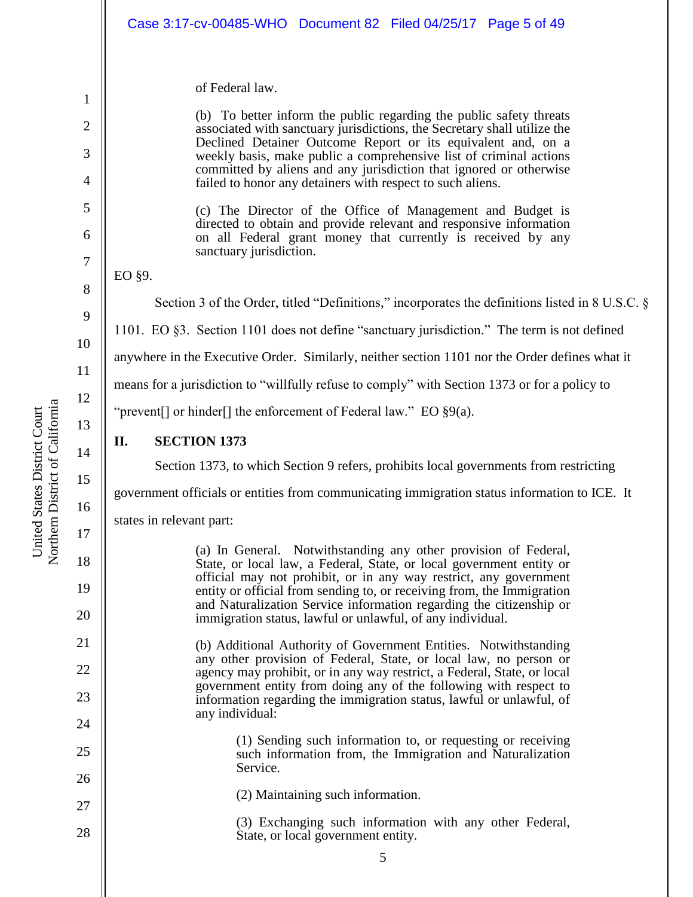> of Federal law.
>
> (b) To better inform the public regarding the public safety threats associated with sanctuary jurisdictions, the Secretary shall utilize the Declined Detainer Outcome Report or its equivalent and, on a weekly basis, make public a comprehensive list of criminal actions committed by aliens and any jurisdiction that ignored or otherwise failed to honor any detainers with respect to such aliens.
>
> (c) The Director of the Office of Management and Budget is directed to obtain and provide relevant and responsive information on all Federal grant money that currently is received by any sanctuary jurisdiction.

EO §9.

Section 3 of the Order, titled "Definitions," incorporates the definitions listed in 8 U.S.C. § 1101. EO §3. Section 1101 does not define "sanctuary jurisdiction." The term is not defined anywhere in the Executive Order. Similarly, neither section 1101 nor the Order defines what it means for a jurisdiction to "willfully refuse to comply" with Section 1373 or for a policy to "prevent[] or hinder[] the enforcement of Federal law." EO §9(a).

## II. SECTION 1373

Section 1373, to which Section 9 refers, prohibits local governments from restricting government officials or entities from communicating immigration status information to ICE. It states in relevant part:

> (a) In General. Notwithstanding any other provision of Federal, State, or local law, a Federal, State, or local government entity or official may not prohibit, or in any way restrict, any government entity or official from sending to, or receiving from, the Immigration and Naturalization Service information regarding the citizenship or immigration status, lawful or unlawful, of any individual.
>
> (b) Additional Authority of Government Entities. Notwithstanding any other provision of Federal, State, or local law, no person or agency may prohibit, or in any way restrict, a Federal, State, or local government entity from doing any of the following with respect to information regarding the immigration status, lawful or unlawful, of any individual:
>
> > (1) Sending such information to, or requesting or receiving such information from, the Immigration and Naturalization Service.
> >
> > (2) Maintaining such information.
> >
> > (3) Exchanging such information with any other Federal, State, or local government entity.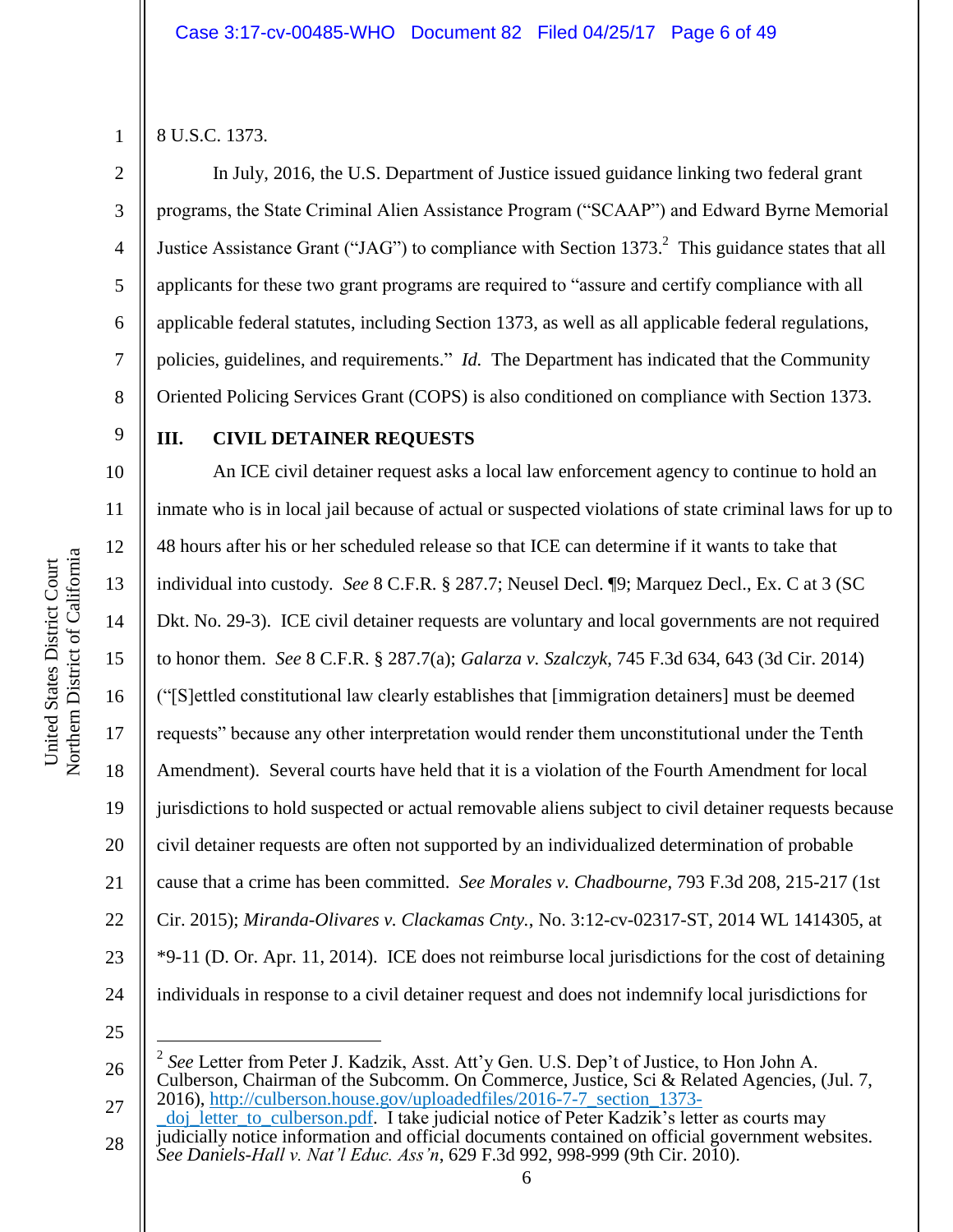8 U.S.C. 1373.

In July, 2016, the U.S. Department of Justice issued guidance linking two federal grant programs, the State Criminal Alien Assistance Program ("SCAAP") and Edward Byrne Memorial Justice Assistance Grant ("JAG") to compliance with Section 1373.[2] This guidance states that all applicants for these two grant programs are required to "assure and certify compliance with all applicable federal statutes, including Section 1373, as well as all applicable federal regulations, policies, guidelines, and requirements." *Id.* The Department has indicated that the Community Oriented Policing Services Grant (COPS) is also conditioned on compliance with Section 1373.

## III. CIVIL DETAINER REQUESTS

An ICE civil detainer request asks a local law enforcement agency to continue to hold an inmate who is in local jail because of actual or suspected violations of state criminal laws for up to 48 hours after his or her scheduled release so that ICE can determine if it wants to take that individual into custody. *See* 8 C.F.R. § 287.7; Neusel Decl. ¶9; Marquez Decl., Ex. C at 3 (SC Dkt. No. 29-3). ICE civil detainer requests are voluntary and local governments are not required to honor them. *See* 8 C.F.R. § 287.7(a); *Galarza v. Szalczyk*, 745 F.3d 634, 643 (3d Cir. 2014) ("[S]ettled constitutional law clearly establishes that [immigration detainers] must be deemed requests" because any other interpretation would render them unconstitutional under the Tenth Amendment). Several courts have held that it is a violation of the Fourth Amendment for local jurisdictions to hold suspected or actual removable aliens subject to civil detainer requests because civil detainer requests are often not supported by an individualized determination of probable cause that a crime has been committed. *See Morales v. Chadbourne*, 793 F.3d 208, 215-217 (1st Cir. 2015); *Miranda-Olivares v. Clackamas Cnty.*, No. 3:12-cv-02317-ST, 2014 WL 1414305, at *9-11 (D. Or. Apr. 11, 2014). ICE does not reimburse local jurisdictions for the cost of detaining individuals in response to a civil detainer request and does not indemnify local jurisdictions for

---

[2] *See* Letter from Peter J. Kadzik, Asst. Att'y Gen. U.S. Dep't of Justice, to Hon John A. Culberson, Chairman of the Subcomm. On Commerce, Justice, Sci & Related Agencies, (Jul. 7, 2016), http://culberson.house.gov/uploadedfiles/2016-7-7_section_1373-_doj_letter_to_culberson.pdf. I take judicial notice of Peter Kadzik's letter as courts may judicially notice information and official documents contained on official government websites. *See Daniels-Hall v. Nat'l Educ. Ass'n*, 629 F.3d 992, 998-999 (9th Cir. 2010).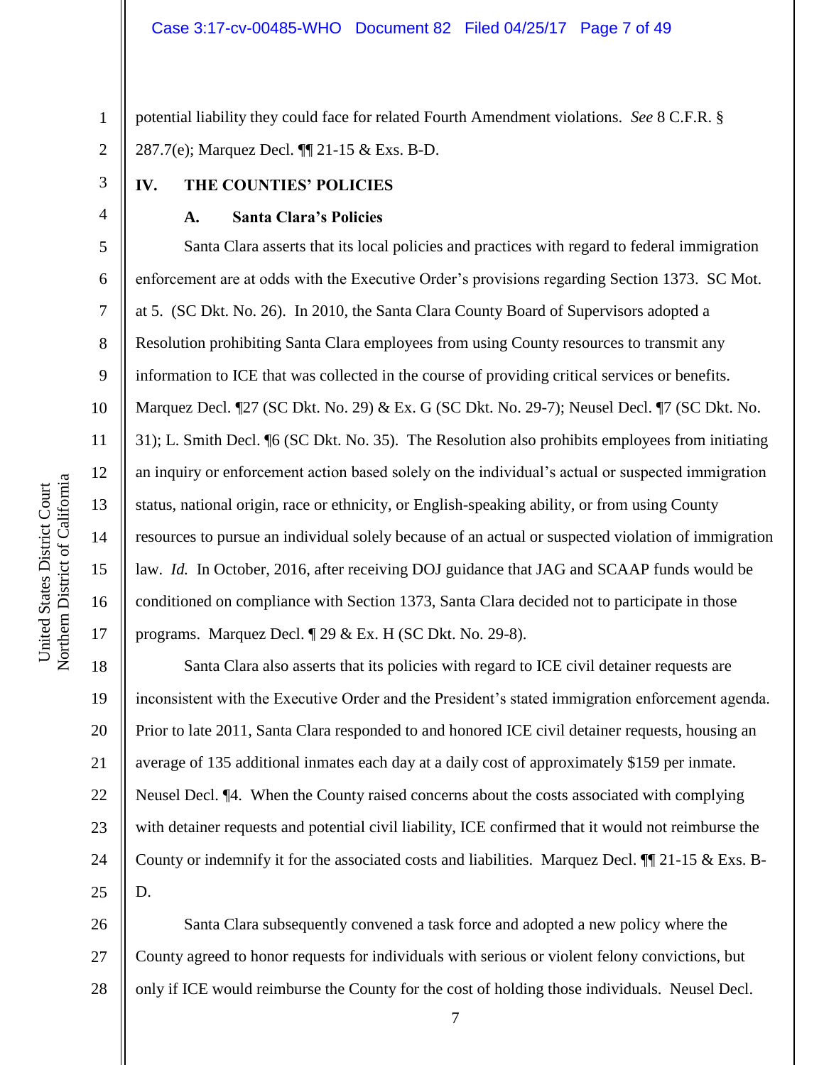potential liability they could face for related Fourth Amendment violations. *See* 8 C.F.R. § 287.7(e); Marquez Decl. ¶¶ 21-15 & Exs. B-D.

## IV. THE COUNTIES' POLICIES

### A. Santa Clara's Policies

Santa Clara asserts that its local policies and practices with regard to federal immigration enforcement are at odds with the Executive Order's provisions regarding Section 1373. SC Mot. at 5. (SC Dkt. No. 26). In 2010, the Santa Clara County Board of Supervisors adopted a Resolution prohibiting Santa Clara employees from using County resources to transmit any information to ICE that was collected in the course of providing critical services or benefits. Marquez Decl. ¶27 (SC Dkt. No. 29) & Ex. G (SC Dkt. No. 29-7); Neusel Decl. ¶7 (SC Dkt. No. 31); L. Smith Decl. ¶6 (SC Dkt. No. 35). The Resolution also prohibits employees from initiating an inquiry or enforcement action based solely on the individual's actual or suspected immigration status, national origin, race or ethnicity, or English-speaking ability, or from using County resources to pursue an individual solely because of an actual or suspected violation of immigration law. *Id.* In October, 2016, after receiving DOJ guidance that JAG and SCAAP funds would be conditioned on compliance with Section 1373, Santa Clara decided not to participate in those programs. Marquez Decl. ¶ 29 & Ex. H (SC Dkt. No. 29-8).

Santa Clara also asserts that its policies with regard to ICE civil detainer requests are inconsistent with the Executive Order and the President's stated immigration enforcement agenda. Prior to late 2011, Santa Clara responded to and honored ICE civil detainer requests, housing an average of 135 additional inmates each day at a daily cost of approximately $159 per inmate. Neusel Decl. ¶4. When the County raised concerns about the costs associated with complying with detainer requests and potential civil liability, ICE confirmed that it would not reimburse the County or indemnify it for the associated costs and liabilities. Marquez Decl. ¶¶ 21-15 & Exs. B-D.

Santa Clara subsequently convened a task force and adopted a new policy where the County agreed to honor requests for individuals with serious or violent felony convictions, but only if ICE would reimburse the County for the cost of holding those individuals. Neusel Decl.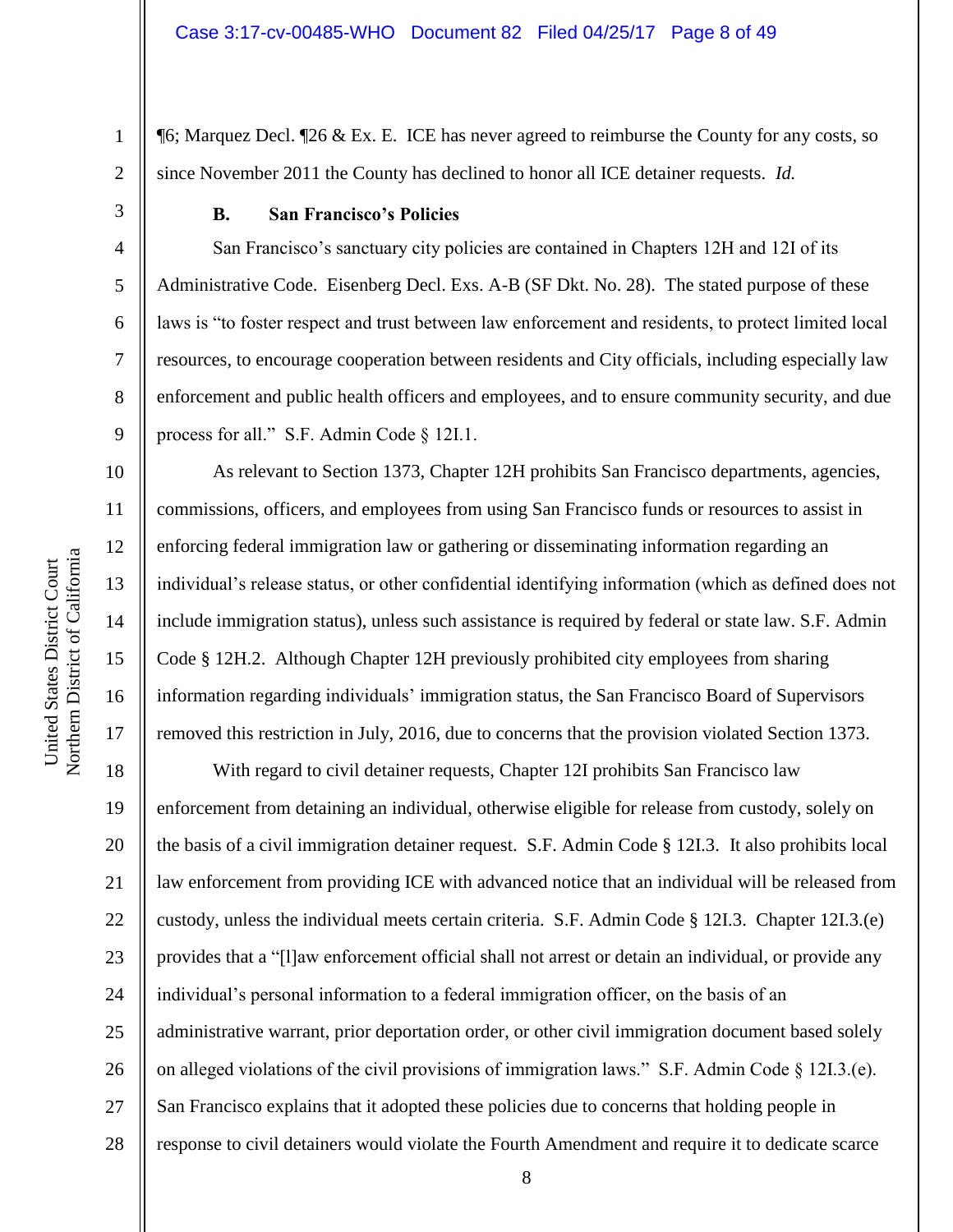¶6; Marquez Decl. ¶26 & Ex. E. ICE has never agreed to reimburse the County for any costs, so since November 2011 the County has declined to honor all ICE detainer requests. *Id.*

### B. San Francisco's Policies

San Francisco's sanctuary city policies are contained in Chapters 12H and 12I of its Administrative Code. Eisenberg Decl. Exs. A-B (SF Dkt. No. 28). The stated purpose of these laws is "to foster respect and trust between law enforcement and residents, to protect limited local resources, to encourage cooperation between residents and City officials, including especially law enforcement and public health officers and employees, and to ensure community security, and due process for all." S.F. Admin Code § 12I.1.

As relevant to Section 1373, Chapter 12H prohibits San Francisco departments, agencies, commissions, officers, and employees from using San Francisco funds or resources to assist in enforcing federal immigration law or gathering or disseminating information regarding an individual's release status, or other confidential identifying information (which as defined does not include immigration status), unless such assistance is required by federal or state law. S.F. Admin Code § 12H.2. Although Chapter 12H previously prohibited city employees from sharing information regarding individuals' immigration status, the San Francisco Board of Supervisors removed this restriction in July, 2016, due to concerns that the provision violated Section 1373.

With regard to civil detainer requests, Chapter 12I prohibits San Francisco law enforcement from detaining an individual, otherwise eligible for release from custody, solely on the basis of a civil immigration detainer request. S.F. Admin Code § 12I.3. It also prohibits local law enforcement from providing ICE with advanced notice that an individual will be released from custody, unless the individual meets certain criteria. S.F. Admin Code § 12I.3. Chapter 12I.3.(e) provides that a "[l]aw enforcement official shall not arrest or detain an individual, or provide any individual's personal information to a federal immigration officer, on the basis of an administrative warrant, prior deportation order, or other civil immigration document based solely on alleged violations of the civil provisions of immigration laws." S.F. Admin Code § 12I.3.(e). San Francisco explains that it adopted these policies due to concerns that holding people in response to civil detainers would violate the Fourth Amendment and require it to dedicate scarce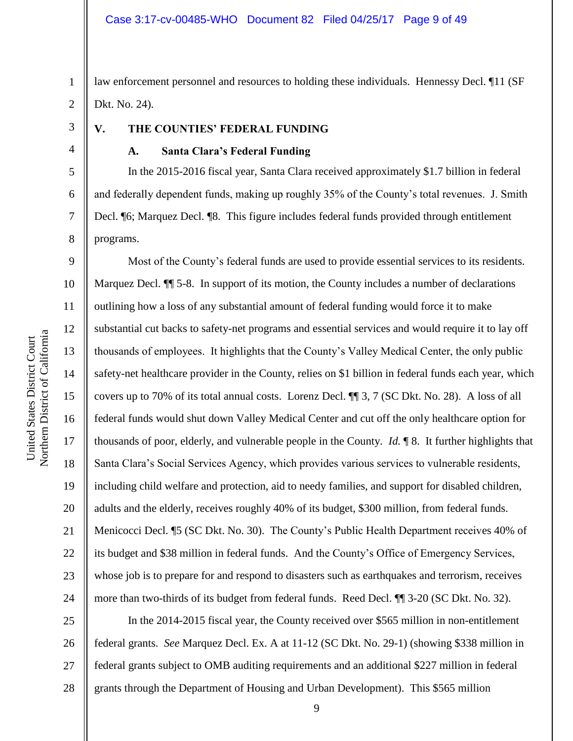law enforcement personnel and resources to holding these individuals. Hennessy Decl. ¶11 (SF Dkt. No. 24).

## V. THE COUNTIES' FEDERAL FUNDING

### A. Santa Clara's Federal Funding

In the 2015-2016 fiscal year, Santa Clara received approximately $1.7 billion in federal and federally dependent funds, making up roughly 35% of the County's total revenues. J. Smith Decl. ¶6; Marquez Decl. ¶8. This figure includes federal funds provided through entitlement programs.

Most of the County's federal funds are used to provide essential services to its residents. Marquez Decl. ¶¶ 5-8. In support of its motion, the County includes a number of declarations outlining how a loss of any substantial amount of federal funding would force it to make substantial cut backs to safety-net programs and essential services and would require it to lay off thousands of employees. It highlights that the County's Valley Medical Center, the only public safety-net healthcare provider in the County, relies on $1 billion in federal funds each year, which covers up to 70% of its total annual costs. Lorenz Decl. ¶¶ 3, 7 (SC Dkt. No. 28). A loss of all federal funds would shut down Valley Medical Center and cut off the only healthcare option for thousands of poor, elderly, and vulnerable people in the County. *Id.* ¶ 8. It further highlights that Santa Clara's Social Services Agency, which provides various services to vulnerable residents, including child welfare and protection, aid to needy families, and support for disabled children, adults and the elderly, receives roughly 40% of its budget, $300 million, from federal funds. Menicocci Decl. ¶5 (SC Dkt. No. 30). The County's Public Health Department receives 40% of its budget and $38 million in federal funds. And the County's Office of Emergency Services, whose job is to prepare for and respond to disasters such as earthquakes and terrorism, receives more than two-thirds of its budget from federal funds. Reed Decl. ¶¶ 3-20 (SC Dkt. No. 32).

In the 2014-2015 fiscal year, the County received over $565 million in non-entitlement federal grants. *See* Marquez Decl. Ex. A at 11-12 (SC Dkt. No. 29-1) (showing $338 million in federal grants subject to OMB auditing requirements and an additional $227 million in federal grants through the Department of Housing and Urban Development). This $565 million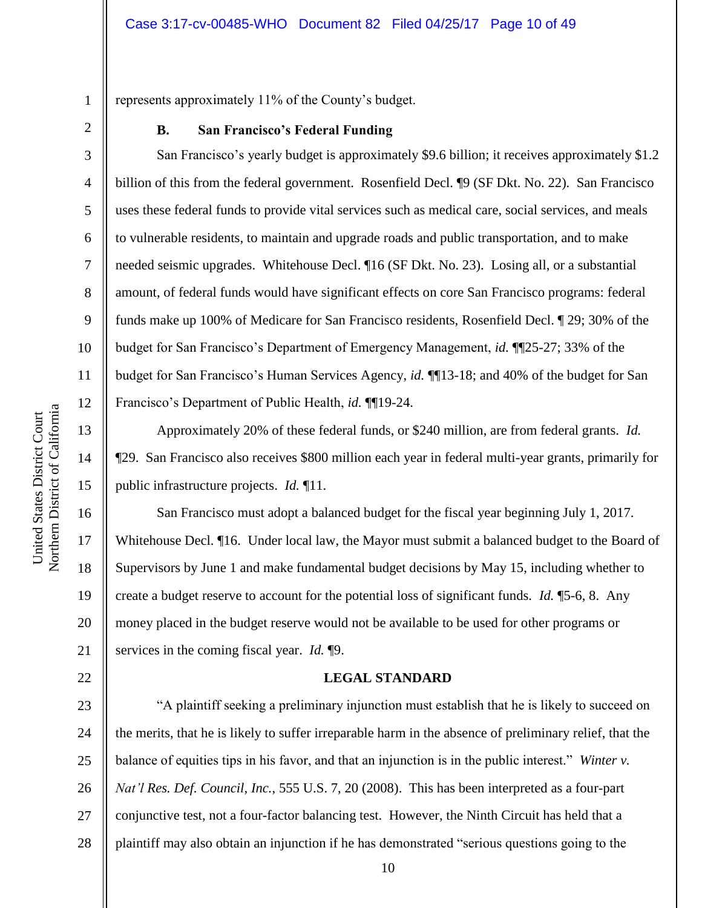represents approximately 11% of the County's budget.

### B. San Francisco's Federal Funding

San Francisco's yearly budget is approximately $9.6 billion; it receives approximately $1.2 billion of this from the federal government. Rosenfield Decl. ¶9 (SF Dkt. No. 22). San Francisco uses these federal funds to provide vital services such as medical care, social services, and meals to vulnerable residents, to maintain and upgrade roads and public transportation, and to make needed seismic upgrades. Whitehouse Decl. ¶16 (SF Dkt. No. 23). Losing all, or a substantial amount, of federal funds would have significant effects on core San Francisco programs: federal funds make up 100% of Medicare for San Francisco residents, Rosenfield Decl. ¶ 29; 30% of the budget for San Francisco's Department of Emergency Management, *id.* ¶¶25-27; 33% of the budget for San Francisco's Human Services Agency, *id.* ¶¶13-18; and 40% of the budget for San Francisco's Department of Public Health, *id.* ¶¶19-24.

Approximately 20% of these federal funds, or $240 million, are from federal grants. *Id.* ¶29. San Francisco also receives $800 million each year in federal multi-year grants, primarily for public infrastructure projects. *Id.* ¶11.

San Francisco must adopt a balanced budget for the fiscal year beginning July 1, 2017. Whitehouse Decl. ¶16. Under local law, the Mayor must submit a balanced budget to the Board of Supervisors by June 1 and make fundamental budget decisions by May 15, including whether to create a budget reserve to account for the potential loss of significant funds. *Id.* ¶5-6, 8. Any money placed in the budget reserve would not be available to be used for other programs or services in the coming fiscal year. *Id.* ¶9.

## LEGAL STANDARD

"A plaintiff seeking a preliminary injunction must establish that he is likely to succeed on the merits, that he is likely to suffer irreparable harm in the absence of preliminary relief, that the balance of equities tips in his favor, and that an injunction is in the public interest." *Winter v. Nat'l Res. Def. Council, Inc.*, 555 U.S. 7, 20 (2008). This has been interpreted as a four-part conjunctive test, not a four-factor balancing test. However, the Ninth Circuit has held that a plaintiff may also obtain an injunction if he has demonstrated "serious questions going to the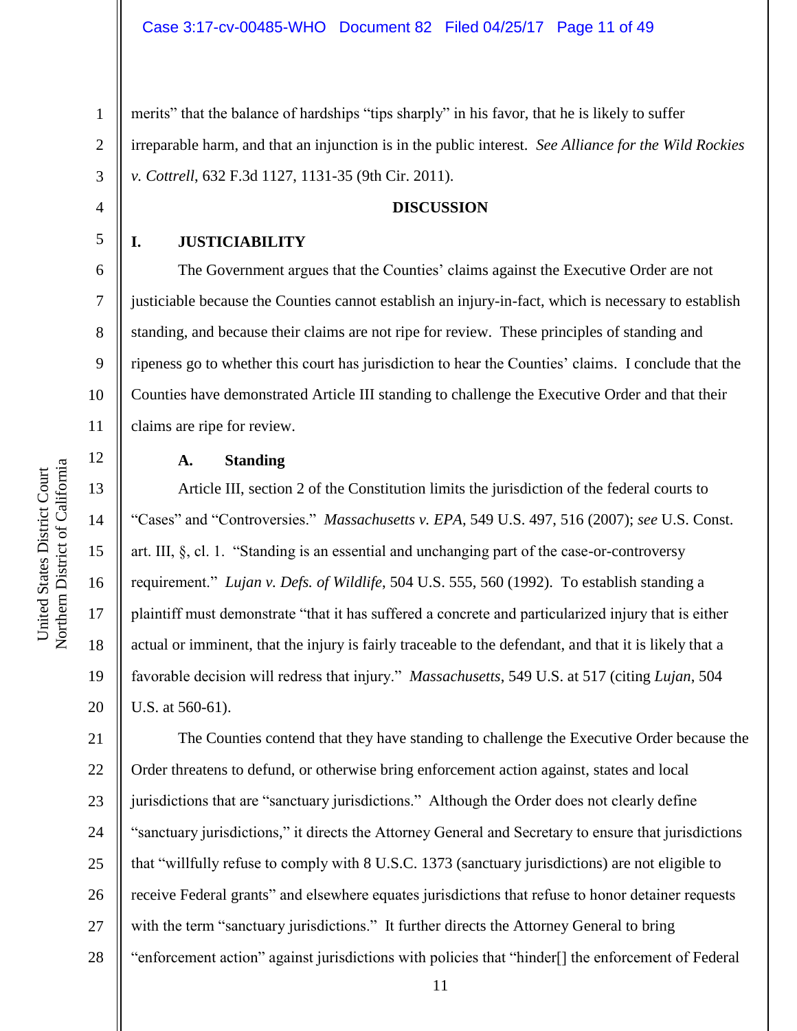merits" that the balance of hardships "tips sharply" in his favor, that he is likely to suffer irreparable harm, and that an injunction is in the public interest. *See Alliance for the Wild Rockies v. Cottrell*, 632 F.3d 1127, 1131-35 (9th Cir. 2011).

**DISCUSSION**

**I. JUSTICIABILITY**

The Government argues that the Counties' claims against the Executive Order are not justiciable because the Counties cannot establish an injury-in-fact, which is necessary to establish standing, and because their claims are not ripe for review. These principles of standing and ripeness go to whether this court has jurisdiction to hear the Counties' claims. I conclude that the Counties have demonstrated Article III standing to challenge the Executive Order and that their claims are ripe for review.

**A. Standing**

Article III, section 2 of the Constitution limits the jurisdiction of the federal courts to "Cases" and "Controversies." *Massachusetts v. EPA*, 549 U.S. 497, 516 (2007); *see* U.S. Const. art. III, §, cl. 1. "Standing is an essential and unchanging part of the case-or-controversy requirement." *Lujan v. Defs. of Wildlife*, 504 U.S. 555, 560 (1992). To establish standing a plaintiff must demonstrate "that it has suffered a concrete and particularized injury that is either actual or imminent, that the injury is fairly traceable to the defendant, and that it is likely that a favorable decision will redress that injury." *Massachusetts*, 549 U.S. at 517 (citing *Lujan*, 504 U.S. at 560-61).

The Counties contend that they have standing to challenge the Executive Order because the Order threatens to defund, or otherwise bring enforcement action against, states and local jurisdictions that are "sanctuary jurisdictions." Although the Order does not clearly define "sanctuary jurisdictions," it directs the Attorney General and Secretary to ensure that jurisdictions that "willfully refuse to comply with 8 U.S.C. 1373 (sanctuary jurisdictions) are not eligible to receive Federal grants" and elsewhere equates jurisdictions that refuse to honor detainer requests with the term "sanctuary jurisdictions." It further directs the Attorney General to bring "enforcement action" against jurisdictions with policies that "hinder[] the enforcement of Federal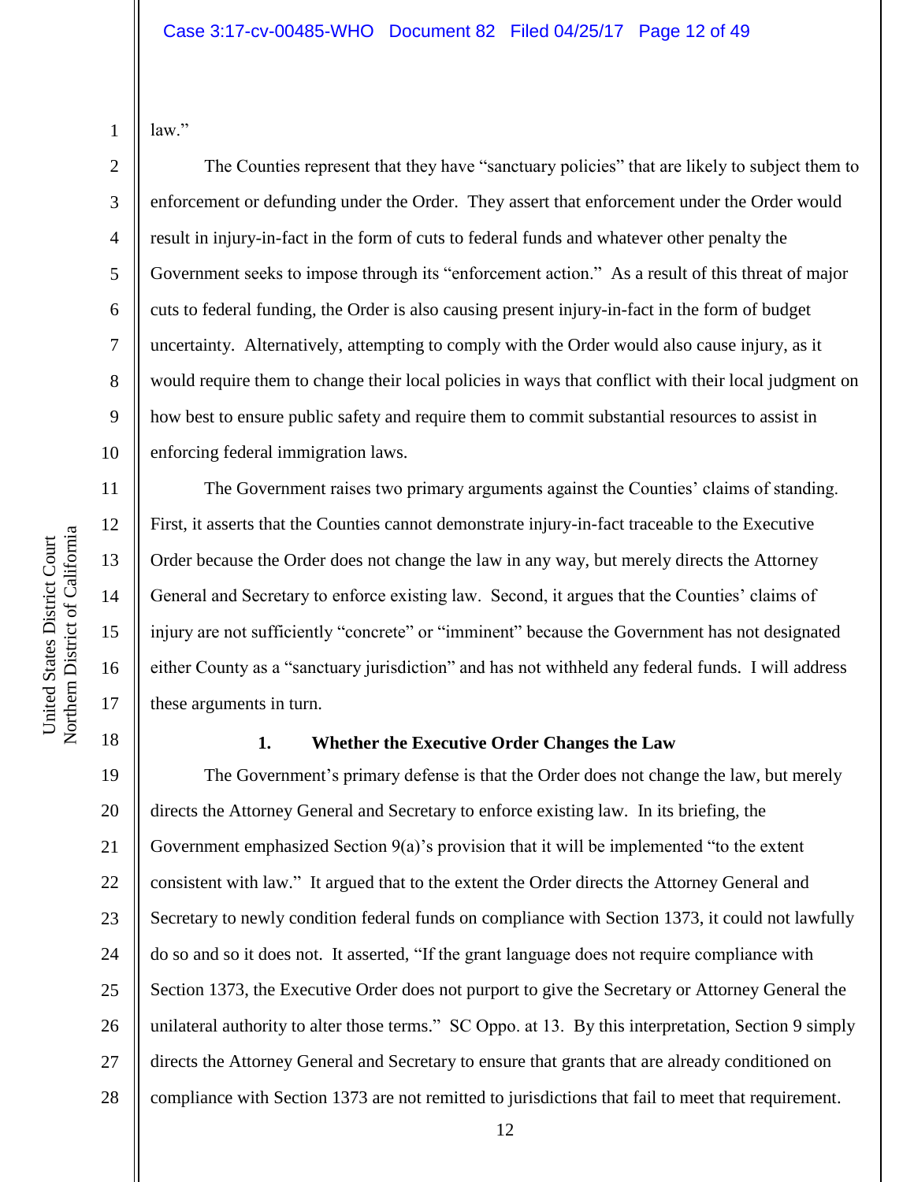law."

The Counties represent that they have "sanctuary policies" that are likely to subject them to enforcement or defunding under the Order. They assert that enforcement under the Order would result in injury-in-fact in the form of cuts to federal funds and whatever other penalty the Government seeks to impose through its "enforcement action." As a result of this threat of major cuts to federal funding, the Order is also causing present injury-in-fact in the form of budget uncertainty. Alternatively, attempting to comply with the Order would also cause injury, as it would require them to change their local policies in ways that conflict with their local judgment on how best to ensure public safety and require them to commit substantial resources to assist in enforcing federal immigration laws.

The Government raises two primary arguments against the Counties' claims of standing. First, it asserts that the Counties cannot demonstrate injury-in-fact traceable to the Executive Order because the Order does not change the law in any way, but merely directs the Attorney General and Secretary to enforce existing law. Second, it argues that the Counties' claims of injury are not sufficiently "concrete" or "imminent" because the Government has not designated either County as a "sanctuary jurisdiction" and has not withheld any federal funds. I will address these arguments in turn.

### 1. Whether the Executive Order Changes the Law

The Government's primary defense is that the Order does not change the law, but merely directs the Attorney General and Secretary to enforce existing law. In its briefing, the Government emphasized Section 9(a)'s provision that it will be implemented "to the extent consistent with law." It argued that to the extent the Order directs the Attorney General and Secretary to newly condition federal funds on compliance with Section 1373, it could not lawfully do so and so it does not. It asserted, "If the grant language does not require compliance with Section 1373, the Executive Order does not purport to give the Secretary or Attorney General the unilateral authority to alter those terms." SC Oppo. at 13. By this interpretation, Section 9 simply directs the Attorney General and Secretary to ensure that grants that are already conditioned on compliance with Section 1373 are not remitted to jurisdictions that fail to meet that requirement.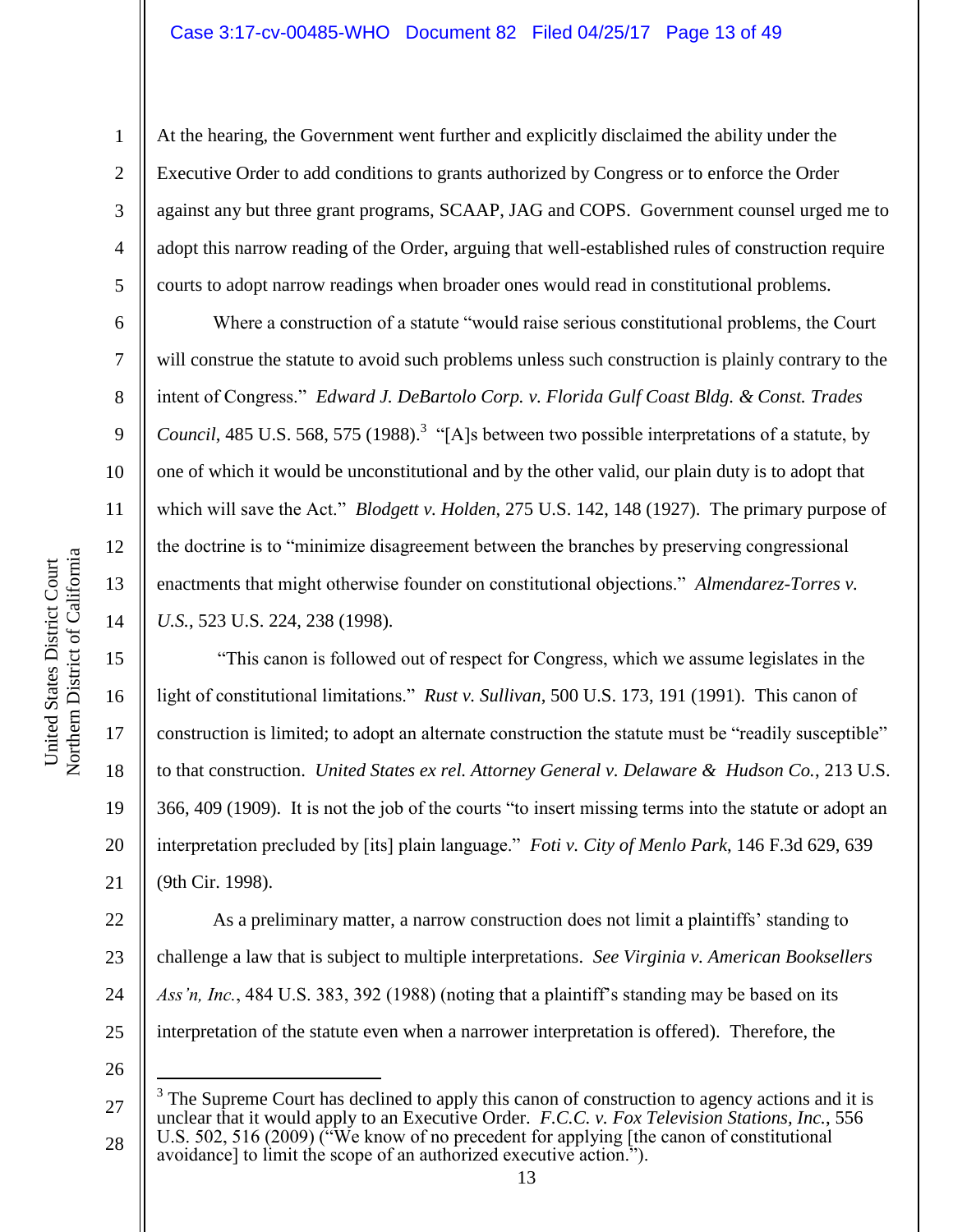At the hearing, the Government went further and explicitly disclaimed the ability under the Executive Order to add conditions to grants authorized by Congress or to enforce the Order against any but three grant programs, SCAAP, JAG and COPS. Government counsel urged me to adopt this narrow reading of the Order, arguing that well-established rules of construction require courts to adopt narrow readings when broader ones would read in constitutional problems.

Where a construction of a statute "would raise serious constitutional problems, the Court will construe the statute to avoid such problems unless such construction is plainly contrary to the intent of Congress." *Edward J. DeBartolo Corp. v. Florida Gulf Coast Bldg. & Const. Trades Council*, 485 U.S. 568, 575 (1988).[3] "[A]s between two possible interpretations of a statute, by one of which it would be unconstitutional and by the other valid, our plain duty is to adopt that which will save the Act." *Blodgett v. Holden*, 275 U.S. 142, 148 (1927). The primary purpose of the doctrine is to "minimize disagreement between the branches by preserving congressional enactments that might otherwise founder on constitutional objections." *Almendarez-Torres v. U.S.*, 523 U.S. 224, 238 (1998).

"This canon is followed out of respect for Congress, which we assume legislates in the light of constitutional limitations." *Rust v. Sullivan*, 500 U.S. 173, 191 (1991). This canon of construction is limited; to adopt an alternate construction the statute must be "readily susceptible" to that construction. *United States ex rel. Attorney General v. Delaware & Hudson Co.*, 213 U.S. 366, 409 (1909). It is not the job of the courts "to insert missing terms into the statute or adopt an interpretation precluded by [its] plain language." *Foti v. City of Menlo Park*, 146 F.3d 629, 639 (9th Cir. 1998).

As a preliminary matter, a narrow construction does not limit a plaintiffs' standing to challenge a law that is subject to multiple interpretations. *See Virginia v. American Booksellers Ass'n, Inc.*, 484 U.S. 383, 392 (1988) (noting that a plaintiff's standing may be based on its interpretation of the statute even when a narrower interpretation is offered). Therefore, the

---

[3] The Supreme Court has declined to apply this canon of construction to agency actions and it is unclear that it would apply to an Executive Order. *F.C.C. v. Fox Television Stations, Inc.*, 556 U.S. 502, 516 (2009) ("We know of no precedent for applying [the canon of constitutional avoidance] to limit the scope of an authorized executive action.").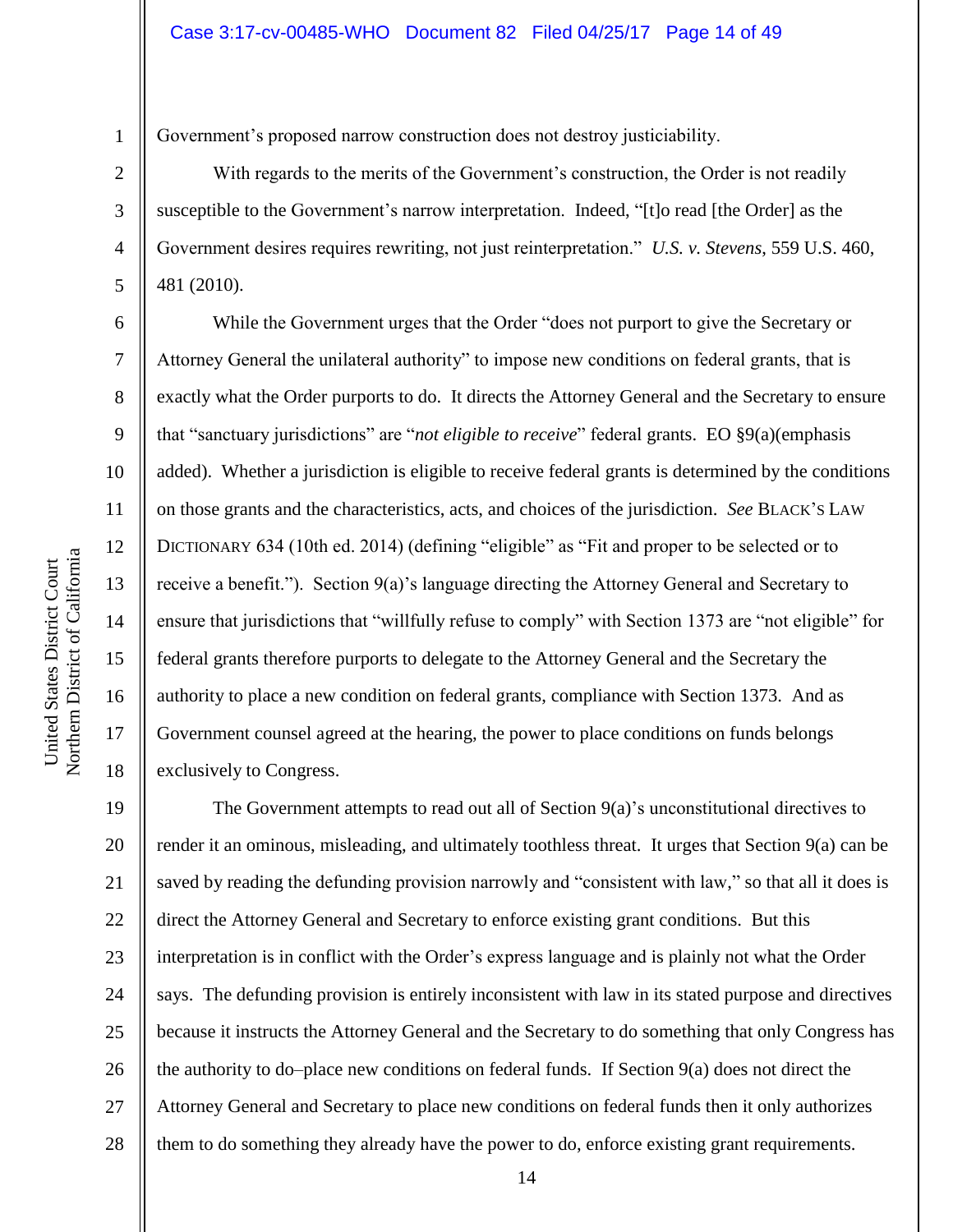Government's proposed narrow construction does not destroy justiciability.

With regards to the merits of the Government's construction, the Order is not readily susceptible to the Government's narrow interpretation. Indeed, "[t]o read [the Order] as the Government desires requires rewriting, not just reinterpretation." *U.S. v. Stevens*, 559 U.S. 460, 481 (2010).

While the Government urges that the Order "does not purport to give the Secretary or Attorney General the unilateral authority" to impose new conditions on federal grants, that is exactly what the Order purports to do. It directs the Attorney General and the Secretary to ensure that "sanctuary jurisdictions" are "*not eligible to receive*" federal grants. EO §9(a)(emphasis added). Whether a jurisdiction is eligible to receive federal grants is determined by the conditions on those grants and the characteristics, acts, and choices of the jurisdiction. *See* BLACK'S LAW DICTIONARY 634 (10th ed. 2014) (defining "eligible" as "Fit and proper to be selected or to receive a benefit."). Section 9(a)'s language directing the Attorney General and Secretary to ensure that jurisdictions that "willfully refuse to comply" with Section 1373 are "not eligible" for federal grants therefore purports to delegate to the Attorney General and the Secretary the authority to place a new condition on federal grants, compliance with Section 1373. And as Government counsel agreed at the hearing, the power to place conditions on funds belongs exclusively to Congress.

The Government attempts to read out all of Section 9(a)'s unconstitutional directives to render it an ominous, misleading, and ultimately toothless threat. It urges that Section 9(a) can be saved by reading the defunding provision narrowly and "consistent with law," so that all it does is direct the Attorney General and Secretary to enforce existing grant conditions. But this interpretation is in conflict with the Order's express language and is plainly not what the Order says. The defunding provision is entirely inconsistent with law in its stated purpose and directives because it instructs the Attorney General and the Secretary to do something that only Congress has the authority to do–place new conditions on federal funds. If Section 9(a) does not direct the Attorney General and Secretary to place new conditions on federal funds then it only authorizes them to do something they already have the power to do, enforce existing grant requirements.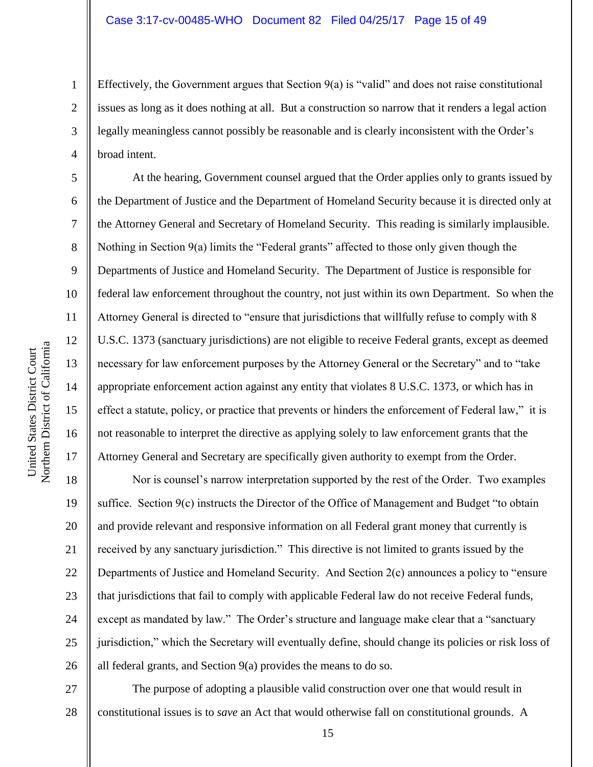Effectively, the Government argues that Section 9(a) is "valid" and does not raise constitutional issues as long as it does nothing at all. But a construction so narrow that it renders a legal action legally meaningless cannot possibly be reasonable and is clearly inconsistent with the Order's broad intent.

At the hearing, Government counsel argued that the Order applies only to grants issued by the Department of Justice and the Department of Homeland Security because it is directed only at the Attorney General and Secretary of Homeland Security. This reading is similarly implausible. Nothing in Section 9(a) limits the "Federal grants" affected to those only given though the Departments of Justice and Homeland Security. The Department of Justice is responsible for federal law enforcement throughout the country, not just within its own Department. So when the Attorney General is directed to "ensure that jurisdictions that willfully refuse to comply with 8 U.S.C. 1373 (sanctuary jurisdictions) are not eligible to receive Federal grants, except as deemed necessary for law enforcement purposes by the Attorney General or the Secretary" and to "take appropriate enforcement action against any entity that violates 8 U.S.C. 1373, or which has in effect a statute, policy, or practice that prevents or hinders the enforcement of Federal law," it is not reasonable to interpret the directive as applying solely to law enforcement grants that the Attorney General and Secretary are specifically given authority to exempt from the Order.

Nor is counsel's narrow interpretation supported by the rest of the Order. Two examples suffice. Section 9(c) instructs the Director of the Office of Management and Budget "to obtain and provide relevant and responsive information on all Federal grant money that currently is received by any sanctuary jurisdiction." This directive is not limited to grants issued by the Departments of Justice and Homeland Security. And Section 2(c) announces a policy to "ensure that jurisdictions that fail to comply with applicable Federal law do not receive Federal funds, except as mandated by law." The Order's structure and language make clear that a "sanctuary jurisdiction," which the Secretary will eventually define, should change its policies or risk loss of all federal grants, and Section 9(a) provides the means to do so.

The purpose of adopting a plausible valid construction over one that would result in constitutional issues is to *save* an Act that would otherwise fall on constitutional grounds. A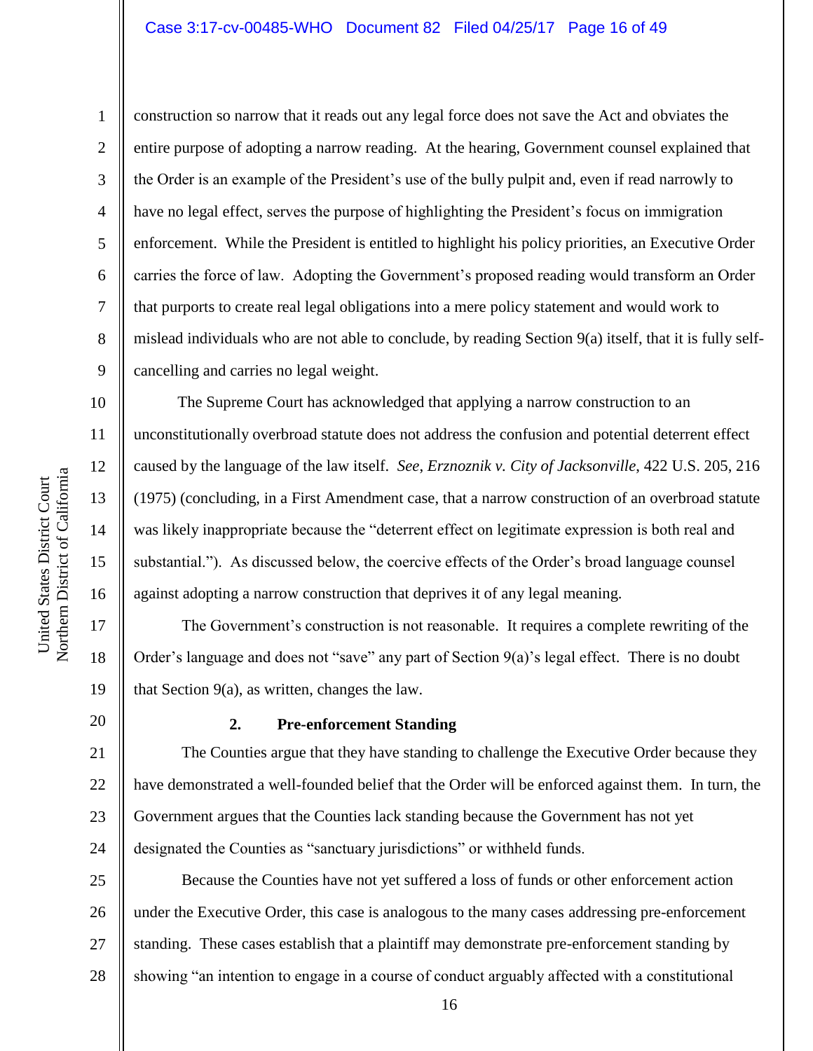construction so narrow that it reads out any legal force does not save the Act and obviates the entire purpose of adopting a narrow reading. At the hearing, Government counsel explained that the Order is an example of the President's use of the bully pulpit and, even if read narrowly to have no legal effect, serves the purpose of highlighting the President's focus on immigration enforcement. While the President is entitled to highlight his policy priorities, an Executive Order carries the force of law. Adopting the Government's proposed reading would transform an Order that purports to create real legal obligations into a mere policy statement and would work to mislead individuals who are not able to conclude, by reading Section 9(a) itself, that it is fully self-cancelling and carries no legal weight.

The Supreme Court has acknowledged that applying a narrow construction to an unconstitutionally overbroad statute does not address the confusion and potential deterrent effect caused by the language of the law itself. *See*, *Erznoznik v. City of Jacksonville*, 422 U.S. 205, 216 (1975) (concluding, in a First Amendment case, that a narrow construction of an overbroad statute was likely inappropriate because the "deterrent effect on legitimate expression is both real and substantial."). As discussed below, the coercive effects of the Order's broad language counsel against adopting a narrow construction that deprives it of any legal meaning.

The Government's construction is not reasonable. It requires a complete rewriting of the Order's language and does not "save" any part of Section 9(a)'s legal effect. There is no doubt that Section 9(a), as written, changes the law.

### 2. Pre-enforcement Standing

The Counties argue that they have standing to challenge the Executive Order because they have demonstrated a well-founded belief that the Order will be enforced against them. In turn, the Government argues that the Counties lack standing because the Government has not yet designated the Counties as "sanctuary jurisdictions" or withheld funds.

Because the Counties have not yet suffered a loss of funds or other enforcement action under the Executive Order, this case is analogous to the many cases addressing pre-enforcement standing. These cases establish that a plaintiff may demonstrate pre-enforcement standing by showing "an intention to engage in a course of conduct arguably affected with a constitutional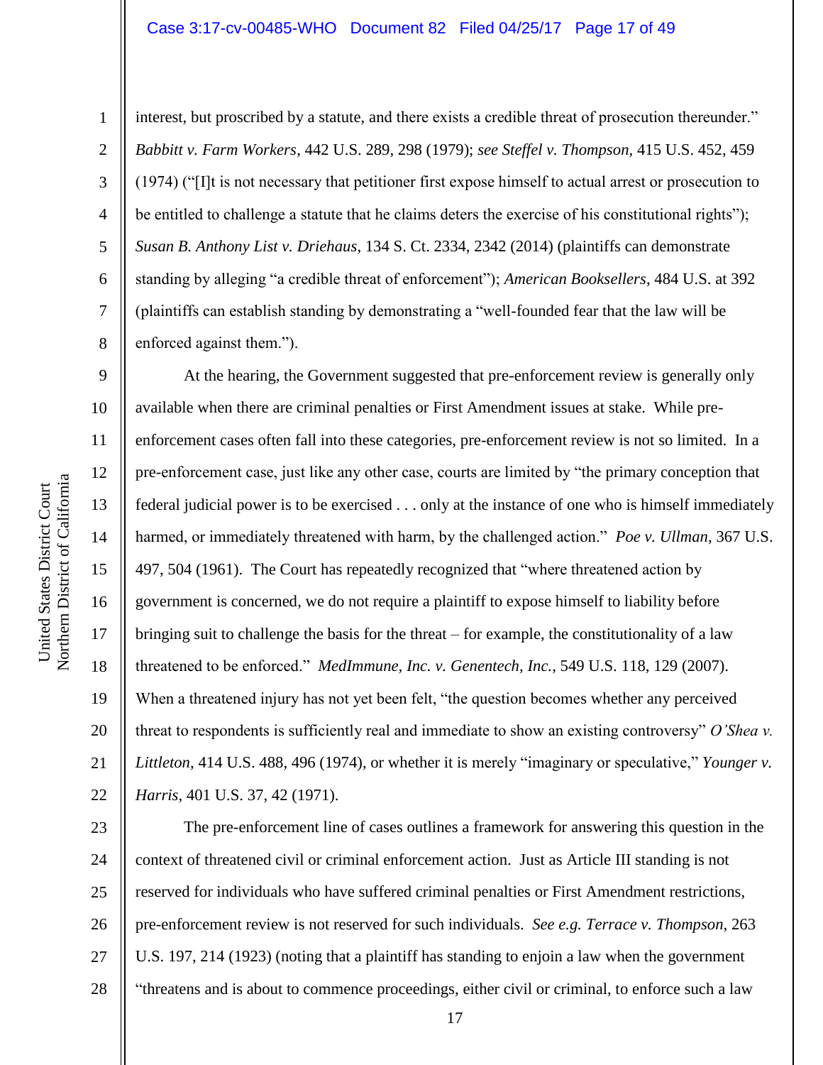interest, but proscribed by a statute, and there exists a credible threat of prosecution thereunder." *Babbitt v. Farm Workers*, 442 U.S. 289, 298 (1979); *see Steffel v. Thompson*, 415 U.S. 452, 459 (1974) ("[I]t is not necessary that petitioner first expose himself to actual arrest or prosecution to be entitled to challenge a statute that he claims deters the exercise of his constitutional rights"); *Susan B. Anthony List v. Driehaus*, 134 S. Ct. 2334, 2342 (2014) (plaintiffs can demonstrate standing by alleging "a credible threat of enforcement"); *American Booksellers*, 484 U.S. at 392 (plaintiffs can establish standing by demonstrating a "well-founded fear that the law will be enforced against them.").

At the hearing, the Government suggested that pre-enforcement review is generally only available when there are criminal penalties or First Amendment issues at stake. While pre-enforcement cases often fall into these categories, pre-enforcement review is not so limited. In a pre-enforcement case, just like any other case, courts are limited by "the primary conception that federal judicial power is to be exercised . . . only at the instance of one who is himself immediately harmed, or immediately threatened with harm, by the challenged action." *Poe v. Ullman*, 367 U.S. 497, 504 (1961). The Court has repeatedly recognized that "where threatened action by government is concerned, we do not require a plaintiff to expose himself to liability before bringing suit to challenge the basis for the threat – for example, the constitutionality of a law threatened to be enforced." *MedImmune, Inc. v. Genentech, Inc.*, 549 U.S. 118, 129 (2007). When a threatened injury has not yet been felt, "the question becomes whether any perceived threat to respondents is sufficiently real and immediate to show an existing controversy" *O'Shea v. Littleton*, 414 U.S. 488, 496 (1974), or whether it is merely "imaginary or speculative," *Younger v. Harris*, 401 U.S. 37, 42 (1971).

The pre-enforcement line of cases outlines a framework for answering this question in the context of threatened civil or criminal enforcement action. Just as Article III standing is not reserved for individuals who have suffered criminal penalties or First Amendment restrictions, pre-enforcement review is not reserved for such individuals. *See e.g. Terrace v. Thompson*, 263 U.S. 197, 214 (1923) (noting that a plaintiff has standing to enjoin a law when the government "threatens and is about to commence proceedings, either civil or criminal, to enforce such a law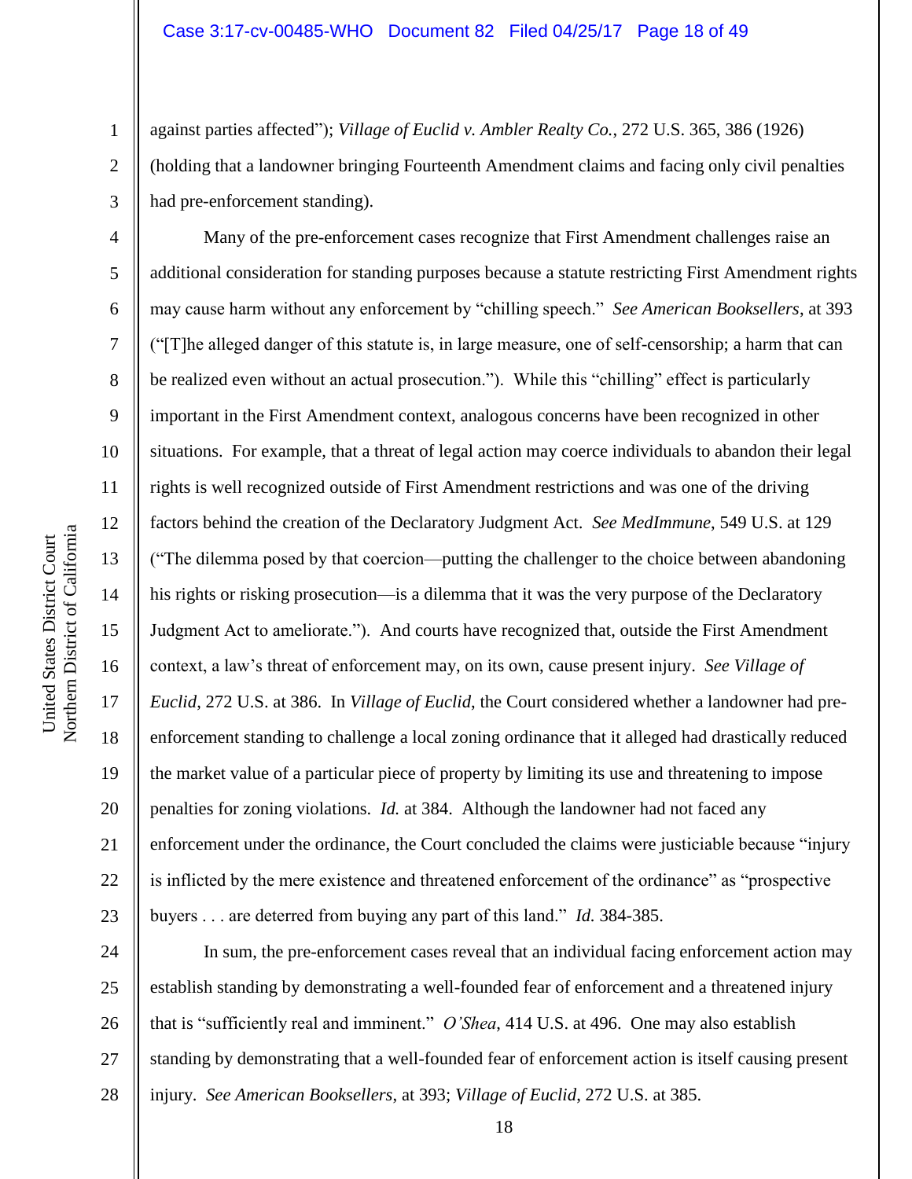against parties affected"); *Village of Euclid v. Ambler Realty Co.*, 272 U.S. 365, 386 (1926) (holding that a landowner bringing Fourteenth Amendment claims and facing only civil penalties had pre-enforcement standing).

Many of the pre-enforcement cases recognize that First Amendment challenges raise an additional consideration for standing purposes because a statute restricting First Amendment rights may cause harm without any enforcement by "chilling speech." *See American Booksellers*, at 393 ("[T]he alleged danger of this statute is, in large measure, one of self-censorship; a harm that can be realized even without an actual prosecution."). While this "chilling" effect is particularly important in the First Amendment context, analogous concerns have been recognized in other situations. For example, that a threat of legal action may coerce individuals to abandon their legal rights is well recognized outside of First Amendment restrictions and was one of the driving factors behind the creation of the Declaratory Judgment Act. *See MedImmune*, 549 U.S. at 129 ("The dilemma posed by that coercion—putting the challenger to the choice between abandoning his rights or risking prosecution—is a dilemma that it was the very purpose of the Declaratory Judgment Act to ameliorate."). And courts have recognized that, outside the First Amendment context, a law's threat of enforcement may, on its own, cause present injury. *See Village of Euclid*, 272 U.S. at 386. In *Village of Euclid*, the Court considered whether a landowner had pre-enforcement standing to challenge a local zoning ordinance that it alleged had drastically reduced the market value of a particular piece of property by limiting its use and threatening to impose penalties for zoning violations. *Id.* at 384. Although the landowner had not faced any enforcement under the ordinance, the Court concluded the claims were justiciable because "injury is inflicted by the mere existence and threatened enforcement of the ordinance" as "prospective buyers . . . are deterred from buying any part of this land." *Id.* 384-385.

In sum, the pre-enforcement cases reveal that an individual facing enforcement action may establish standing by demonstrating a well-founded fear of enforcement and a threatened injury that is "sufficiently real and imminent." *O'Shea*, 414 U.S. at 496. One may also establish standing by demonstrating that a well-founded fear of enforcement action is itself causing present injury. *See American Booksellers*, at 393; *Village of Euclid*, 272 U.S. at 385.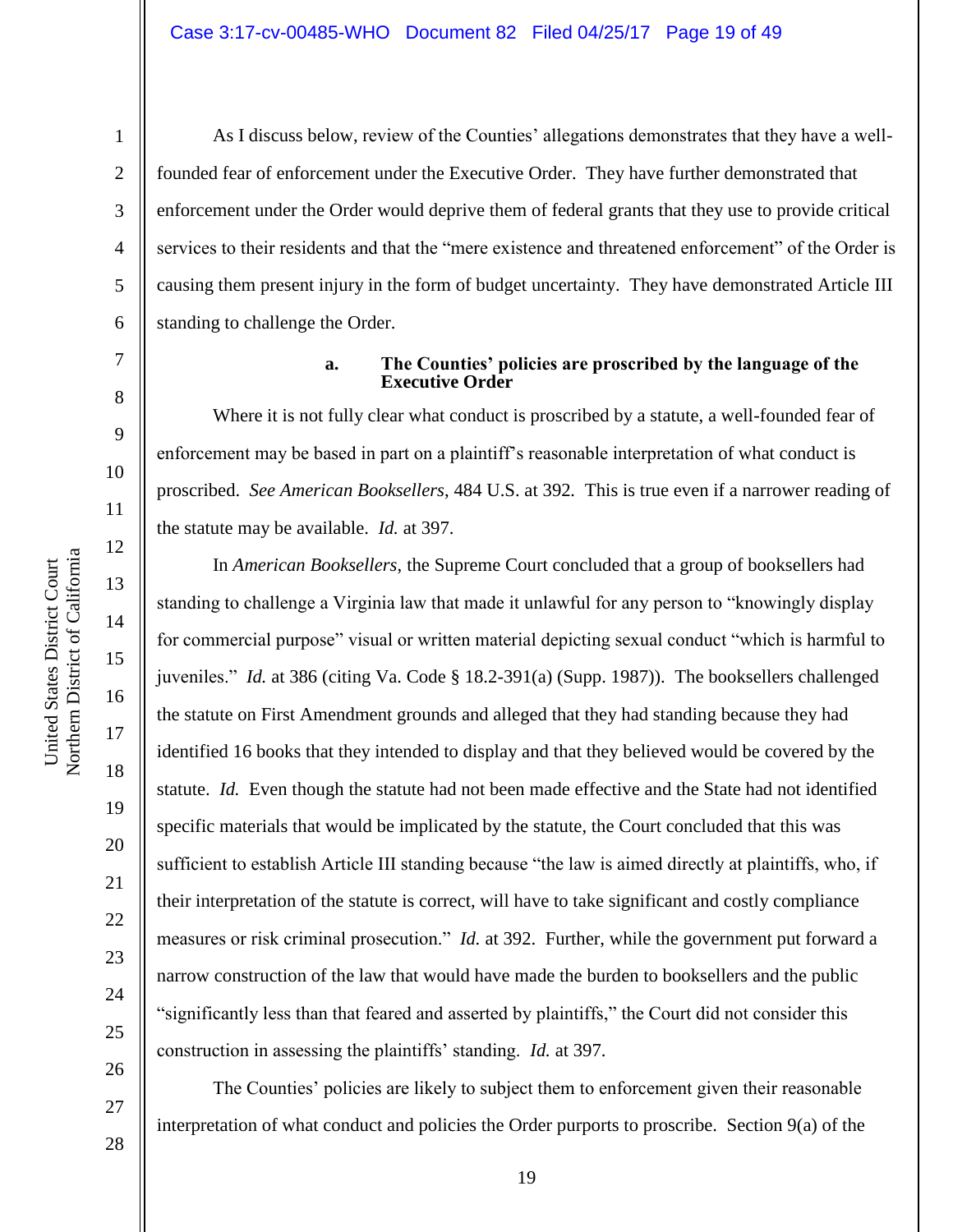As I discuss below, review of the Counties' allegations demonstrates that they have a well-founded fear of enforcement under the Executive Order. They have further demonstrated that enforcement under the Order would deprive them of federal grants that they use to provide critical services to their residents and that the "mere existence and threatened enforcement" of the Order is causing them present injury in the form of budget uncertainty. They have demonstrated Article III standing to challenge the Order.

**a. The Counties' policies are proscribed by the language of the Executive Order**

Where it is not fully clear what conduct is proscribed by a statute, a well-founded fear of enforcement may be based in part on a plaintiff's reasonable interpretation of what conduct is proscribed. *See American Booksellers*, 484 U.S. at 392. This is true even if a narrower reading of the statute may be available. *Id.* at 397.

In *American Booksellers*, the Supreme Court concluded that a group of booksellers had standing to challenge a Virginia law that made it unlawful for any person to "knowingly display for commercial purpose" visual or written material depicting sexual conduct "which is harmful to juveniles." *Id.* at 386 (citing Va. Code § 18.2-391(a) (Supp. 1987)). The booksellers challenged the statute on First Amendment grounds and alleged that they had standing because they had identified 16 books that they intended to display and that they believed would be covered by the statute. *Id.* Even though the statute had not been made effective and the State had not identified specific materials that would be implicated by the statute, the Court concluded that this was sufficient to establish Article III standing because "the law is aimed directly at plaintiffs, who, if their interpretation of the statute is correct, will have to take significant and costly compliance measures or risk criminal prosecution." *Id.* at 392. Further, while the government put forward a narrow construction of the law that would have made the burden to booksellers and the public "significantly less than that feared and asserted by plaintiffs," the Court did not consider this construction in assessing the plaintiffs' standing. *Id.* at 397.

The Counties' policies are likely to subject them to enforcement given their reasonable interpretation of what conduct and policies the Order purports to proscribe. Section 9(a) of the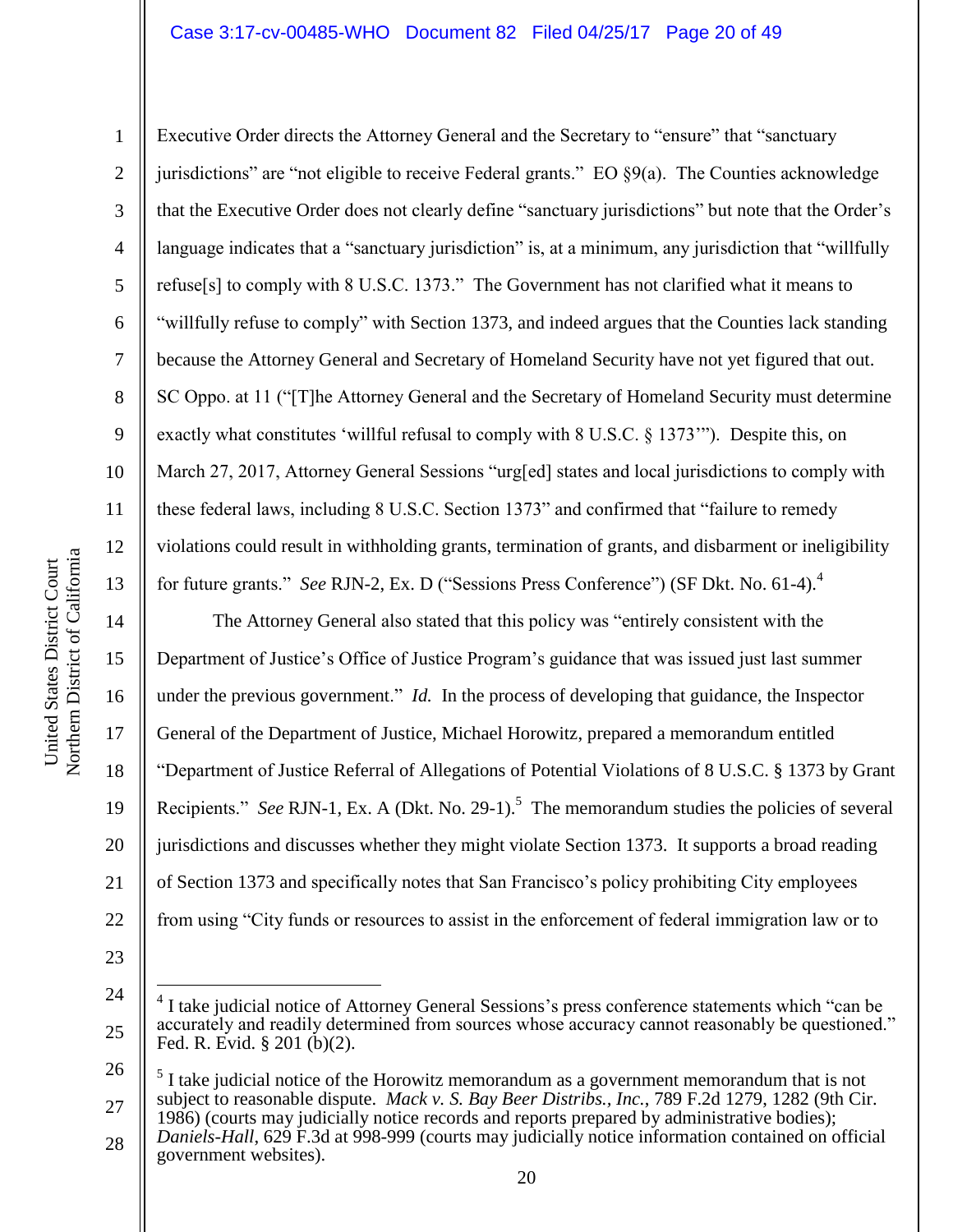Executive Order directs the Attorney General and the Secretary to "ensure" that "sanctuary jurisdictions" are "not eligible to receive Federal grants." EO §9(a). The Counties acknowledge that the Executive Order does not clearly define "sanctuary jurisdictions" but note that the Order's language indicates that a "sanctuary jurisdiction" is, at a minimum, any jurisdiction that "willfully refuse[s] to comply with 8 U.S.C. 1373." The Government has not clarified what it means to "willfully refuse to comply" with Section 1373, and indeed argues that the Counties lack standing because the Attorney General and Secretary of Homeland Security have not yet figured that out. SC Oppo. at 11 ("[T]he Attorney General and the Secretary of Homeland Security must determine exactly what constitutes 'willful refusal to comply with 8 U.S.C. § 1373'"). Despite this, on March 27, 2017, Attorney General Sessions "urg[ed] states and local jurisdictions to comply with these federal laws, including 8 U.S.C. Section 1373" and confirmed that "failure to remedy violations could result in withholding grants, termination of grants, and disbarment or ineligibility for future grants." *See* RJN-2, Ex. D ("Sessions Press Conference") (SF Dkt. No. 61-4).[4]

The Attorney General also stated that this policy was "entirely consistent with the Department of Justice's Office of Justice Program's guidance that was issued just last summer under the previous government." *Id.* In the process of developing that guidance, the Inspector General of the Department of Justice, Michael Horowitz, prepared a memorandum entitled "Department of Justice Referral of Allegations of Potential Violations of 8 U.S.C. § 1373 by Grant Recipients." *See* RJN-1, Ex. A (Dkt. No. 29-1).[5] The memorandum studies the policies of several jurisdictions and discusses whether they might violate Section 1373. It supports a broad reading of Section 1373 and specifically notes that San Francisco's policy prohibiting City employees from using "City funds or resources to assist in the enforcement of federal immigration law or to

---

[4] I take judicial notice of Attorney General Sessions's press conference statements which "can be accurately and readily determined from sources whose accuracy cannot reasonably be questioned." Fed. R. Evid. § 201 (b)(2).

[5] I take judicial notice of the Horowitz memorandum as a government memorandum that is not subject to reasonable dispute. *Mack v. S. Bay Beer Distribs., Inc.*, 789 F.2d 1279, 1282 (9th Cir. 1986) (courts may judicially notice records and reports prepared by administrative bodies); *Daniels-Hall*, 629 F.3d at 998-999 (courts may judicially notice information contained on official government websites).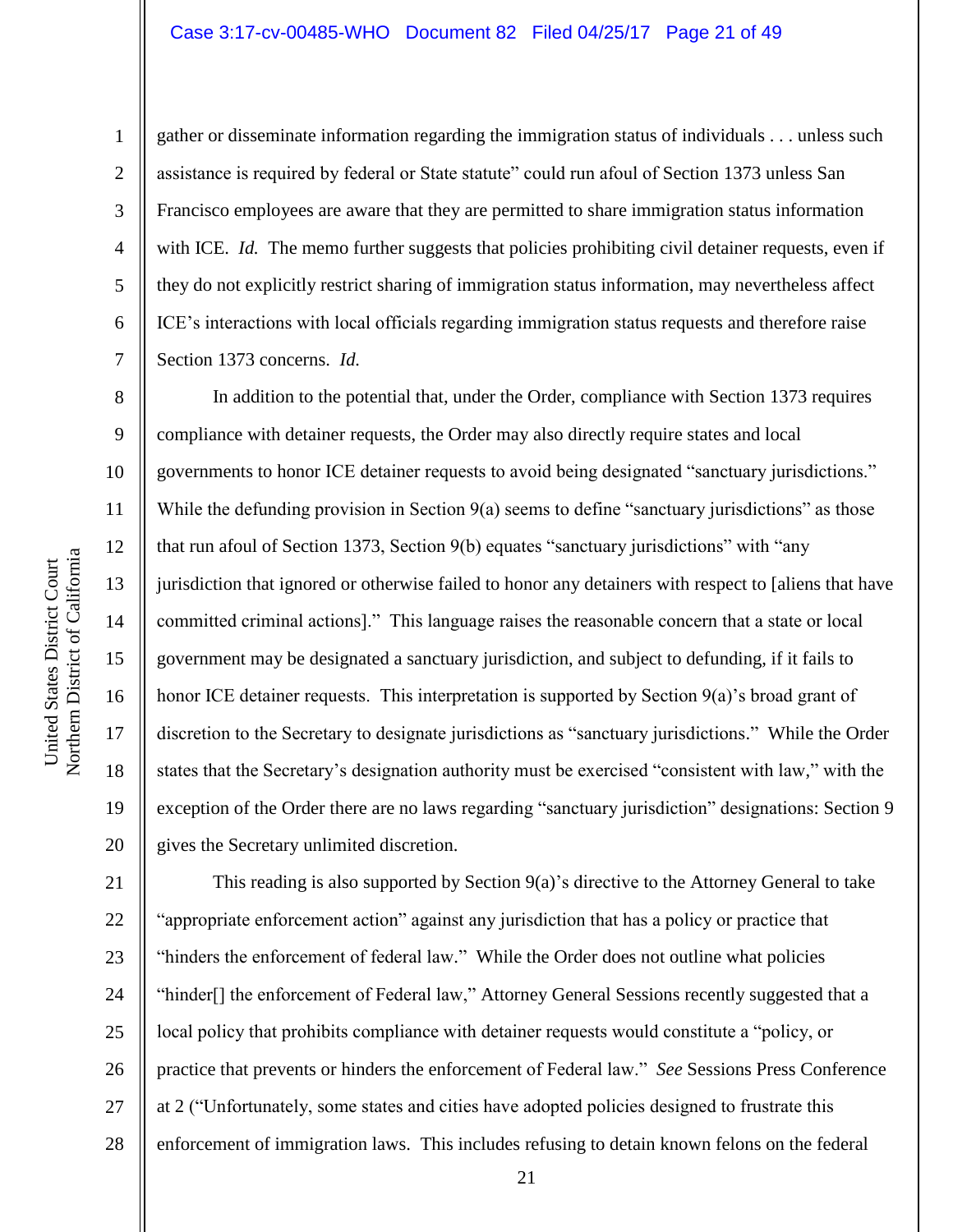gather or disseminate information regarding the immigration status of individuals . . . unless such assistance is required by federal or State statute" could run afoul of Section 1373 unless San Francisco employees are aware that they are permitted to share immigration status information with ICE. *Id.* The memo further suggests that policies prohibiting civil detainer requests, even if they do not explicitly restrict sharing of immigration status information, may nevertheless affect ICE's interactions with local officials regarding immigration status requests and therefore raise Section 1373 concerns. *Id.*

In addition to the potential that, under the Order, compliance with Section 1373 requires compliance with detainer requests, the Order may also directly require states and local governments to honor ICE detainer requests to avoid being designated "sanctuary jurisdictions." While the defunding provision in Section 9(a) seems to define "sanctuary jurisdictions" as those that run afoul of Section 1373, Section 9(b) equates "sanctuary jurisdictions" with "any jurisdiction that ignored or otherwise failed to honor any detainers with respect to [aliens that have committed criminal actions]." This language raises the reasonable concern that a state or local government may be designated a sanctuary jurisdiction, and subject to defunding, if it fails to honor ICE detainer requests. This interpretation is supported by Section 9(a)'s broad grant of discretion to the Secretary to designate jurisdictions as "sanctuary jurisdictions." While the Order states that the Secretary's designation authority must be exercised "consistent with law," with the exception of the Order there are no laws regarding "sanctuary jurisdiction" designations: Section 9 gives the Secretary unlimited discretion.

This reading is also supported by Section 9(a)'s directive to the Attorney General to take "appropriate enforcement action" against any jurisdiction that has a policy or practice that "hinders the enforcement of federal law." While the Order does not outline what policies "hinder[] the enforcement of Federal law," Attorney General Sessions recently suggested that a local policy that prohibits compliance with detainer requests would constitute a "policy, or practice that prevents or hinders the enforcement of Federal law." *See* Sessions Press Conference at 2 ("Unfortunately, some states and cities have adopted policies designed to frustrate this enforcement of immigration laws. This includes refusing to detain known felons on the federal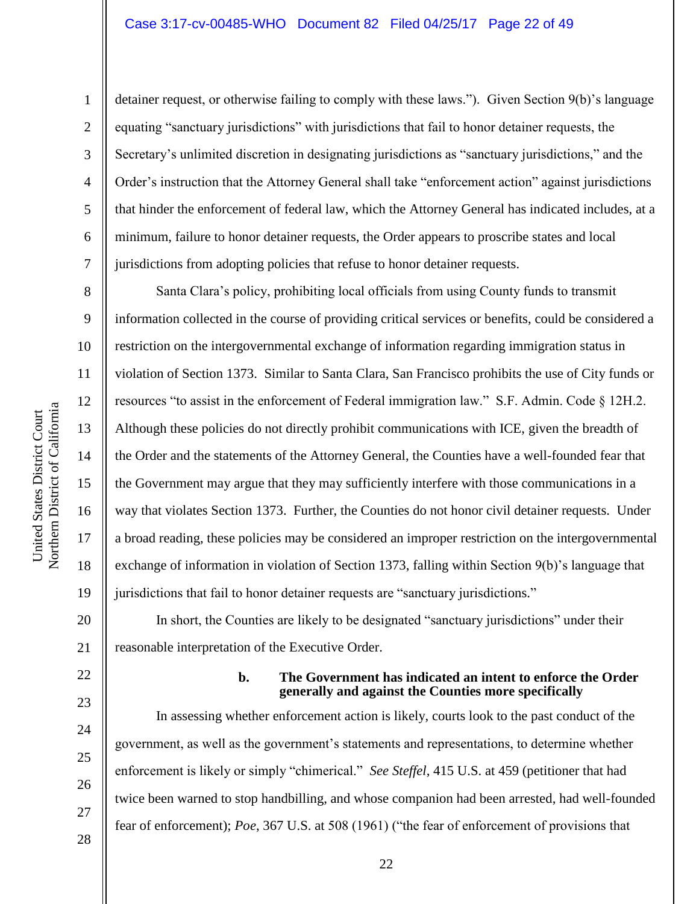detainer request, or otherwise failing to comply with these laws."). Given Section 9(b)'s language equating "sanctuary jurisdictions" with jurisdictions that fail to honor detainer requests, the Secretary's unlimited discretion in designating jurisdictions as "sanctuary jurisdictions," and the Order's instruction that the Attorney General shall take "enforcement action" against jurisdictions that hinder the enforcement of federal law, which the Attorney General has indicated includes, at a minimum, failure to honor detainer requests, the Order appears to proscribe states and local jurisdictions from adopting policies that refuse to honor detainer requests.

Santa Clara's policy, prohibiting local officials from using County funds to transmit information collected in the course of providing critical services or benefits, could be considered a restriction on the intergovernmental exchange of information regarding immigration status in violation of Section 1373. Similar to Santa Clara, San Francisco prohibits the use of City funds or resources "to assist in the enforcement of Federal immigration law." S.F. Admin. Code § 12H.2. Although these policies do not directly prohibit communications with ICE, given the breadth of the Order and the statements of the Attorney General, the Counties have a well-founded fear that the Government may argue that they may sufficiently interfere with those communications in a way that violates Section 1373. Further, the Counties do not honor civil detainer requests. Under a broad reading, these policies may be considered an improper restriction on the intergovernmental exchange of information in violation of Section 1373, falling within Section 9(b)'s language that jurisdictions that fail to honor detainer requests are "sanctuary jurisdictions."

In short, the Counties are likely to be designated "sanctuary jurisdictions" under their reasonable interpretation of the Executive Order.

**b. The Government has indicated an intent to enforce the Order generally and against the Counties more specifically**

In assessing whether enforcement action is likely, courts look to the past conduct of the government, as well as the government's statements and representations, to determine whether enforcement is likely or simply "chimerical." *See Steffel*, 415 U.S. at 459 (petitioner that had twice been warned to stop handbilling, and whose companion had been arrested, had well-founded fear of enforcement); *Poe*, 367 U.S. at 508 (1961) ("the fear of enforcement of provisions that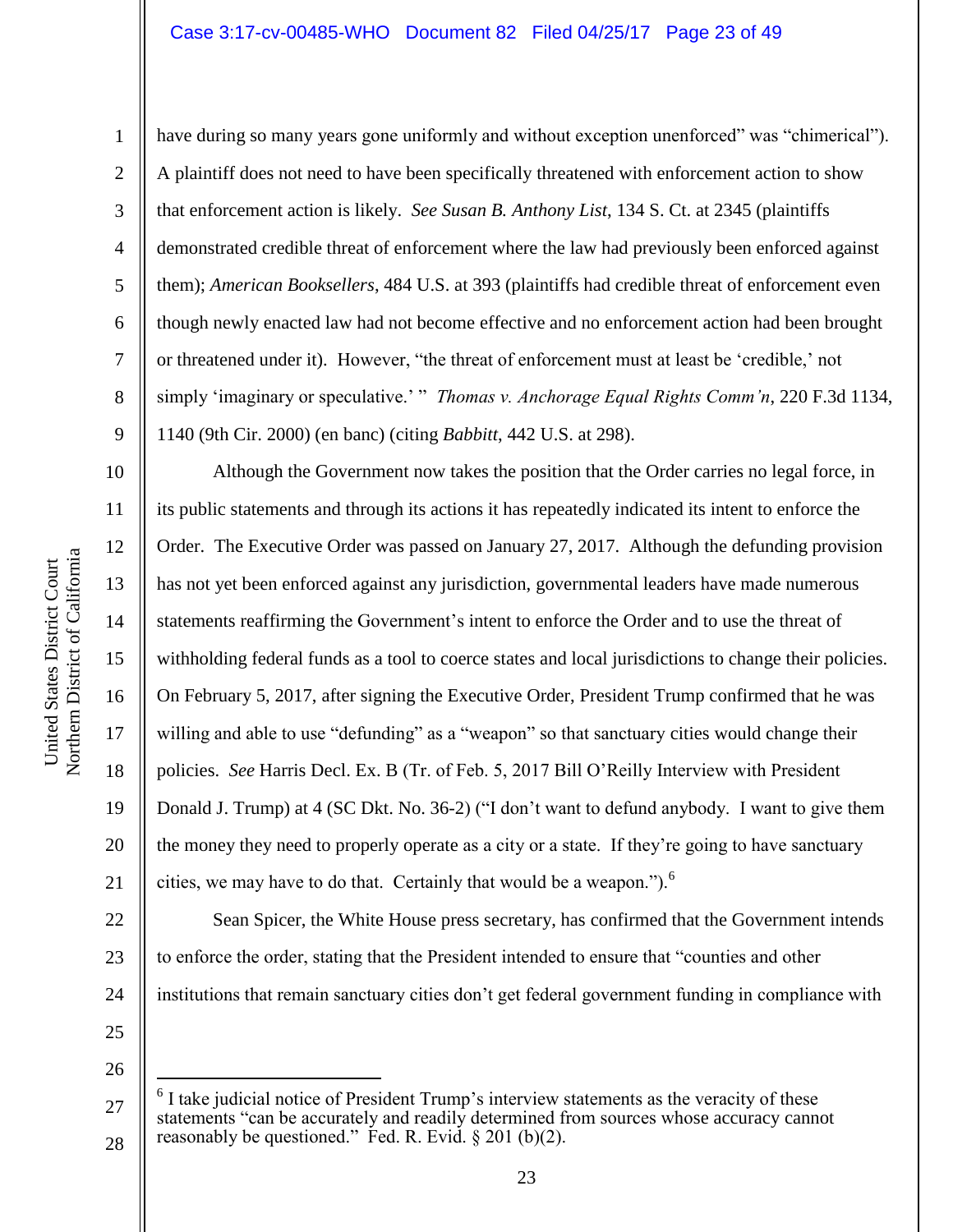have during so many years gone uniformly and without exception unenforced" was "chimerical"). A plaintiff does not need to have been specifically threatened with enforcement action to show that enforcement action is likely. *See Susan B. Anthony List*, 134 S. Ct. at 2345 (plaintiffs demonstrated credible threat of enforcement where the law had previously been enforced against them); *American Booksellers*, 484 U.S. at 393 (plaintiffs had credible threat of enforcement even though newly enacted law had not become effective and no enforcement action had been brought or threatened under it). However, "the threat of enforcement must at least be 'credible,' not simply 'imaginary or speculative.' " *Thomas v. Anchorage Equal Rights Comm'n*, 220 F.3d 1134, 1140 (9th Cir. 2000) (en banc) (citing *Babbitt*, 442 U.S. at 298).

Although the Government now takes the position that the Order carries no legal force, in its public statements and through its actions it has repeatedly indicated its intent to enforce the Order. The Executive Order was passed on January 27, 2017. Although the defunding provision has not yet been enforced against any jurisdiction, governmental leaders have made numerous statements reaffirming the Government's intent to enforce the Order and to use the threat of withholding federal funds as a tool to coerce states and local jurisdictions to change their policies. On February 5, 2017, after signing the Executive Order, President Trump confirmed that he was willing and able to use "defunding" as a "weapon" so that sanctuary cities would change their policies. *See* Harris Decl. Ex. B (Tr. of Feb. 5, 2017 Bill O'Reilly Interview with President Donald J. Trump) at 4 (SC Dkt. No. 36-2) ("I don't want to defund anybody. I want to give them the money they need to properly operate as a city or a state. If they're going to have sanctuary cities, we may have to do that. Certainly that would be a weapon.").[6]

Sean Spicer, the White House press secretary, has confirmed that the Government intends to enforce the order, stating that the President intended to ensure that "counties and other institutions that remain sanctuary cities don't get federal government funding in compliance with

[6] I take judicial notice of President Trump's interview statements as the veracity of these statements "can be accurately and readily determined from sources whose accuracy cannot reasonably be questioned." Fed. R. Evid. § 201 (b)(2).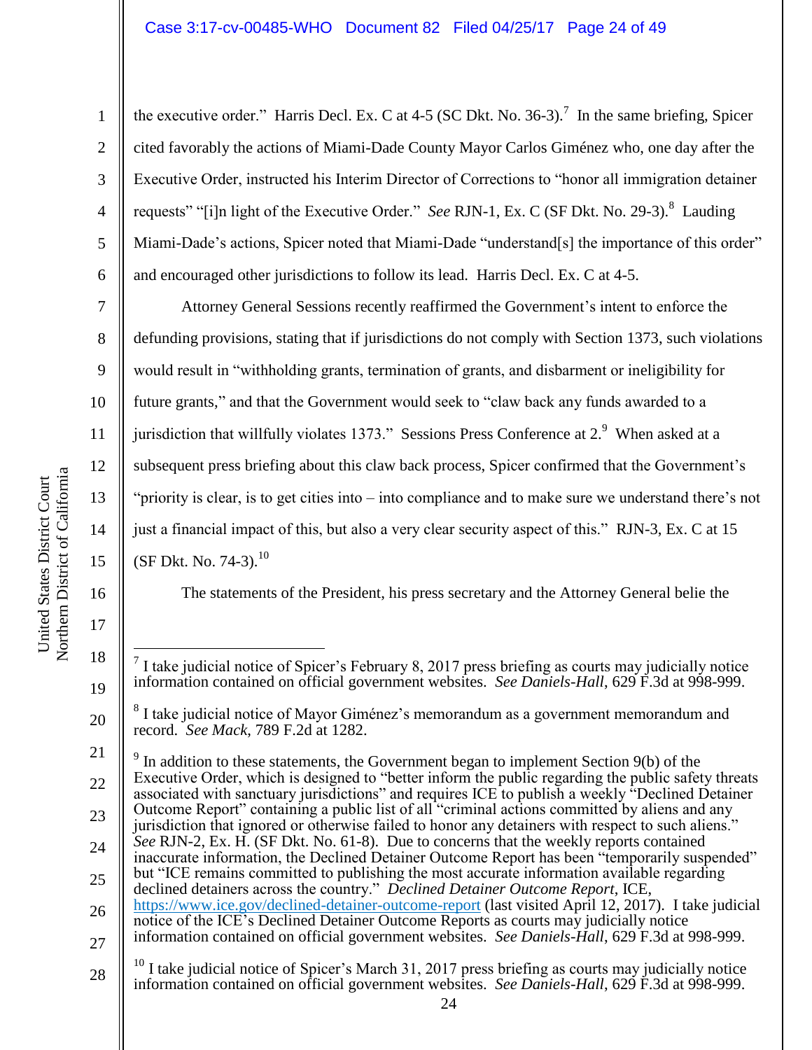the executive order." Harris Decl. Ex. C at 4-5 (SC Dkt. No. 36-3).[7] In the same briefing, Spicer cited favorably the actions of Miami-Dade County Mayor Carlos Giménez who, one day after the Executive Order, instructed his Interim Director of Corrections to "honor all immigration detainer requests" "[i]n light of the Executive Order." *See* RJN-1, Ex. C (SF Dkt. No. 29-3).[8] Lauding Miami-Dade's actions, Spicer noted that Miami-Dade "understand[s] the importance of this order" and encouraged other jurisdictions to follow its lead. Harris Decl. Ex. C at 4-5.

Attorney General Sessions recently reaffirmed the Government's intent to enforce the defunding provisions, stating that if jurisdictions do not comply with Section 1373, such violations would result in "withholding grants, termination of grants, and disbarment or ineligibility for future grants," and that the Government would seek to "claw back any funds awarded to a jurisdiction that willfully violates 1373." Sessions Press Conference at 2.[9] When asked at a subsequent press briefing about this claw back process, Spicer confirmed that the Government's "priority is clear, is to get cities into – into compliance and to make sure we understand there's not just a financial impact of this, but also a very clear security aspect of this." RJN-3, Ex. C at 15 (SF Dkt. No. 74-3).[10]

The statements of the President, his press secretary and the Attorney General belie the

---

[7] I take judicial notice of Spicer's February 8, 2017 press briefing as courts may judicially notice information contained on official government websites. *See Daniels-Hall*, 629 F.3d at 998-999.

[8] I take judicial notice of Mayor Giménez's memorandum as a government memorandum and record. *See Mack*, 789 F.2d at 1282.

[9] In addition to these statements, the Government began to implement Section 9(b) of the Executive Order, which is designed to "better inform the public regarding the public safety threats associated with sanctuary jurisdictions" and requires ICE to publish a weekly "Declined Detainer Outcome Report" containing a public list of all "criminal actions committed by aliens and any jurisdiction that ignored or otherwise failed to honor any detainers with respect to such aliens." *See* RJN-2, Ex. H. (SF Dkt. No. 61-8). Due to concerns that the weekly reports contained inaccurate information, the Declined Detainer Outcome Report has been "temporarily suspended" but "ICE remains committed to publishing the most accurate information available regarding declined detainers across the country." *Declined Detainer Outcome Report*, ICE, https://www.ice.gov/declined-detainer-outcome-report (last visited April 12, 2017). I take judicial notice of the ICE's Declined Detainer Outcome Reports as courts may judicially notice information contained on official government websites. *See Daniels-Hall*, 629 F.3d at 998-999.

[10] I take judicial notice of Spicer's March 31, 2017 press briefing as courts may judicially notice information contained on official government websites. *See Daniels-Hall*, 629 F.3d at 998-999.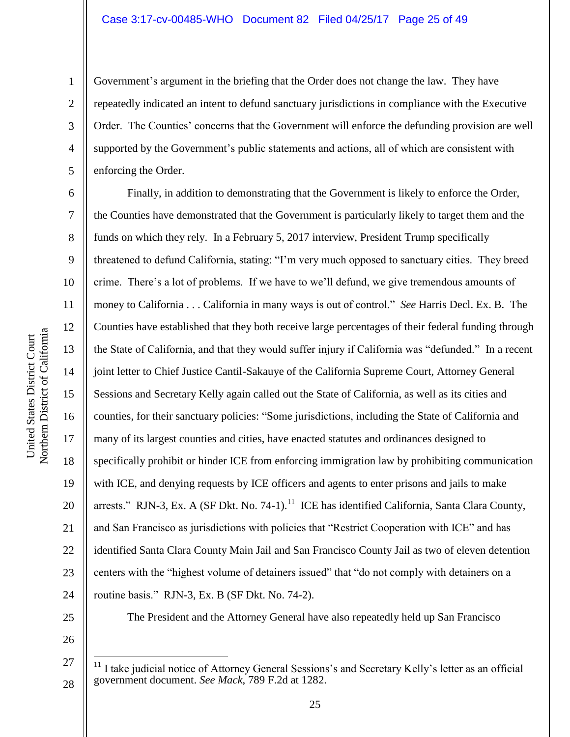Government's argument in the briefing that the Order does not change the law. They have repeatedly indicated an intent to defund sanctuary jurisdictions in compliance with the Executive Order. The Counties' concerns that the Government will enforce the defunding provision are well supported by the Government's public statements and actions, all of which are consistent with enforcing the Order.

Finally, in addition to demonstrating that the Government is likely to enforce the Order, the Counties have demonstrated that the Government is particularly likely to target them and the funds on which they rely. In a February 5, 2017 interview, President Trump specifically threatened to defund California, stating: "I'm very much opposed to sanctuary cities. They breed crime. There's a lot of problems. If we have to we'll defund, we give tremendous amounts of money to California . . . California in many ways is out of control." *See* Harris Decl. Ex. B. The Counties have established that they both receive large percentages of their federal funding through the State of California, and that they would suffer injury if California was "defunded." In a recent joint letter to Chief Justice Cantil-Sakauye of the California Supreme Court, Attorney General Sessions and Secretary Kelly again called out the State of California, as well as its cities and counties, for their sanctuary policies: "Some jurisdictions, including the State of California and many of its largest counties and cities, have enacted statutes and ordinances designed to specifically prohibit or hinder ICE from enforcing immigration law by prohibiting communication with ICE, and denying requests by ICE officers and agents to enter prisons and jails to make arrests." RJN-3, Ex. A (SF Dkt. No. 74-1).[11] ICE has identified California, Santa Clara County, and San Francisco as jurisdictions with policies that "Restrict Cooperation with ICE" and has identified Santa Clara County Main Jail and San Francisco County Jail as two of eleven detention centers with the "highest volume of detainers issued" that "do not comply with detainers on a routine basis." RJN-3, Ex. B (SF Dkt. No. 74-2).

The President and the Attorney General have also repeatedly held up San Francisco

---

[11] I take judicial notice of Attorney General Sessions's and Secretary Kelly's letter as an official government document. *See Mack*, 789 F.2d at 1282.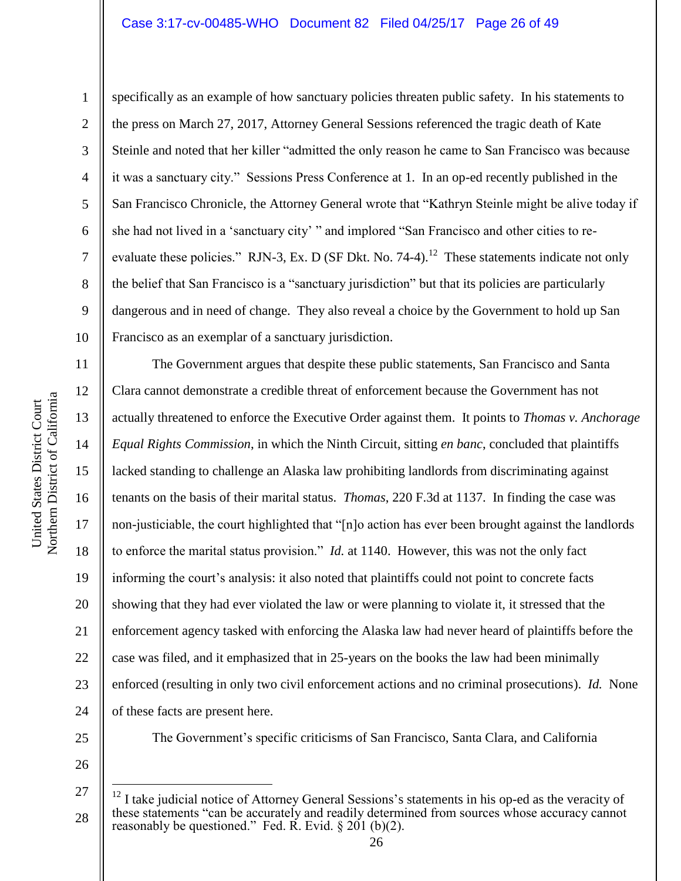specifically as an example of how sanctuary policies threaten public safety. In his statements to the press on March 27, 2017, Attorney General Sessions referenced the tragic death of Kate Steinle and noted that her killer "admitted the only reason he came to San Francisco was because it was a sanctuary city." Sessions Press Conference at 1. In an op-ed recently published in the San Francisco Chronicle, the Attorney General wrote that "Kathryn Steinle might be alive today if she had not lived in a 'sanctuary city' " and implored "San Francisco and other cities to re-evaluate these policies." RJN-3, Ex. D (SF Dkt. No. 74-4).[12] These statements indicate not only the belief that San Francisco is a "sanctuary jurisdiction" but that its policies are particularly dangerous and in need of change. They also reveal a choice by the Government to hold up San Francisco as an exemplar of a sanctuary jurisdiction.

The Government argues that despite these public statements, San Francisco and Santa Clara cannot demonstrate a credible threat of enforcement because the Government has not actually threatened to enforce the Executive Order against them. It points to *Thomas v. Anchorage Equal Rights Commission*, in which the Ninth Circuit, sitting *en banc*, concluded that plaintiffs lacked standing to challenge an Alaska law prohibiting landlords from discriminating against tenants on the basis of their marital status. *Thomas*, 220 F.3d at 1137. In finding the case was non-justiciable, the court highlighted that "[n]o action has ever been brought against the landlords to enforce the marital status provision." *Id.* at 1140. However, this was not the only fact informing the court's analysis: it also noted that plaintiffs could not point to concrete facts showing that they had ever violated the law or were planning to violate it, it stressed that the enforcement agency tasked with enforcing the Alaska law had never heard of plaintiffs before the case was filed, and it emphasized that in 25-years on the books the law had been minimally enforced (resulting in only two civil enforcement actions and no criminal prosecutions). *Id.* None of these facts are present here.

The Government's specific criticisms of San Francisco, Santa Clara, and California

---

[12] I take judicial notice of Attorney General Sessions's statements in his op-ed as the veracity of these statements "can be accurately and readily determined from sources whose accuracy cannot reasonably be questioned." Fed. R. Evid. § 201 (b)(2).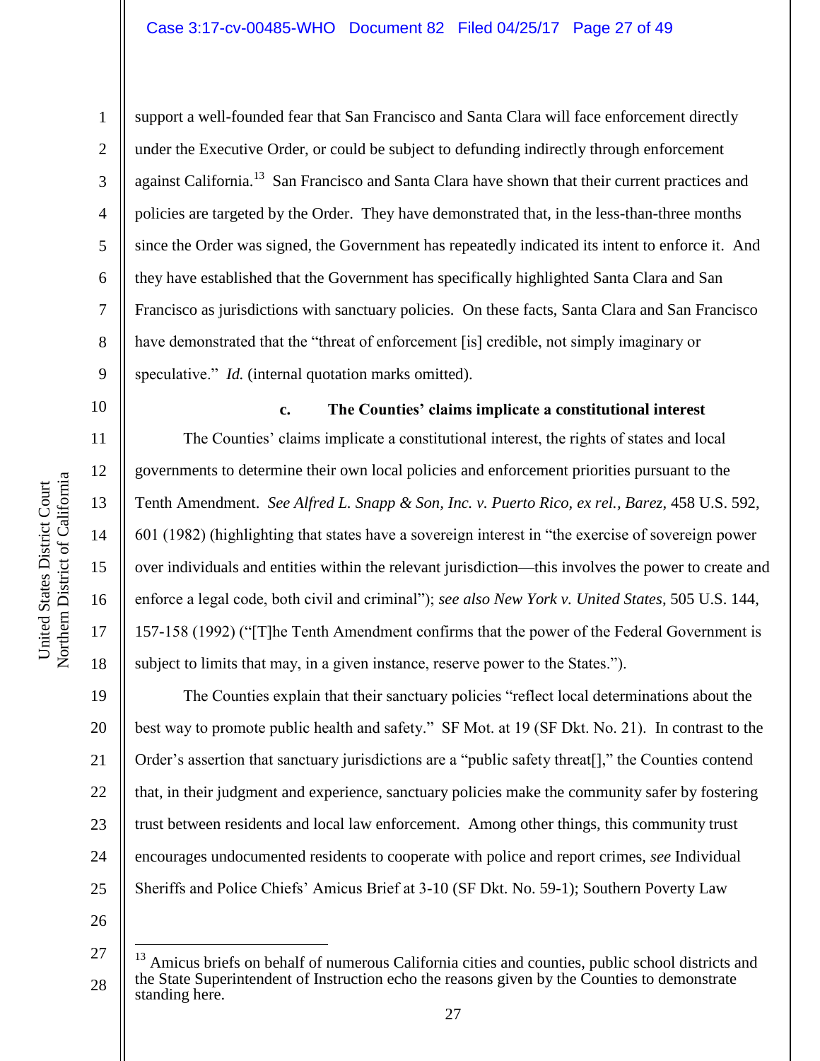support a well-founded fear that San Francisco and Santa Clara will face enforcement directly under the Executive Order, or could be subject to defunding indirectly through enforcement against California.[13] San Francisco and Santa Clara have shown that their current practices and policies are targeted by the Order. They have demonstrated that, in the less-than-three months since the Order was signed, the Government has repeatedly indicated its intent to enforce it. And they have established that the Government has specifically highlighted Santa Clara and San Francisco as jurisdictions with sanctuary policies. On these facts, Santa Clara and San Francisco have demonstrated that the "threat of enforcement [is] credible, not simply imaginary or speculative." *Id.* (internal quotation marks omitted).

#### c. The Counties' claims implicate a constitutional interest

The Counties' claims implicate a constitutional interest, the rights of states and local governments to determine their own local policies and enforcement priorities pursuant to the Tenth Amendment. *See Alfred L. Snapp & Son, Inc. v. Puerto Rico, ex rel., Barez*, 458 U.S. 592, 601 (1982) (highlighting that states have a sovereign interest in "the exercise of sovereign power over individuals and entities within the relevant jurisdiction—this involves the power to create and enforce a legal code, both civil and criminal"); *see also New York v. United States*, 505 U.S. 144, 157-158 (1992) ("[T]he Tenth Amendment confirms that the power of the Federal Government is subject to limits that may, in a given instance, reserve power to the States.").

The Counties explain that their sanctuary policies "reflect local determinations about the best way to promote public health and safety." SF Mot. at 19 (SF Dkt. No. 21). In contrast to the Order's assertion that sanctuary jurisdictions are a "public safety threat[]," the Counties contend that, in their judgment and experience, sanctuary policies make the community safer by fostering trust between residents and local law enforcement. Among other things, this community trust encourages undocumented residents to cooperate with police and report crimes, *see* Individual Sheriffs and Police Chiefs' Amicus Brief at 3-10 (SF Dkt. No. 59-1); Southern Poverty Law

---

[13] Amicus briefs on behalf of numerous California cities and counties, public school districts and the State Superintendent of Instruction echo the reasons given by the Counties to demonstrate standing here.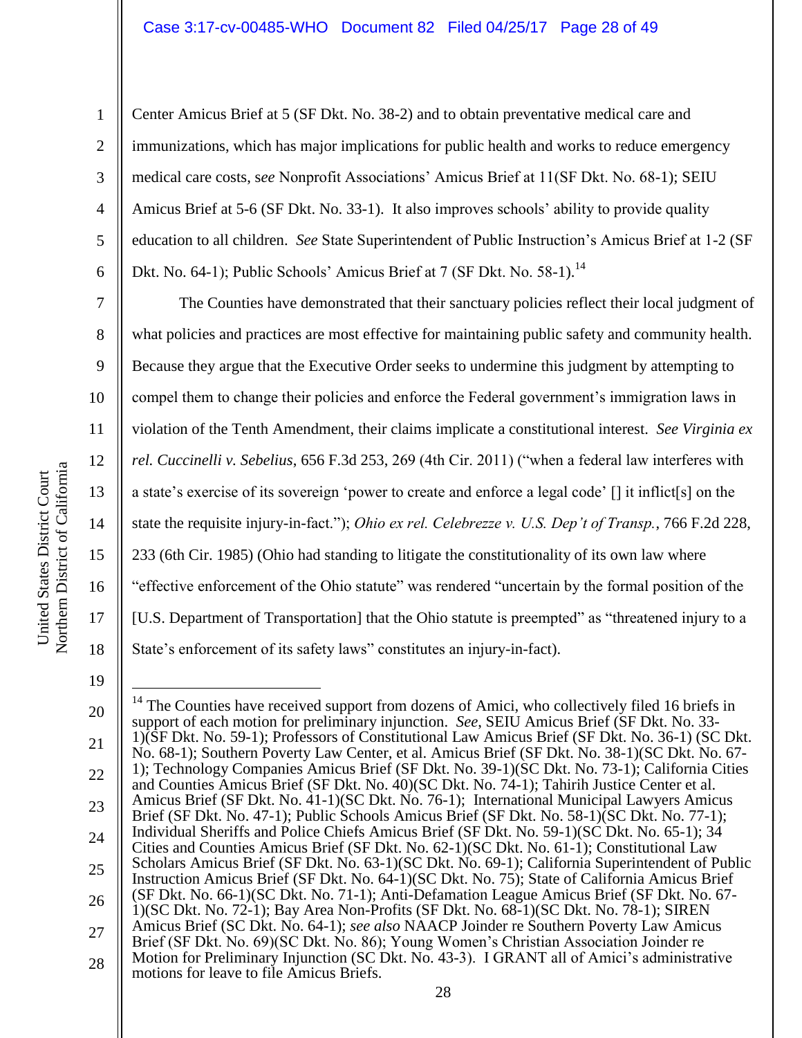Center Amicus Brief at 5 (SF Dkt. No. 38-2) and to obtain preventative medical care and immunizations, which has major implications for public health and works to reduce emergency medical care costs, s*ee* Nonprofit Associations' Amicus Brief at 11(SF Dkt. No. 68-1); SEIU Amicus Brief at 5-6 (SF Dkt. No. 33-1). It also improves schools' ability to provide quality education to all children. *See* State Superintendent of Public Instruction's Amicus Brief at 1-2 (SF Dkt. No. 64-1); Public Schools' Amicus Brief at 7 (SF Dkt. No. 58-1).[14]

The Counties have demonstrated that their sanctuary policies reflect their local judgment of what policies and practices are most effective for maintaining public safety and community health. Because they argue that the Executive Order seeks to undermine this judgment by attempting to compel them to change their policies and enforce the Federal government's immigration laws in violation of the Tenth Amendment, their claims implicate a constitutional interest. *See Virginia ex rel. Cuccinelli v. Sebelius*, 656 F.3d 253, 269 (4th Cir. 2011) ("when a federal law interferes with a state's exercise of its sovereign 'power to create and enforce a legal code' [] it inflict[s] on the state the requisite injury-in-fact."); *Ohio ex rel. Celebrezze v. U.S. Dep't of Transp.*, 766 F.2d 228, 233 (6th Cir. 1985) (Ohio had standing to litigate the constitutionality of its own law where "effective enforcement of the Ohio statute" was rendered "uncertain by the formal position of the [U.S. Department of Transportation] that the Ohio statute is preempted" as "threatened injury to a State's enforcement of its safety laws" constitutes an injury-in-fact).

---

[14] The Counties have received support from dozens of Amici, who collectively filed 16 briefs in support of each motion for preliminary injunction. *See*, SEIU Amicus Brief (SF Dkt. No. 33-1)(SF Dkt. No. 59-1); Professors of Constitutional Law Amicus Brief (SF Dkt. No. 36-1) (SC Dkt. No. 68-1); Southern Poverty Law Center, et al. Amicus Brief (SF Dkt. No. 38-1)(SC Dkt. No. 67-1); Technology Companies Amicus Brief (SF Dkt. No. 39-1)(SC Dkt. No. 73-1); California Cities and Counties Amicus Brief (SF Dkt. No. 40)(SC Dkt. No. 74-1); Tahirih Justice Center et al. Amicus Brief (SF Dkt. No. 41-1)(SC Dkt. No. 76-1); International Municipal Lawyers Amicus Brief (SF Dkt. No. 47-1); Public Schools Amicus Brief (SF Dkt. No. 58-1)(SC Dkt. No. 77-1); Individual Sheriffs and Police Chiefs Amicus Brief (SF Dkt. No. 59-1)(SC Dkt. No. 65-1); 34 Cities and Counties Amicus Brief (SF Dkt. No. 62-1)(SC Dkt. No. 61-1); Constitutional Law Scholars Amicus Brief (SF Dkt. No. 63-1)(SC Dkt. No. 69-1); California Superintendent of Public Instruction Amicus Brief (SF Dkt. No. 64-1)(SC Dkt. No. 75); State of California Amicus Brief (SF Dkt. No. 66-1)(SC Dkt. No. 71-1); Anti-Defamation League Amicus Brief (SF Dkt. No. 67-1)(SC Dkt. No. 72-1); Bay Area Non-Profits (SF Dkt. No. 68-1)(SC Dkt. No. 78-1); SIREN Amicus Brief (SC Dkt. No. 64-1); *see also* NAACP Joinder re Southern Poverty Law Amicus Brief (SF Dkt. No. 69)(SC Dkt. No. 86); Young Women's Christian Association Joinder re Motion for Preliminary Injunction (SC Dkt. No. 43-3). I GRANT all of Amici's administrative motions for leave to file Amicus Briefs.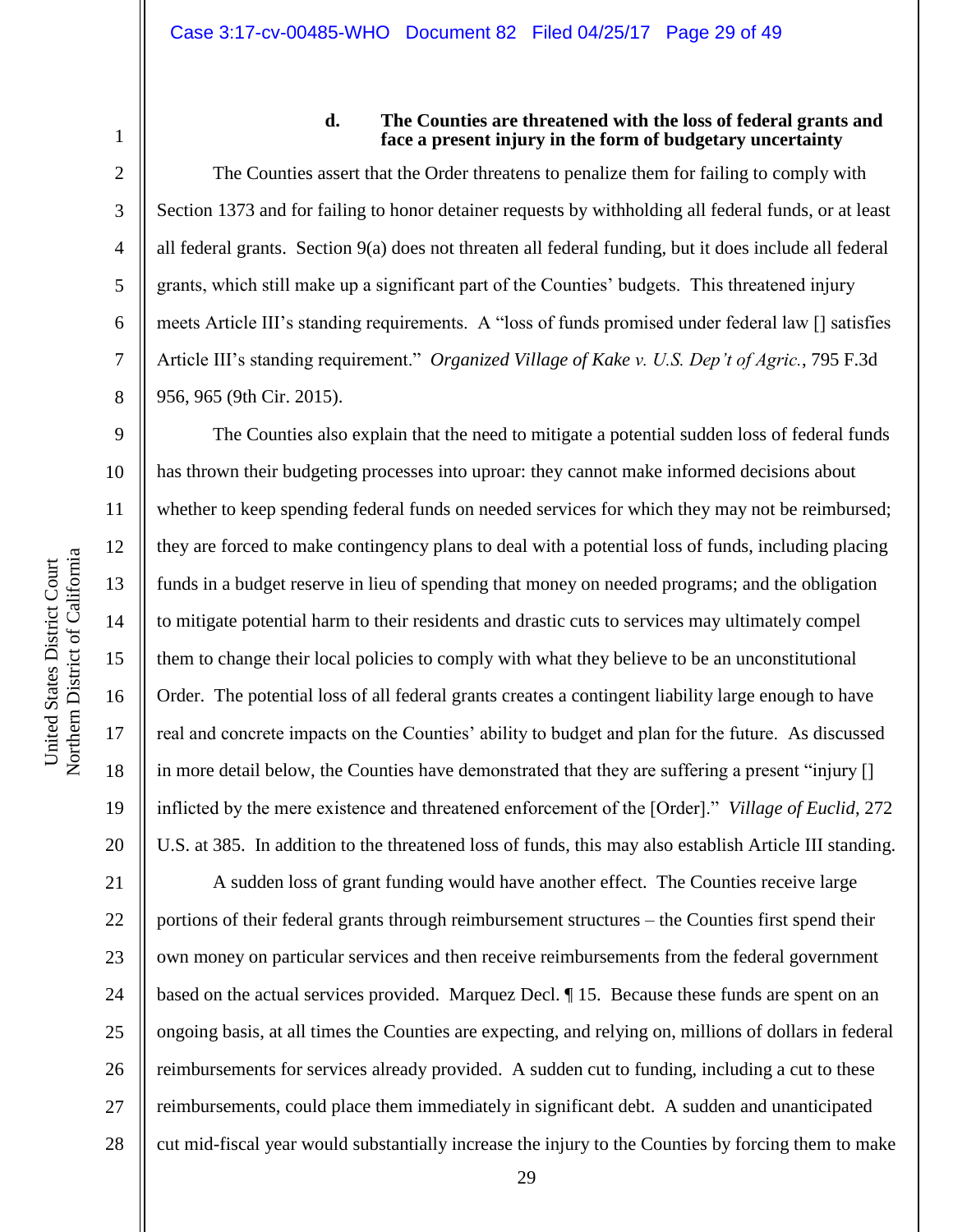#### d. The Counties are threatened with the loss of federal grants and face a present injury in the form of budgetary uncertainty

The Counties assert that the Order threatens to penalize them for failing to comply with Section 1373 and for failing to honor detainer requests by withholding all federal funds, or at least all federal grants. Section 9(a) does not threaten all federal funding, but it does include all federal grants, which still make up a significant part of the Counties' budgets. This threatened injury meets Article III's standing requirements. A "loss of funds promised under federal law [] satisfies Article III's standing requirement." *Organized Village of Kake v. U.S. Dep't of Agric.*, 795 F.3d 956, 965 (9th Cir. 2015).

The Counties also explain that the need to mitigate a potential sudden loss of federal funds has thrown their budgeting processes into uproar: they cannot make informed decisions about whether to keep spending federal funds on needed services for which they may not be reimbursed; they are forced to make contingency plans to deal with a potential loss of funds, including placing funds in a budget reserve in lieu of spending that money on needed programs; and the obligation to mitigate potential harm to their residents and drastic cuts to services may ultimately compel them to change their local policies to comply with what they believe to be an unconstitutional Order. The potential loss of all federal grants creates a contingent liability large enough to have real and concrete impacts on the Counties' ability to budget and plan for the future. As discussed in more detail below, the Counties have demonstrated that they are suffering a present "injury [] inflicted by the mere existence and threatened enforcement of the [Order]." *Village of Euclid*, 272 U.S. at 385. In addition to the threatened loss of funds, this may also establish Article III standing.

A sudden loss of grant funding would have another effect. The Counties receive large portions of their federal grants through reimbursement structures – the Counties first spend their own money on particular services and then receive reimbursements from the federal government based on the actual services provided. Marquez Decl. ¶ 15. Because these funds are spent on an ongoing basis, at all times the Counties are expecting, and relying on, millions of dollars in federal reimbursements for services already provided. A sudden cut to funding, including a cut to these reimbursements, could place them immediately in significant debt. A sudden and unanticipated cut mid-fiscal year would substantially increase the injury to the Counties by forcing them to make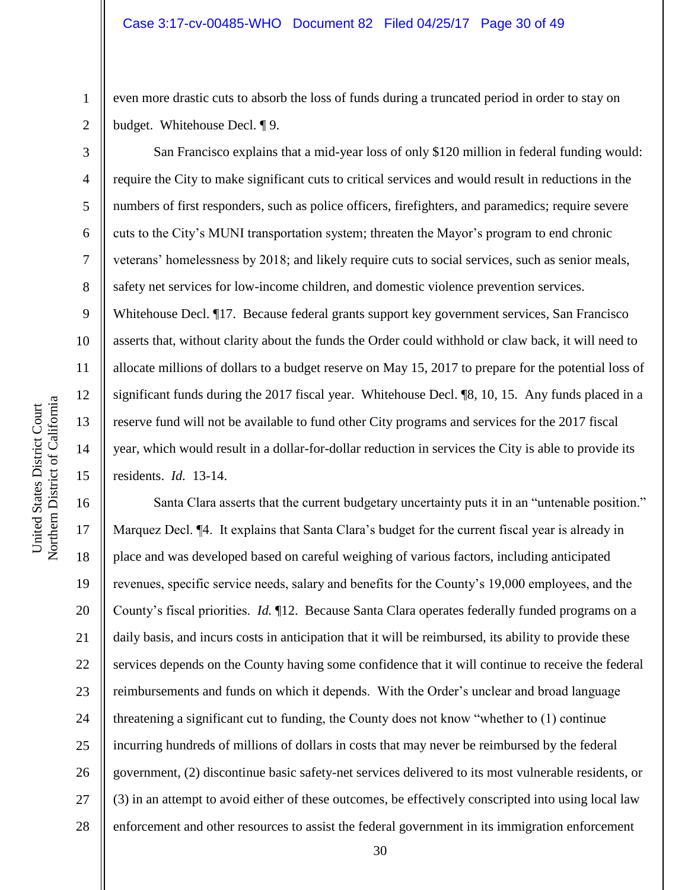even more drastic cuts to absorb the loss of funds during a truncated period in order to stay on budget. Whitehouse Decl. ¶ 9.

San Francisco explains that a mid-year loss of only $120 million in federal funding would: require the City to make significant cuts to critical services and would result in reductions in the numbers of first responders, such as police officers, firefighters, and paramedics; require severe cuts to the City's MUNI transportation system; threaten the Mayor's program to end chronic veterans' homelessness by 2018; and likely require cuts to social services, such as senior meals, safety net services for low-income children, and domestic violence prevention services. Whitehouse Decl. ¶17. Because federal grants support key government services, San Francisco asserts that, without clarity about the funds the Order could withhold or claw back, it will need to allocate millions of dollars to a budget reserve on May 15, 2017 to prepare for the potential loss of significant funds during the 2017 fiscal year. Whitehouse Decl. ¶8, 10, 15. Any funds placed in a reserve fund will not be available to fund other City programs and services for the 2017 fiscal year, which would result in a dollar-for-dollar reduction in services the City is able to provide its residents. *Id.* 13-14.

Santa Clara asserts that the current budgetary uncertainty puts it in an "untenable position." Marquez Decl. ¶4. It explains that Santa Clara's budget for the current fiscal year is already in place and was developed based on careful weighing of various factors, including anticipated revenues, specific service needs, salary and benefits for the County's 19,000 employees, and the County's fiscal priorities. *Id.* ¶12. Because Santa Clara operates federally funded programs on a daily basis, and incurs costs in anticipation that it will be reimbursed, its ability to provide these services depends on the County having some confidence that it will continue to receive the federal reimbursements and funds on which it depends. With the Order's unclear and broad language threatening a significant cut to funding, the County does not know "whether to (1) continue incurring hundreds of millions of dollars in costs that may never be reimbursed by the federal government, (2) discontinue basic safety-net services delivered to its most vulnerable residents, or (3) in an attempt to avoid either of these outcomes, be effectively conscripted into using local law enforcement and other resources to assist the federal government in its immigration enforcement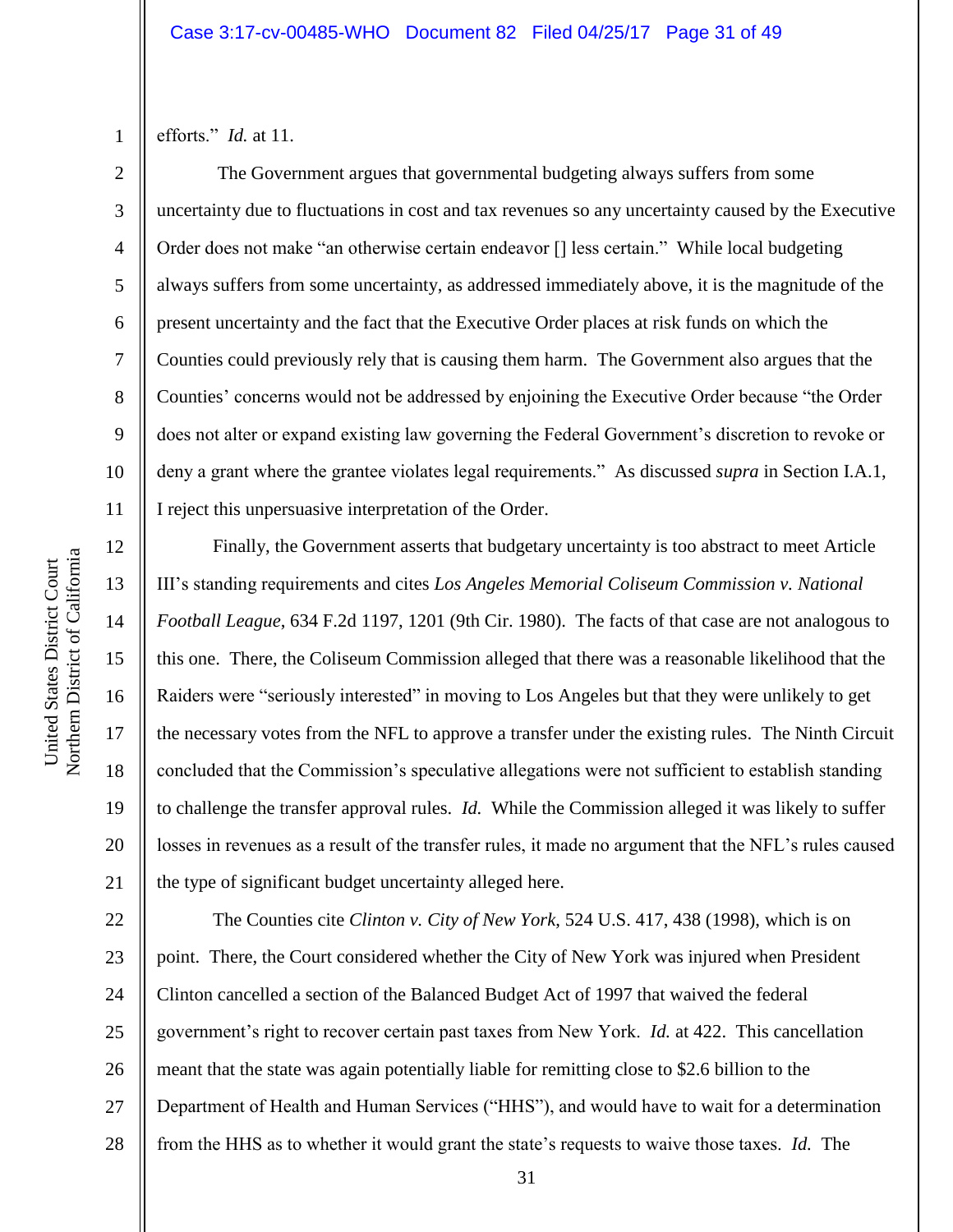efforts." *Id.* at 11.

The Government argues that governmental budgeting always suffers from some uncertainty due to fluctuations in cost and tax revenues so any uncertainty caused by the Executive Order does not make "an otherwise certain endeavor [] less certain." While local budgeting always suffers from some uncertainty, as addressed immediately above, it is the magnitude of the present uncertainty and the fact that the Executive Order places at risk funds on which the Counties could previously rely that is causing them harm. The Government also argues that the Counties' concerns would not be addressed by enjoining the Executive Order because "the Order does not alter or expand existing law governing the Federal Government's discretion to revoke or deny a grant where the grantee violates legal requirements." As discussed *supra* in Section I.A.1, I reject this unpersuasive interpretation of the Order.

Finally, the Government asserts that budgetary uncertainty is too abstract to meet Article III's standing requirements and cites *Los Angeles Memorial Coliseum Commission v. National Football League*, 634 F.2d 1197, 1201 (9th Cir. 1980). The facts of that case are not analogous to this one. There, the Coliseum Commission alleged that there was a reasonable likelihood that the Raiders were "seriously interested" in moving to Los Angeles but that they were unlikely to get the necessary votes from the NFL to approve a transfer under the existing rules. The Ninth Circuit concluded that the Commission's speculative allegations were not sufficient to establish standing to challenge the transfer approval rules. *Id.* While the Commission alleged it was likely to suffer losses in revenues as a result of the transfer rules, it made no argument that the NFL's rules caused the type of significant budget uncertainty alleged here.

The Counties cite *Clinton v. City of New York*, 524 U.S. 417, 438 (1998), which is on point. There, the Court considered whether the City of New York was injured when President Clinton cancelled a section of the Balanced Budget Act of 1997 that waived the federal government's right to recover certain past taxes from New York. *Id.* at 422. This cancellation meant that the state was again potentially liable for remitting close to $2.6 billion to the Department of Health and Human Services ("HHS"), and would have to wait for a determination from the HHS as to whether it would grant the state's requests to waive those taxes. *Id.* The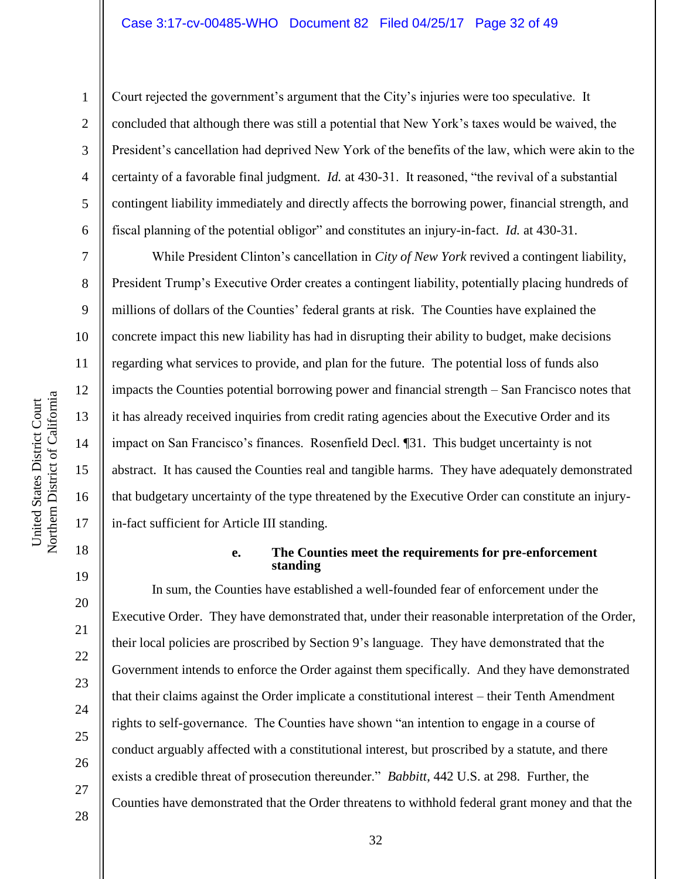Court rejected the government's argument that the City's injuries were too speculative. It concluded that although there was still a potential that New York's taxes would be waived, the President's cancellation had deprived New York of the benefits of the law, which were akin to the certainty of a favorable final judgment. *Id.* at 430-31. It reasoned, "the revival of a substantial contingent liability immediately and directly affects the borrowing power, financial strength, and fiscal planning of the potential obligor" and constitutes an injury-in-fact. *Id.* at 430-31.

While President Clinton's cancellation in *City of New York* revived a contingent liability, President Trump's Executive Order creates a contingent liability, potentially placing hundreds of millions of dollars of the Counties' federal grants at risk. The Counties have explained the concrete impact this new liability has had in disrupting their ability to budget, make decisions regarding what services to provide, and plan for the future. The potential loss of funds also impacts the Counties potential borrowing power and financial strength – San Francisco notes that it has already received inquiries from credit rating agencies about the Executive Order and its impact on San Francisco's finances. Rosenfield Decl. ¶31. This budget uncertainty is not abstract. It has caused the Counties real and tangible harms. They have adequately demonstrated that budgetary uncertainty of the type threatened by the Executive Order can constitute an injury-in-fact sufficient for Article III standing.

**e. The Counties meet the requirements for pre-enforcement standing**

In sum, the Counties have established a well-founded fear of enforcement under the Executive Order. They have demonstrated that, under their reasonable interpretation of the Order, their local policies are proscribed by Section 9's language. They have demonstrated that the Government intends to enforce the Order against them specifically. And they have demonstrated that their claims against the Order implicate a constitutional interest – their Tenth Amendment rights to self-governance. The Counties have shown "an intention to engage in a course of conduct arguably affected with a constitutional interest, but proscribed by a statute, and there exists a credible threat of prosecution thereunder." *Babbitt*, 442 U.S. at 298. Further, the Counties have demonstrated that the Order threatens to withhold federal grant money and that the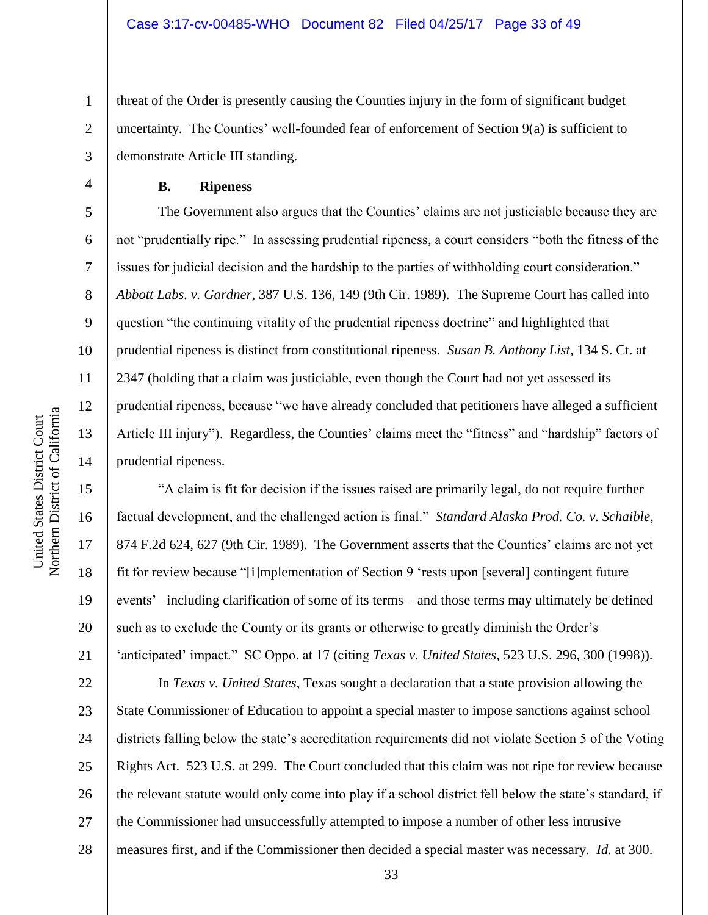threat of the Order is presently causing the Counties injury in the form of significant budget uncertainty. The Counties' well-founded fear of enforcement of Section 9(a) is sufficient to demonstrate Article III standing.

**B. Ripeness**

The Government also argues that the Counties' claims are not justiciable because they are not "prudentially ripe." In assessing prudential ripeness, a court considers "both the fitness of the issues for judicial decision and the hardship to the parties of withholding court consideration." *Abbott Labs. v. Gardner,* 387 U.S. 136, 149 (9th Cir. 1989). The Supreme Court has called into question "the continuing vitality of the prudential ripeness doctrine" and highlighted that prudential ripeness is distinct from constitutional ripeness. *Susan B. Anthony List*, 134 S. Ct. at 2347 (holding that a claim was justiciable, even though the Court had not yet assessed its prudential ripeness, because "we have already concluded that petitioners have alleged a sufficient Article III injury"). Regardless, the Counties' claims meet the "fitness" and "hardship" factors of prudential ripeness.

"A claim is fit for decision if the issues raised are primarily legal, do not require further factual development, and the challenged action is final." *Standard Alaska Prod. Co. v. Schaible*, 874 F.2d 624, 627 (9th Cir. 1989). The Government asserts that the Counties' claims are not yet fit for review because "[i]mplementation of Section 9 'rests upon [several] contingent future events'– including clarification of some of its terms – and those terms may ultimately be defined such as to exclude the County or its grants or otherwise to greatly diminish the Order's 'anticipated' impact." SC Oppo. at 17 (citing *Texas v. United States*, 523 U.S. 296, 300 (1998)).

In *Texas v. United States*, Texas sought a declaration that a state provision allowing the State Commissioner of Education to appoint a special master to impose sanctions against school districts falling below the state's accreditation requirements did not violate Section 5 of the Voting Rights Act. 523 U.S. at 299. The Court concluded that this claim was not ripe for review because the relevant statute would only come into play if a school district fell below the state's standard, if the Commissioner had unsuccessfully attempted to impose a number of other less intrusive measures first, and if the Commissioner then decided a special master was necessary. *Id.* at 300.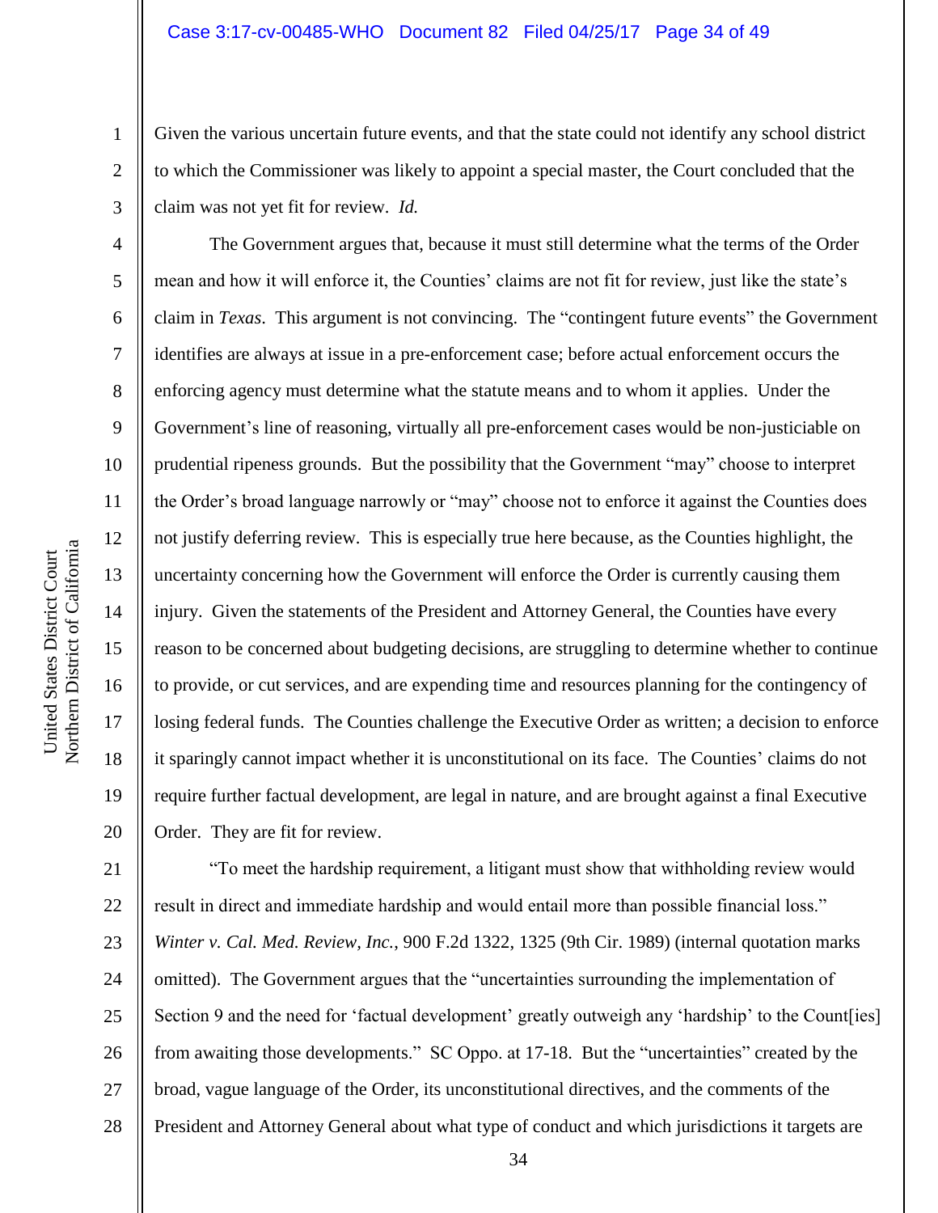Given the various uncertain future events, and that the state could not identify any school district to which the Commissioner was likely to appoint a special master, the Court concluded that the claim was not yet fit for review. *Id.*

The Government argues that, because it must still determine what the terms of the Order mean and how it will enforce it, the Counties' claims are not fit for review, just like the state's claim in *Texas*. This argument is not convincing. The "contingent future events" the Government identifies are always at issue in a pre-enforcement case; before actual enforcement occurs the enforcing agency must determine what the statute means and to whom it applies. Under the Government's line of reasoning, virtually all pre-enforcement cases would be non-justiciable on prudential ripeness grounds. But the possibility that the Government "may" choose to interpret the Order's broad language narrowly or "may" choose not to enforce it against the Counties does not justify deferring review. This is especially true here because, as the Counties highlight, the uncertainty concerning how the Government will enforce the Order is currently causing them injury. Given the statements of the President and Attorney General, the Counties have every reason to be concerned about budgeting decisions, are struggling to determine whether to continue to provide, or cut services, and are expending time and resources planning for the contingency of losing federal funds. The Counties challenge the Executive Order as written; a decision to enforce it sparingly cannot impact whether it is unconstitutional on its face. The Counties' claims do not require further factual development, are legal in nature, and are brought against a final Executive Order. They are fit for review.

"To meet the hardship requirement, a litigant must show that withholding review would result in direct and immediate hardship and would entail more than possible financial loss." *Winter v. Cal. Med. Review, Inc.*, 900 F.2d 1322, 1325 (9th Cir. 1989) (internal quotation marks omitted). The Government argues that the "uncertainties surrounding the implementation of Section 9 and the need for 'factual development' greatly outweigh any 'hardship' to the Count[ies] from awaiting those developments." SC Oppo. at 17-18. But the "uncertainties" created by the broad, vague language of the Order, its unconstitutional directives, and the comments of the President and Attorney General about what type of conduct and which jurisdictions it targets are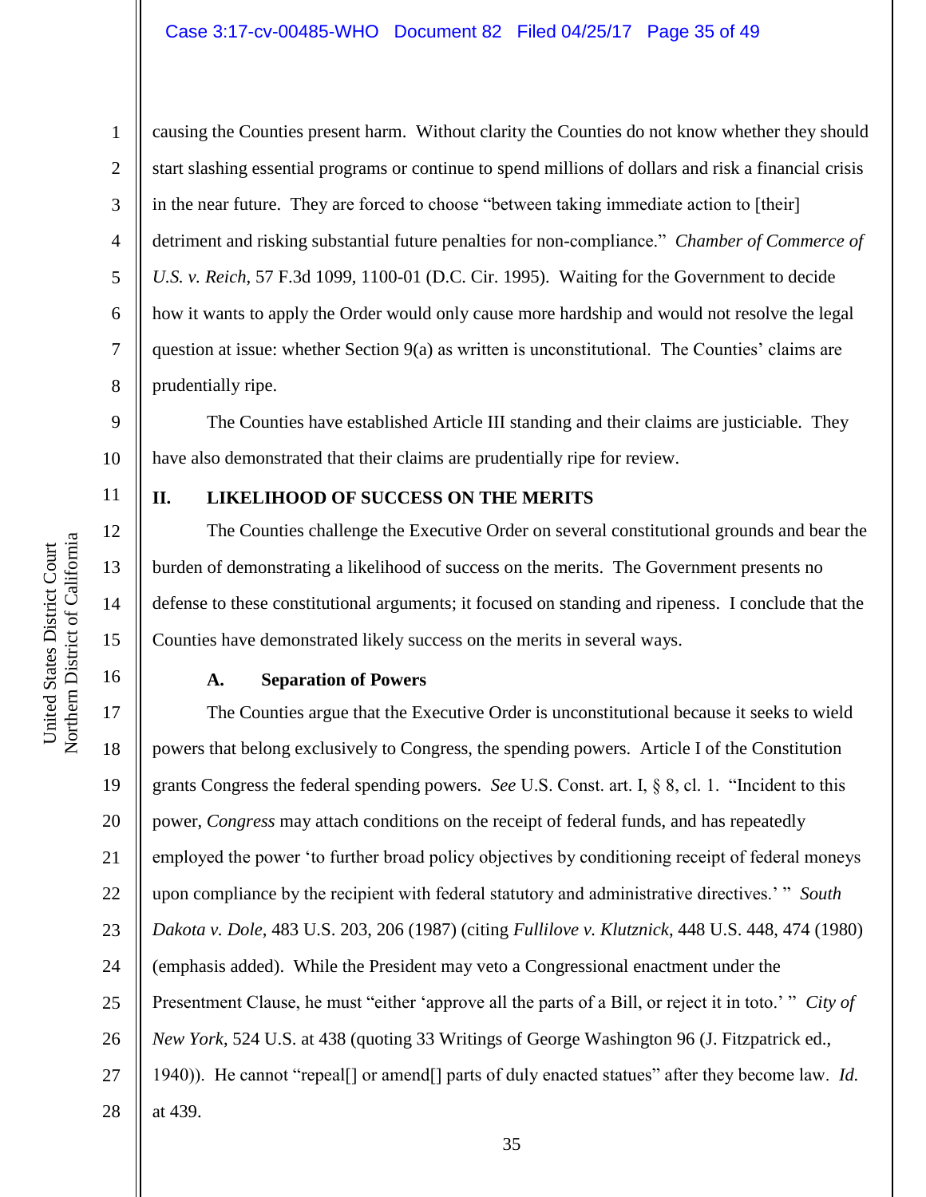causing the Counties present harm. Without clarity the Counties do not know whether they should start slashing essential programs or continue to spend millions of dollars and risk a financial crisis in the near future. They are forced to choose "between taking immediate action to [their] detriment and risking substantial future penalties for non-compliance." *Chamber of Commerce of U.S. v. Reich*, 57 F.3d 1099, 1100-01 (D.C. Cir. 1995). Waiting for the Government to decide how it wants to apply the Order would only cause more hardship and would not resolve the legal question at issue: whether Section 9(a) as written is unconstitutional. The Counties' claims are prudentially ripe.

The Counties have established Article III standing and their claims are justiciable. They have also demonstrated that their claims are prudentially ripe for review.

## II. LIKELIHOOD OF SUCCESS ON THE MERITS

The Counties challenge the Executive Order on several constitutional grounds and bear the burden of demonstrating a likelihood of success on the merits. The Government presents no defense to these constitutional arguments; it focused on standing and ripeness. I conclude that the Counties have demonstrated likely success on the merits in several ways.

### A. Separation of Powers

The Counties argue that the Executive Order is unconstitutional because it seeks to wield powers that belong exclusively to Congress, the spending powers. Article I of the Constitution grants Congress the federal spending powers. *See* U.S. Const. art. I, § 8, cl. 1. "Incident to this power, *Congress* may attach conditions on the receipt of federal funds, and has repeatedly employed the power 'to further broad policy objectives by conditioning receipt of federal moneys upon compliance by the recipient with federal statutory and administrative directives.' " *South Dakota v. Dole*, 483 U.S. 203, 206 (1987) (citing *Fullilove v. Klutznick*, 448 U.S. 448, 474 (1980) (emphasis added). While the President may veto a Congressional enactment under the Presentment Clause, he must "either 'approve all the parts of a Bill, or reject it in toto.' " *City of New York*, 524 U.S. at 438 (quoting 33 Writings of George Washington 96 (J. Fitzpatrick ed., 1940)). He cannot "repeal[] or amend[] parts of duly enacted statues" after they become law. *Id.* at 439.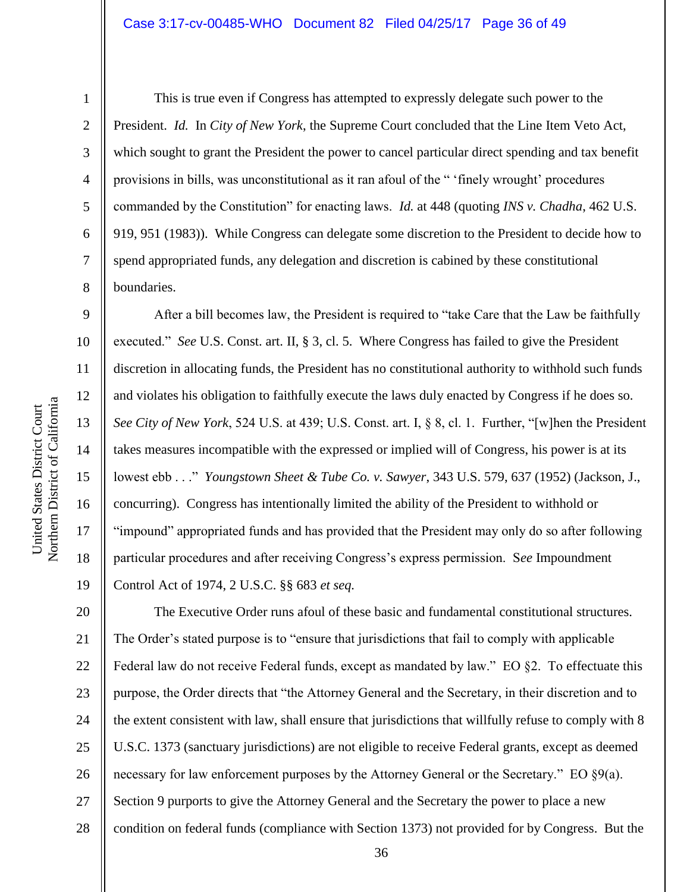This is true even if Congress has attempted to expressly delegate such power to the President. *Id.* In *City of New York*, the Supreme Court concluded that the Line Item Veto Act, which sought to grant the President the power to cancel particular direct spending and tax benefit provisions in bills, was unconstitutional as it ran afoul of the " 'finely wrought' procedures commanded by the Constitution" for enacting laws. *Id.* at 448 (quoting *INS v. Chadha*, 462 U.S. 919, 951 (1983)). While Congress can delegate some discretion to the President to decide how to spend appropriated funds, any delegation and discretion is cabined by these constitutional boundaries.

After a bill becomes law, the President is required to "take Care that the Law be faithfully executed." *See* U.S. Const. art. II, § 3, cl. 5. Where Congress has failed to give the President discretion in allocating funds, the President has no constitutional authority to withhold such funds and violates his obligation to faithfully execute the laws duly enacted by Congress if he does so. *See City of New York*, 524 U.S. at 439; U.S. Const. art. I, § 8, cl. 1. Further, "[w]hen the President takes measures incompatible with the expressed or implied will of Congress, his power is at its lowest ebb . . ." *Youngstown Sheet & Tube Co. v. Sawyer*, 343 U.S. 579, 637 (1952) (Jackson, J., concurring). Congress has intentionally limited the ability of the President to withhold or "impound" appropriated funds and has provided that the President may only do so after following particular procedures and after receiving Congress's express permission. S*ee* Impoundment Control Act of 1974, 2 U.S.C. §§ 683 *et seq.*

The Executive Order runs afoul of these basic and fundamental constitutional structures. The Order's stated purpose is to "ensure that jurisdictions that fail to comply with applicable Federal law do not receive Federal funds, except as mandated by law." EO §2. To effectuate this purpose, the Order directs that "the Attorney General and the Secretary, in their discretion and to the extent consistent with law, shall ensure that jurisdictions that willfully refuse to comply with 8 U.S.C. 1373 (sanctuary jurisdictions) are not eligible to receive Federal grants, except as deemed necessary for law enforcement purposes by the Attorney General or the Secretary." EO §9(a). Section 9 purports to give the Attorney General and the Secretary the power to place a new condition on federal funds (compliance with Section 1373) not provided for by Congress. But the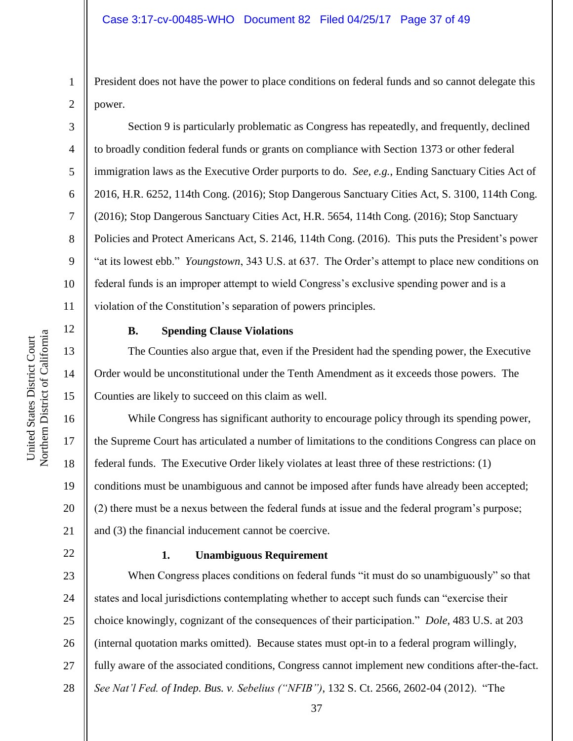President does not have the power to place conditions on federal funds and so cannot delegate this power.

Section 9 is particularly problematic as Congress has repeatedly, and frequently, declined to broadly condition federal funds or grants on compliance with Section 1373 or other federal immigration laws as the Executive Order purports to do. *See, e.g.*, Ending Sanctuary Cities Act of 2016, H.R. 6252, 114th Cong. (2016); Stop Dangerous Sanctuary Cities Act, S. 3100, 114th Cong. (2016); Stop Dangerous Sanctuary Cities Act, H.R. 5654, 114th Cong. (2016); Stop Sanctuary Policies and Protect Americans Act, S. 2146, 114th Cong. (2016). This puts the President's power "at its lowest ebb." *Youngstown*, 343 U.S. at 637. The Order's attempt to place new conditions on federal funds is an improper attempt to wield Congress's exclusive spending power and is a violation of the Constitution's separation of powers principles.

### B. Spending Clause Violations

The Counties also argue that, even if the President had the spending power, the Executive Order would be unconstitutional under the Tenth Amendment as it exceeds those powers. The Counties are likely to succeed on this claim as well.

While Congress has significant authority to encourage policy through its spending power, the Supreme Court has articulated a number of limitations to the conditions Congress can place on federal funds. The Executive Order likely violates at least three of these restrictions: (1) conditions must be unambiguous and cannot be imposed after funds have already been accepted; (2) there must be a nexus between the federal funds at issue and the federal program's purpose; and (3) the financial inducement cannot be coercive.

#### 1. Unambiguous Requirement

When Congress places conditions on federal funds "it must do so unambiguously" so that states and local jurisdictions contemplating whether to accept such funds can "exercise their choice knowingly, cognizant of the consequences of their participation." *Dole*, 483 U.S. at 203 (internal quotation marks omitted). Because states must opt-in to a federal program willingly, fully aware of the associated conditions, Congress cannot implement new conditions after-the-fact. *See Nat'l Fed. of Indep. Bus. v. Sebelius ("NFIB")*, 132 S. Ct. 2566, 2602-04 (2012). "The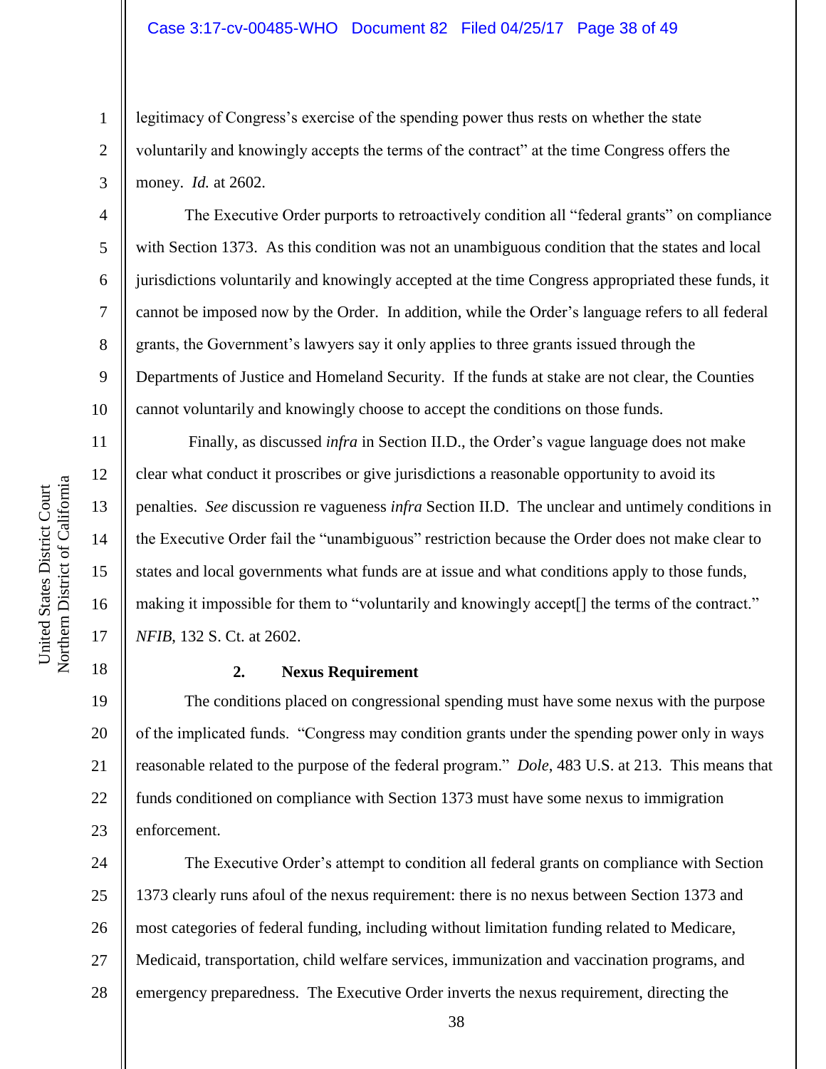legitimacy of Congress's exercise of the spending power thus rests on whether the state voluntarily and knowingly accepts the terms of the contract" at the time Congress offers the money. *Id.* at 2602.

The Executive Order purports to retroactively condition all "federal grants" on compliance with Section 1373. As this condition was not an unambiguous condition that the states and local jurisdictions voluntarily and knowingly accepted at the time Congress appropriated these funds, it cannot be imposed now by the Order. In addition, while the Order's language refers to all federal grants, the Government's lawyers say it only applies to three grants issued through the Departments of Justice and Homeland Security. If the funds at stake are not clear, the Counties cannot voluntarily and knowingly choose to accept the conditions on those funds.

Finally, as discussed *infra* in Section II.D., the Order's vague language does not make clear what conduct it proscribes or give jurisdictions a reasonable opportunity to avoid its penalties. *See* discussion re vagueness *infra* Section II.D. The unclear and untimely conditions in the Executive Order fail the "unambiguous" restriction because the Order does not make clear to states and local governments what funds are at issue and what conditions apply to those funds, making it impossible for them to "voluntarily and knowingly accept[] the terms of the contract." *NFIB*, 132 S. Ct. at 2602.

**2. Nexus Requirement**

The conditions placed on congressional spending must have some nexus with the purpose of the implicated funds. "Congress may condition grants under the spending power only in ways reasonable related to the purpose of the federal program." *Dole*, 483 U.S. at 213. This means that funds conditioned on compliance with Section 1373 must have some nexus to immigration enforcement.

The Executive Order's attempt to condition all federal grants on compliance with Section 1373 clearly runs afoul of the nexus requirement: there is no nexus between Section 1373 and most categories of federal funding, including without limitation funding related to Medicare, Medicaid, transportation, child welfare services, immunization and vaccination programs, and emergency preparedness. The Executive Order inverts the nexus requirement, directing the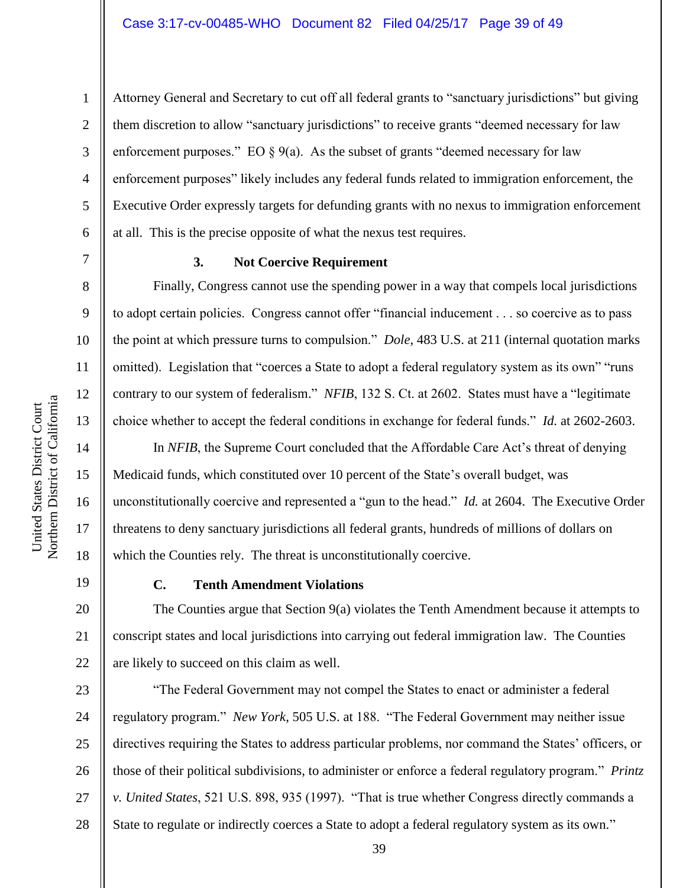Attorney General and Secretary to cut off all federal grants to "sanctuary jurisdictions" but giving them discretion to allow "sanctuary jurisdictions" to receive grants "deemed necessary for law enforcement purposes." EO § 9(a). As the subset of grants "deemed necessary for law enforcement purposes" likely includes any federal funds related to immigration enforcement, the Executive Order expressly targets for defunding grants with no nexus to immigration enforcement at all. This is the precise opposite of what the nexus test requires.

### 3. Not Coercive Requirement

Finally, Congress cannot use the spending power in a way that compels local jurisdictions to adopt certain policies. Congress cannot offer "financial inducement . . . so coercive as to pass the point at which pressure turns to compulsion." *Dole*, 483 U.S. at 211 (internal quotation marks omitted). Legislation that "coerces a State to adopt a federal regulatory system as its own" "runs contrary to our system of federalism." *NFIB*, 132 S. Ct. at 2602. States must have a "legitimate choice whether to accept the federal conditions in exchange for federal funds." *Id.* at 2602-2603.

In *NFIB*, the Supreme Court concluded that the Affordable Care Act's threat of denying Medicaid funds, which constituted over 10 percent of the State's overall budget, was unconstitutionally coercive and represented a "gun to the head." *Id.* at 2604. The Executive Order threatens to deny sanctuary jurisdictions all federal grants, hundreds of millions of dollars on which the Counties rely. The threat is unconstitutionally coercive.

## C. Tenth Amendment Violations

The Counties argue that Section 9(a) violates the Tenth Amendment because it attempts to conscript states and local jurisdictions into carrying out federal immigration law. The Counties are likely to succeed on this claim as well.

"The Federal Government may not compel the States to enact or administer a federal regulatory program." *New York*, 505 U.S. at 188. "The Federal Government may neither issue directives requiring the States to address particular problems, nor command the States' officers, or those of their political subdivisions, to administer or enforce a federal regulatory program." *Printz v. United States*, 521 U.S. 898, 935 (1997). "That is true whether Congress directly commands a State to regulate or indirectly coerces a State to adopt a federal regulatory system as its own."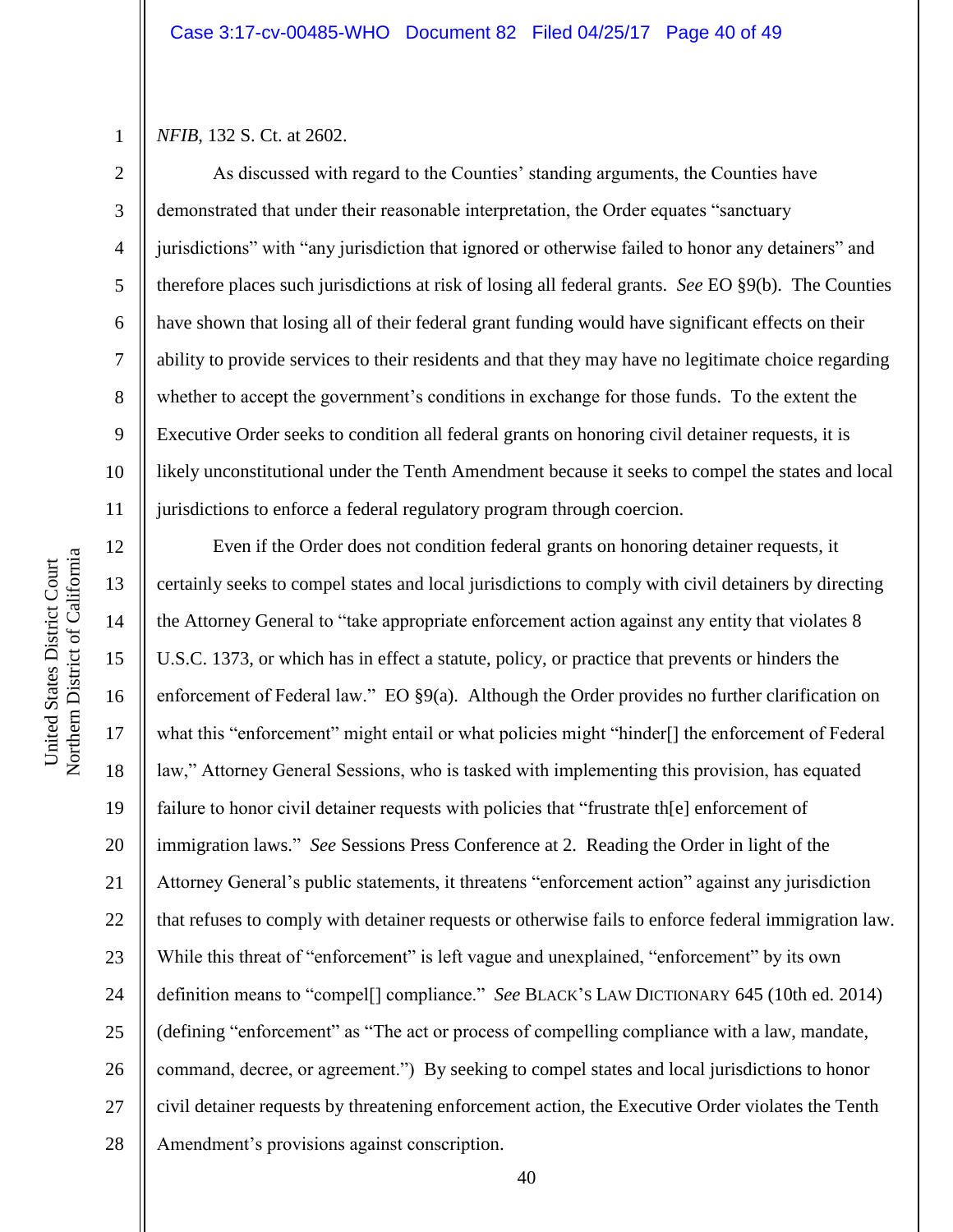*NFIB*, 132 S. Ct. at 2602.

As discussed with regard to the Counties' standing arguments, the Counties have demonstrated that under their reasonable interpretation, the Order equates "sanctuary jurisdictions" with "any jurisdiction that ignored or otherwise failed to honor any detainers" and therefore places such jurisdictions at risk of losing all federal grants. *See* EO §9(b). The Counties have shown that losing all of their federal grant funding would have significant effects on their ability to provide services to their residents and that they may have no legitimate choice regarding whether to accept the government's conditions in exchange for those funds. To the extent the Executive Order seeks to condition all federal grants on honoring civil detainer requests, it is likely unconstitutional under the Tenth Amendment because it seeks to compel the states and local jurisdictions to enforce a federal regulatory program through coercion.

Even if the Order does not condition federal grants on honoring detainer requests, it certainly seeks to compel states and local jurisdictions to comply with civil detainers by directing the Attorney General to "take appropriate enforcement action against any entity that violates 8 U.S.C. 1373, or which has in effect a statute, policy, or practice that prevents or hinders the enforcement of Federal law." EO §9(a). Although the Order provides no further clarification on what this "enforcement" might entail or what policies might "hinder[] the enforcement of Federal law," Attorney General Sessions, who is tasked with implementing this provision, has equated failure to honor civil detainer requests with policies that "frustrate th[e] enforcement of immigration laws." *See* Sessions Press Conference at 2. Reading the Order in light of the Attorney General's public statements, it threatens "enforcement action" against any jurisdiction that refuses to comply with detainer requests or otherwise fails to enforce federal immigration law. While this threat of "enforcement" is left vague and unexplained, "enforcement" by its own definition means to "compel[] compliance." *See* BLACK'S LAW DICTIONARY 645 (10th ed. 2014) (defining "enforcement" as "The act or process of compelling compliance with a law, mandate, command, decree, or agreement.") By seeking to compel states and local jurisdictions to honor civil detainer requests by threatening enforcement action, the Executive Order violates the Tenth Amendment's provisions against conscription.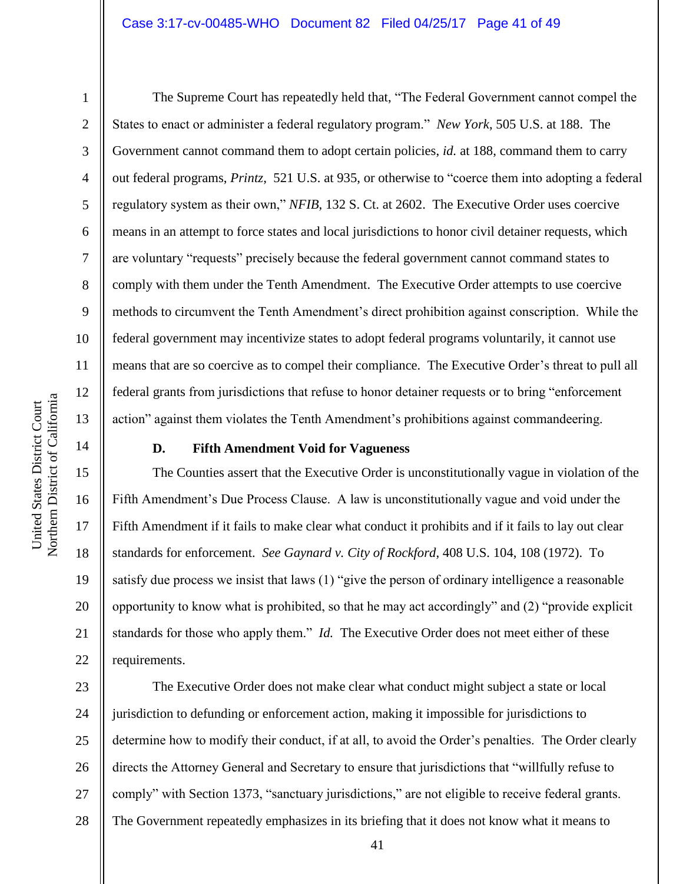The Supreme Court has repeatedly held that, "The Federal Government cannot compel the States to enact or administer a federal regulatory program." *New York*, 505 U.S. at 188. The Government cannot command them to adopt certain policies, *id.* at 188, command them to carry out federal programs, *Printz*, 521 U.S. at 935, or otherwise to "coerce them into adopting a federal regulatory system as their own," *NFIB*, 132 S. Ct. at 2602. The Executive Order uses coercive means in an attempt to force states and local jurisdictions to honor civil detainer requests, which are voluntary "requests" precisely because the federal government cannot command states to comply with them under the Tenth Amendment. The Executive Order attempts to use coercive methods to circumvent the Tenth Amendment's direct prohibition against conscription. While the federal government may incentivize states to adopt federal programs voluntarily, it cannot use means that are so coercive as to compel their compliance. The Executive Order's threat to pull all federal grants from jurisdictions that refuse to honor detainer requests or to bring "enforcement action" against them violates the Tenth Amendment's prohibitions against commandeering.

**D. Fifth Amendment Void for Vagueness**

The Counties assert that the Executive Order is unconstitutionally vague in violation of the Fifth Amendment's Due Process Clause. A law is unconstitutionally vague and void under the Fifth Amendment if it fails to make clear what conduct it prohibits and if it fails to lay out clear standards for enforcement. *See Gaynard v. City of Rockford*, 408 U.S. 104, 108 (1972). To satisfy due process we insist that laws (1) "give the person of ordinary intelligence a reasonable opportunity to know what is prohibited, so that he may act accordingly" and (2) "provide explicit standards for those who apply them." *Id.* The Executive Order does not meet either of these requirements.

The Executive Order does not make clear what conduct might subject a state or local jurisdiction to defunding or enforcement action, making it impossible for jurisdictions to determine how to modify their conduct, if at all, to avoid the Order's penalties. The Order clearly directs the Attorney General and Secretary to ensure that jurisdictions that "willfully refuse to comply" with Section 1373, "sanctuary jurisdictions," are not eligible to receive federal grants. The Government repeatedly emphasizes in its briefing that it does not know what it means to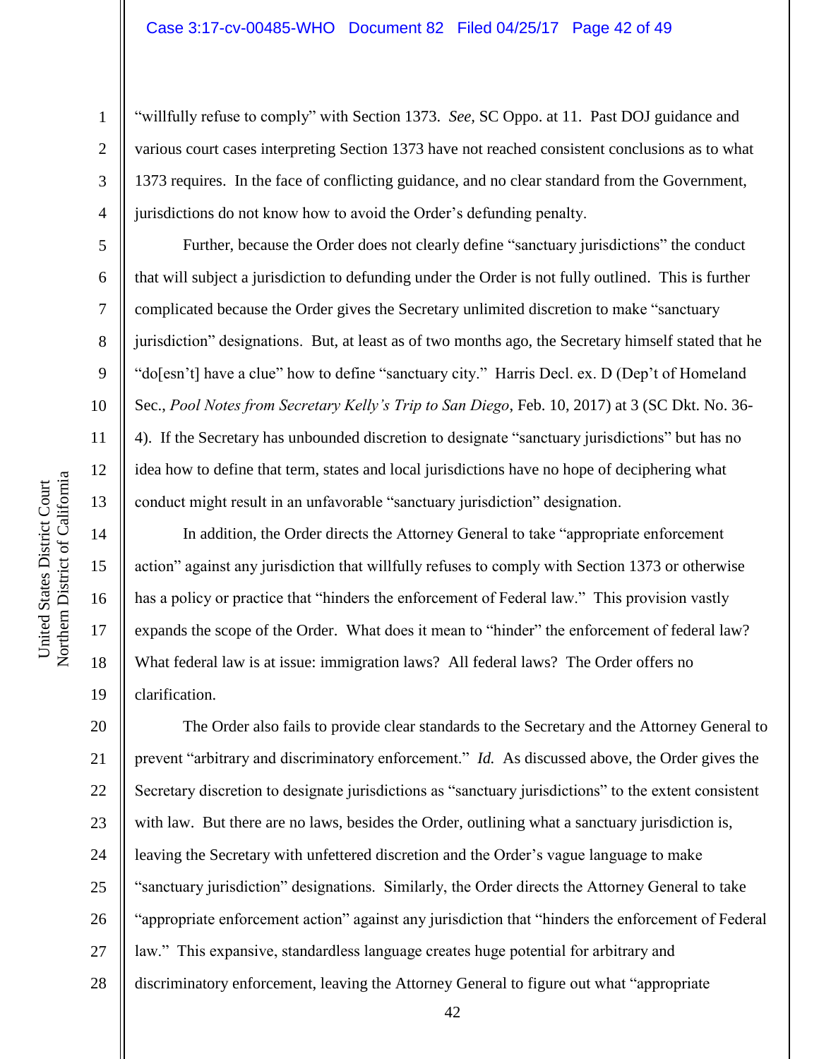"willfully refuse to comply" with Section 1373. *See,* SC Oppo. at 11. Past DOJ guidance and various court cases interpreting Section 1373 have not reached consistent conclusions as to what 1373 requires. In the face of conflicting guidance, and no clear standard from the Government, jurisdictions do not know how to avoid the Order's defunding penalty.

Further, because the Order does not clearly define "sanctuary jurisdictions" the conduct that will subject a jurisdiction to defunding under the Order is not fully outlined. This is further complicated because the Order gives the Secretary unlimited discretion to make "sanctuary jurisdiction" designations. But, at least as of two months ago, the Secretary himself stated that he "do[esn't] have a clue" how to define "sanctuary city." Harris Decl. ex. D (Dep't of Homeland Sec., *Pool Notes from Secretary Kelly's Trip to San Diego*, Feb. 10, 2017) at 3 (SC Dkt. No. 36-4). If the Secretary has unbounded discretion to designate "sanctuary jurisdictions" but has no idea how to define that term, states and local jurisdictions have no hope of deciphering what conduct might result in an unfavorable "sanctuary jurisdiction" designation.

In addition, the Order directs the Attorney General to take "appropriate enforcement action" against any jurisdiction that willfully refuses to comply with Section 1373 or otherwise has a policy or practice that "hinders the enforcement of Federal law." This provision vastly expands the scope of the Order. What does it mean to "hinder" the enforcement of federal law? What federal law is at issue: immigration laws? All federal laws? The Order offers no clarification.

The Order also fails to provide clear standards to the Secretary and the Attorney General to prevent "arbitrary and discriminatory enforcement." *Id.* As discussed above, the Order gives the Secretary discretion to designate jurisdictions as "sanctuary jurisdictions" to the extent consistent with law. But there are no laws, besides the Order, outlining what a sanctuary jurisdiction is, leaving the Secretary with unfettered discretion and the Order's vague language to make "sanctuary jurisdiction" designations. Similarly, the Order directs the Attorney General to take "appropriate enforcement action" against any jurisdiction that "hinders the enforcement of Federal law." This expansive, standardless language creates huge potential for arbitrary and discriminatory enforcement, leaving the Attorney General to figure out what "appropriate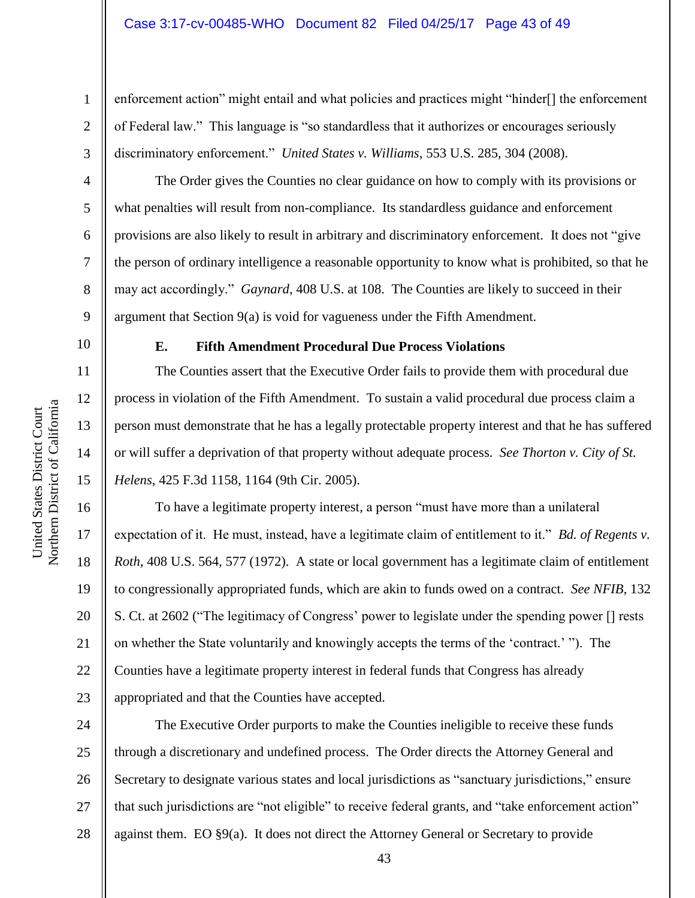enforcement action" might entail and what policies and practices might "hinder[] the enforcement of Federal law." This language is "so standardless that it authorizes or encourages seriously discriminatory enforcement." *United States v. Williams*, 553 U.S. 285, 304 (2008).

The Order gives the Counties no clear guidance on how to comply with its provisions or what penalties will result from non-compliance. Its standardless guidance and enforcement provisions are also likely to result in arbitrary and discriminatory enforcement. It does not "give the person of ordinary intelligence a reasonable opportunity to know what is prohibited, so that he may act accordingly." *Gaynard*, 408 U.S. at 108. The Counties are likely to succeed in their argument that Section 9(a) is void for vagueness under the Fifth Amendment.

### E. Fifth Amendment Procedural Due Process Violations

The Counties assert that the Executive Order fails to provide them with procedural due process in violation of the Fifth Amendment. To sustain a valid procedural due process claim a person must demonstrate that he has a legally protectable property interest and that he has suffered or will suffer a deprivation of that property without adequate process. *See Thorton v. City of St. Helens*, 425 F.3d 1158, 1164 (9th Cir. 2005).

To have a legitimate property interest, a person "must have more than a unilateral expectation of it. He must, instead, have a legitimate claim of entitlement to it." *Bd. of Regents v. Roth*, 408 U.S. 564, 577 (1972). A state or local government has a legitimate claim of entitlement to congressionally appropriated funds, which are akin to funds owed on a contract. *See NFIB*, 132 S. Ct. at 2602 ("The legitimacy of Congress' power to legislate under the spending power [] rests on whether the State voluntarily and knowingly accepts the terms of the 'contract.' "). The Counties have a legitimate property interest in federal funds that Congress has already appropriated and that the Counties have accepted.

The Executive Order purports to make the Counties ineligible to receive these funds through a discretionary and undefined process. The Order directs the Attorney General and Secretary to designate various states and local jurisdictions as "sanctuary jurisdictions," ensure that such jurisdictions are "not eligible" to receive federal grants, and "take enforcement action" against them. EO §9(a). It does not direct the Attorney General or Secretary to provide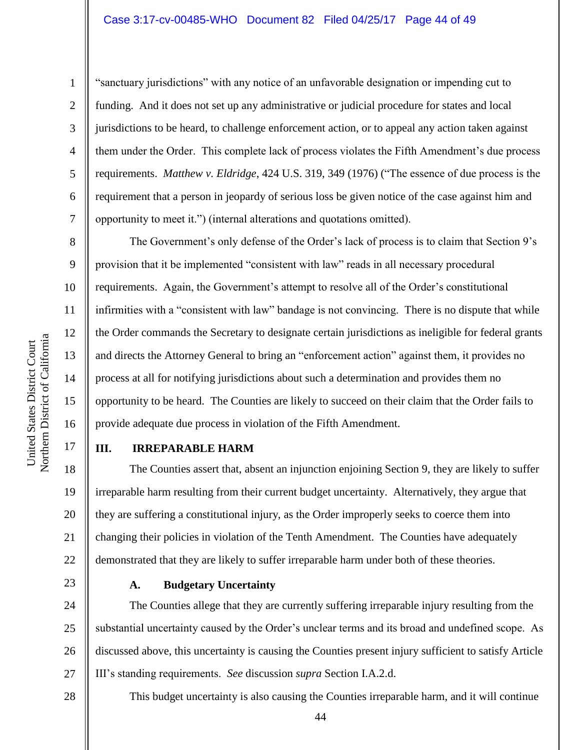"sanctuary jurisdictions" with any notice of an unfavorable designation or impending cut to funding. And it does not set up any administrative or judicial procedure for states and local jurisdictions to be heard, to challenge enforcement action, or to appeal any action taken against them under the Order. This complete lack of process violates the Fifth Amendment's due process requirements. *Matthew v. Eldridge*, 424 U.S. 319, 349 (1976) ("The essence of due process is the requirement that a person in jeopardy of serious loss be given notice of the case against him and opportunity to meet it.") (internal alterations and quotations omitted).

The Government's only defense of the Order's lack of process is to claim that Section 9's provision that it be implemented "consistent with law" reads in all necessary procedural requirements. Again, the Government's attempt to resolve all of the Order's constitutional infirmities with a "consistent with law" bandage is not convincing. There is no dispute that while the Order commands the Secretary to designate certain jurisdictions as ineligible for federal grants and directs the Attorney General to bring an "enforcement action" against them, it provides no process at all for notifying jurisdictions about such a determination and provides them no opportunity to be heard. The Counties are likely to succeed on their claim that the Order fails to provide adequate due process in violation of the Fifth Amendment.

## III. IRREPARABLE HARM

The Counties assert that, absent an injunction enjoining Section 9, they are likely to suffer irreparable harm resulting from their current budget uncertainty. Alternatively, they argue that they are suffering a constitutional injury, as the Order improperly seeks to coerce them into changing their policies in violation of the Tenth Amendment. The Counties have adequately demonstrated that they are likely to suffer irreparable harm under both of these theories.

### A. Budgetary Uncertainty

The Counties allege that they are currently suffering irreparable injury resulting from the substantial uncertainty caused by the Order's unclear terms and its broad and undefined scope. As discussed above, this uncertainty is causing the Counties present injury sufficient to satisfy Article III's standing requirements. *See* discussion *supra* Section I.A.2.d.

This budget uncertainty is also causing the Counties irreparable harm, and it will continue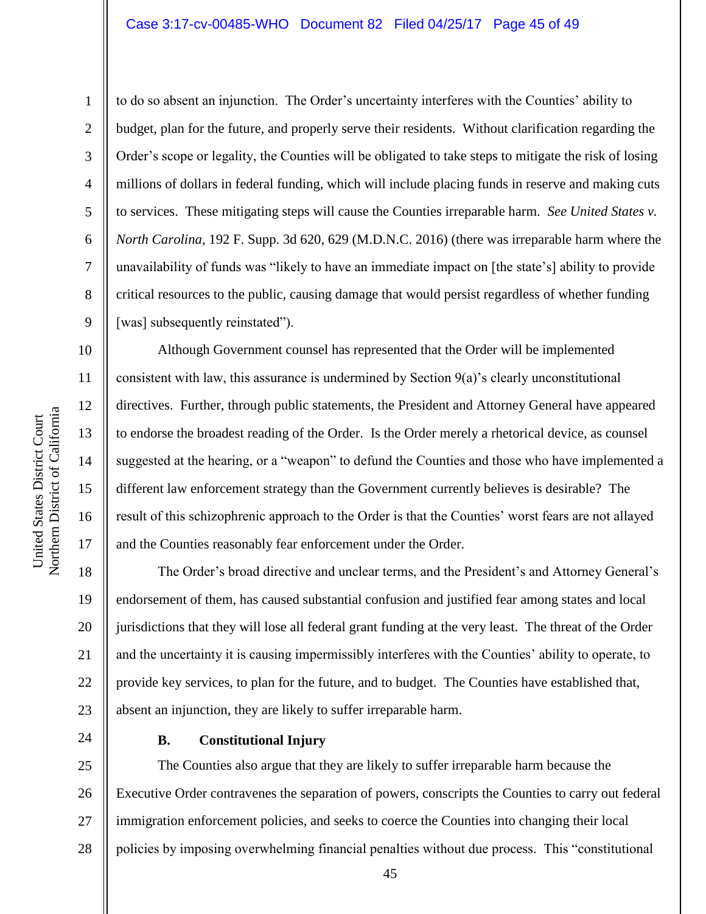to do so absent an injunction. The Order's uncertainty interferes with the Counties' ability to budget, plan for the future, and properly serve their residents. Without clarification regarding the Order's scope or legality, the Counties will be obligated to take steps to mitigate the risk of losing millions of dollars in federal funding, which will include placing funds in reserve and making cuts to services. These mitigating steps will cause the Counties irreparable harm. *See United States v. North Carolina*, 192 F. Supp. 3d 620, 629 (M.D.N.C. 2016) (there was irreparable harm where the unavailability of funds was "likely to have an immediate impact on [the state's] ability to provide critical resources to the public, causing damage that would persist regardless of whether funding [was] subsequently reinstated").

Although Government counsel has represented that the Order will be implemented consistent with law, this assurance is undermined by Section 9(a)'s clearly unconstitutional directives. Further, through public statements, the President and Attorney General have appeared to endorse the broadest reading of the Order. Is the Order merely a rhetorical device, as counsel suggested at the hearing, or a "weapon" to defund the Counties and those who have implemented a different law enforcement strategy than the Government currently believes is desirable? The result of this schizophrenic approach to the Order is that the Counties' worst fears are not allayed and the Counties reasonably fear enforcement under the Order.

The Order's broad directive and unclear terms, and the President's and Attorney General's endorsement of them, has caused substantial confusion and justified fear among states and local jurisdictions that they will lose all federal grant funding at the very least. The threat of the Order and the uncertainty it is causing impermissibly interferes with the Counties' ability to operate, to provide key services, to plan for the future, and to budget. The Counties have established that, absent an injunction, they are likely to suffer irreparable harm.

**B. Constitutional Injury**

The Counties also argue that they are likely to suffer irreparable harm because the Executive Order contravenes the separation of powers, conscripts the Counties to carry out federal immigration enforcement policies, and seeks to coerce the Counties into changing their local policies by imposing overwhelming financial penalties without due process. This "constitutional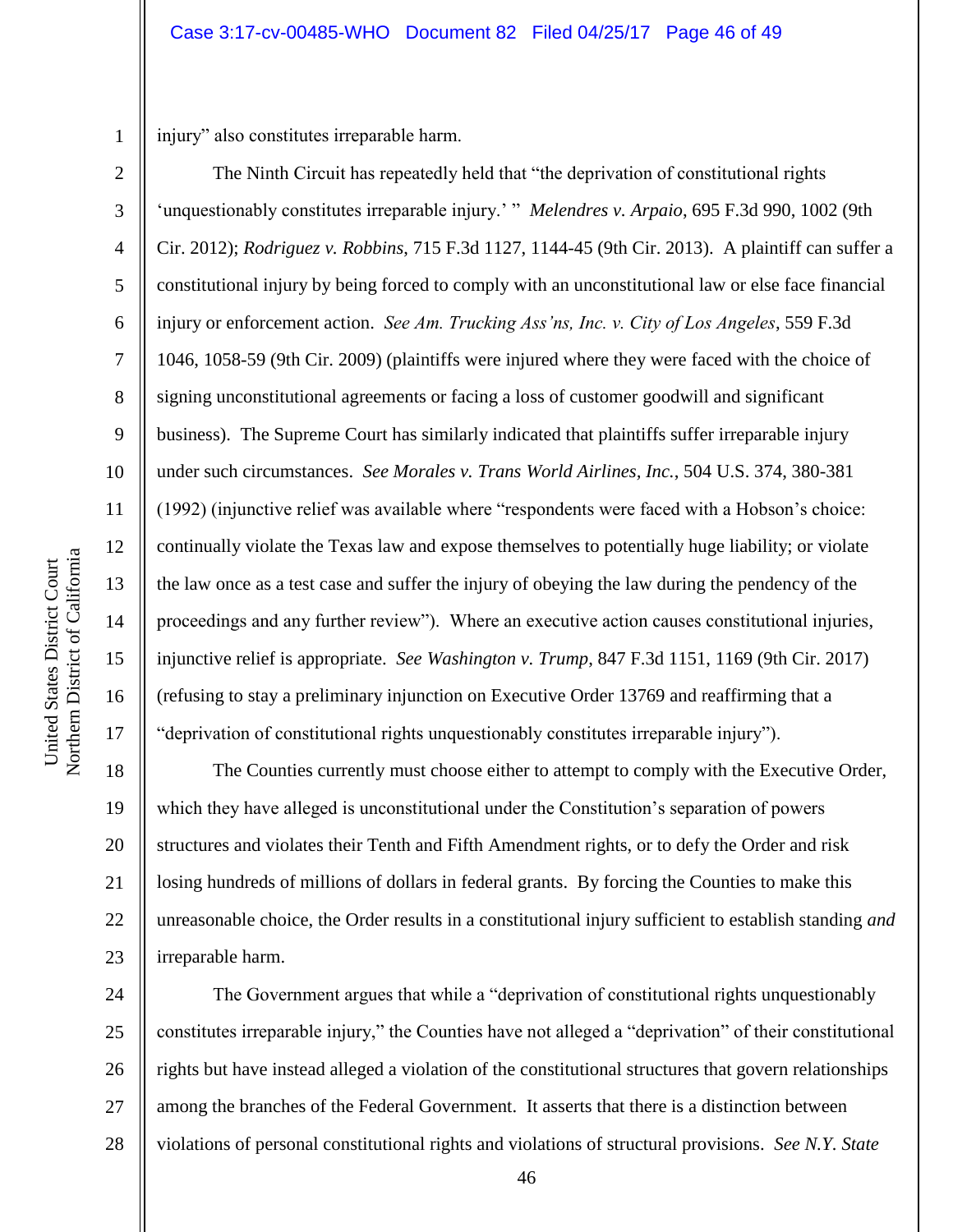injury" also constitutes irreparable harm.

The Ninth Circuit has repeatedly held that "the deprivation of constitutional rights 'unquestionably constitutes irreparable injury.' " *Melendres v. Arpaio*, 695 F.3d 990, 1002 (9th Cir. 2012); *Rodriguez v. Robbins*, 715 F.3d 1127, 1144-45 (9th Cir. 2013). A plaintiff can suffer a constitutional injury by being forced to comply with an unconstitutional law or else face financial injury or enforcement action. *See Am. Trucking Ass'ns, Inc. v. City of Los Angeles*, 559 F.3d 1046, 1058-59 (9th Cir. 2009) (plaintiffs were injured where they were faced with the choice of signing unconstitutional agreements or facing a loss of customer goodwill and significant business). The Supreme Court has similarly indicated that plaintiffs suffer irreparable injury under such circumstances. *See Morales v. Trans World Airlines, Inc.*, 504 U.S. 374, 380-381 (1992) (injunctive relief was available where "respondents were faced with a Hobson's choice: continually violate the Texas law and expose themselves to potentially huge liability; or violate the law once as a test case and suffer the injury of obeying the law during the pendency of the proceedings and any further review"). Where an executive action causes constitutional injuries, injunctive relief is appropriate. *See Washington v. Trump*, 847 F.3d 1151, 1169 (9th Cir. 2017) (refusing to stay a preliminary injunction on Executive Order 13769 and reaffirming that a "deprivation of constitutional rights unquestionably constitutes irreparable injury").

The Counties currently must choose either to attempt to comply with the Executive Order, which they have alleged is unconstitutional under the Constitution's separation of powers structures and violates their Tenth and Fifth Amendment rights, or to defy the Order and risk losing hundreds of millions of dollars in federal grants. By forcing the Counties to make this unreasonable choice, the Order results in a constitutional injury sufficient to establish standing *and* irreparable harm.

The Government argues that while a "deprivation of constitutional rights unquestionably constitutes irreparable injury," the Counties have not alleged a "deprivation" of their constitutional rights but have instead alleged a violation of the constitutional structures that govern relationships among the branches of the Federal Government. It asserts that there is a distinction between violations of personal constitutional rights and violations of structural provisions. *See N.Y. State*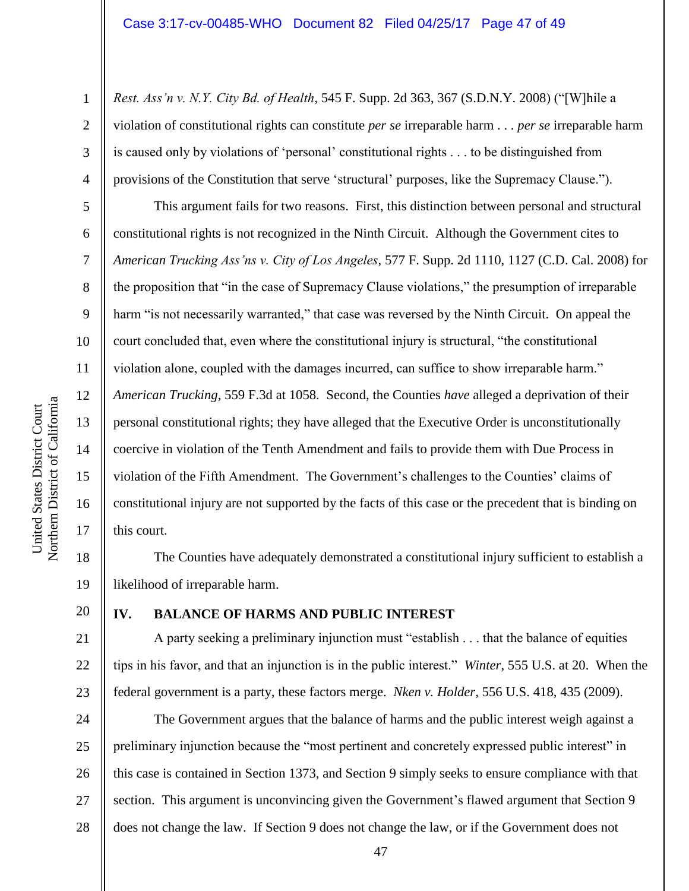*Rest. Ass'n v. N.Y. City Bd. of Health*, 545 F. Supp. 2d 363, 367 (S.D.N.Y. 2008) ("[W]hile a violation of constitutional rights can constitute *per se* irreparable harm . . . *per se* irreparable harm is caused only by violations of 'personal' constitutional rights . . . to be distinguished from provisions of the Constitution that serve 'structural' purposes, like the Supremacy Clause.").

This argument fails for two reasons. First, this distinction between personal and structural constitutional rights is not recognized in the Ninth Circuit. Although the Government cites to *American Trucking Ass'ns v. City of Los Angeles*, 577 F. Supp. 2d 1110, 1127 (C.D. Cal. 2008) for the proposition that "in the case of Supremacy Clause violations," the presumption of irreparable harm "is not necessarily warranted," that case was reversed by the Ninth Circuit. On appeal the court concluded that, even where the constitutional injury is structural, "the constitutional violation alone, coupled with the damages incurred, can suffice to show irreparable harm." *American Trucking*, 559 F.3d at 1058. Second, the Counties *have* alleged a deprivation of their personal constitutional rights; they have alleged that the Executive Order is unconstitutionally coercive in violation of the Tenth Amendment and fails to provide them with Due Process in violation of the Fifth Amendment. The Government's challenges to the Counties' claims of constitutional injury are not supported by the facts of this case or the precedent that is binding on this court.

The Counties have adequately demonstrated a constitutional injury sufficient to establish a likelihood of irreparable harm.

## IV. BALANCE OF HARMS AND PUBLIC INTEREST

A party seeking a preliminary injunction must "establish . . . that the balance of equities tips in his favor, and that an injunction is in the public interest." *Winter*, 555 U.S. at 20. When the federal government is a party, these factors merge. *Nken v. Holder*, 556 U.S. 418, 435 (2009).

The Government argues that the balance of harms and the public interest weigh against a preliminary injunction because the "most pertinent and concretely expressed public interest" in this case is contained in Section 1373, and Section 9 simply seeks to ensure compliance with that section. This argument is unconvincing given the Government's flawed argument that Section 9 does not change the law. If Section 9 does not change the law, or if the Government does not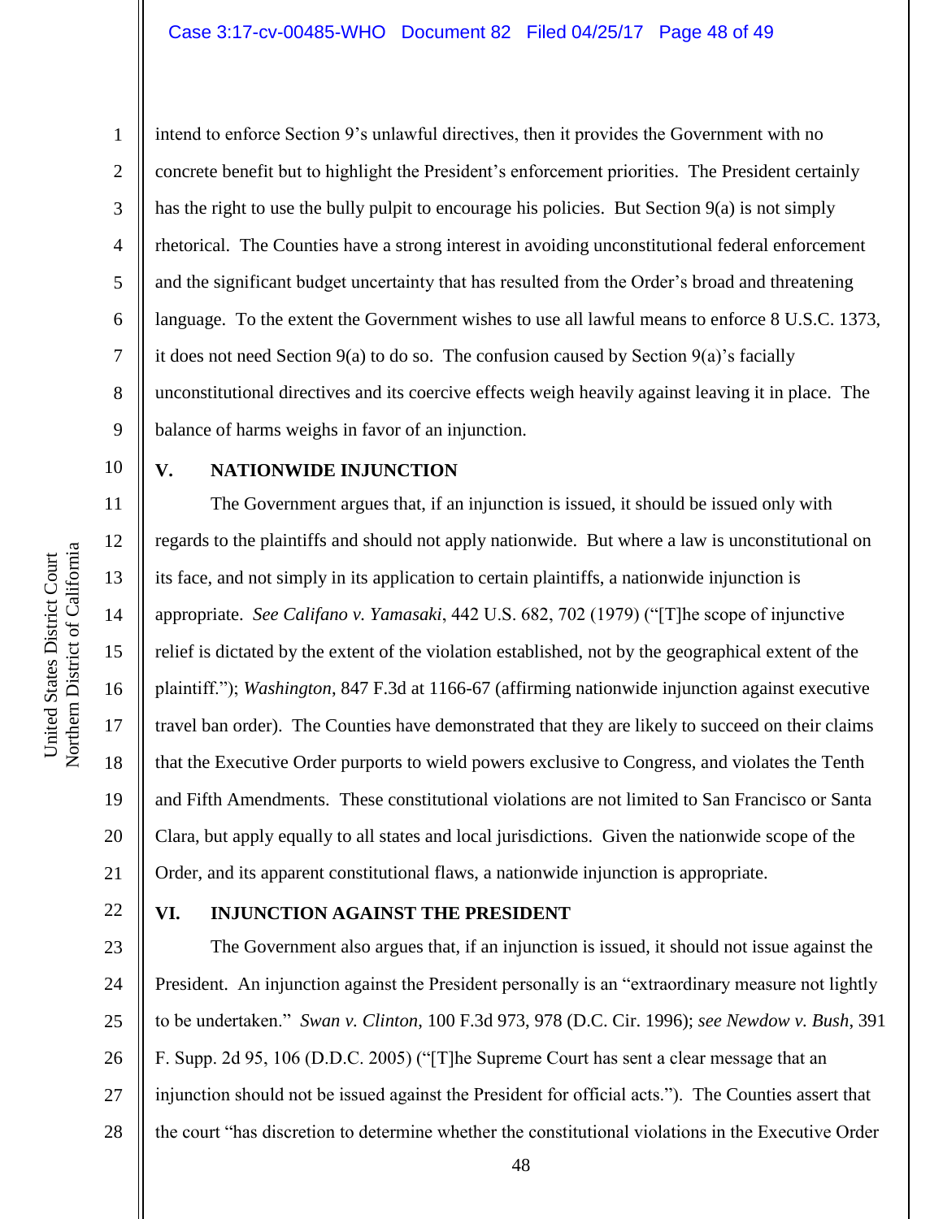intend to enforce Section 9's unlawful directives, then it provides the Government with no concrete benefit but to highlight the President's enforcement priorities. The President certainly has the right to use the bully pulpit to encourage his policies. But Section 9(a) is not simply rhetorical. The Counties have a strong interest in avoiding unconstitutional federal enforcement and the significant budget uncertainty that has resulted from the Order's broad and threatening language. To the extent the Government wishes to use all lawful means to enforce 8 U.S.C. 1373, it does not need Section 9(a) to do so. The confusion caused by Section 9(a)'s facially unconstitutional directives and its coercive effects weigh heavily against leaving it in place. The balance of harms weighs in favor of an injunction.

## V. NATIONWIDE INJUNCTION

The Government argues that, if an injunction is issued, it should be issued only with regards to the plaintiffs and should not apply nationwide. But where a law is unconstitutional on its face, and not simply in its application to certain plaintiffs, a nationwide injunction is appropriate. *See Califano v. Yamasaki*, 442 U.S. 682, 702 (1979) ("[T]he scope of injunctive relief is dictated by the extent of the violation established, not by the geographical extent of the plaintiff."); *Washington*, 847 F.3d at 1166-67 (affirming nationwide injunction against executive travel ban order). The Counties have demonstrated that they are likely to succeed on their claims that the Executive Order purports to wield powers exclusive to Congress, and violates the Tenth and Fifth Amendments. These constitutional violations are not limited to San Francisco or Santa Clara, but apply equally to all states and local jurisdictions. Given the nationwide scope of the Order, and its apparent constitutional flaws, a nationwide injunction is appropriate.

## VI. INJUNCTION AGAINST THE PRESIDENT

The Government also argues that, if an injunction is issued, it should not issue against the President. An injunction against the President personally is an "extraordinary measure not lightly to be undertaken." *Swan v. Clinton*, 100 F.3d 973, 978 (D.C. Cir. 1996); *see Newdow v. Bush*, 391 F. Supp. 2d 95, 106 (D.D.C. 2005) ("[T]he Supreme Court has sent a clear message that an injunction should not be issued against the President for official acts."). The Counties assert that the court "has discretion to determine whether the constitutional violations in the Executive Order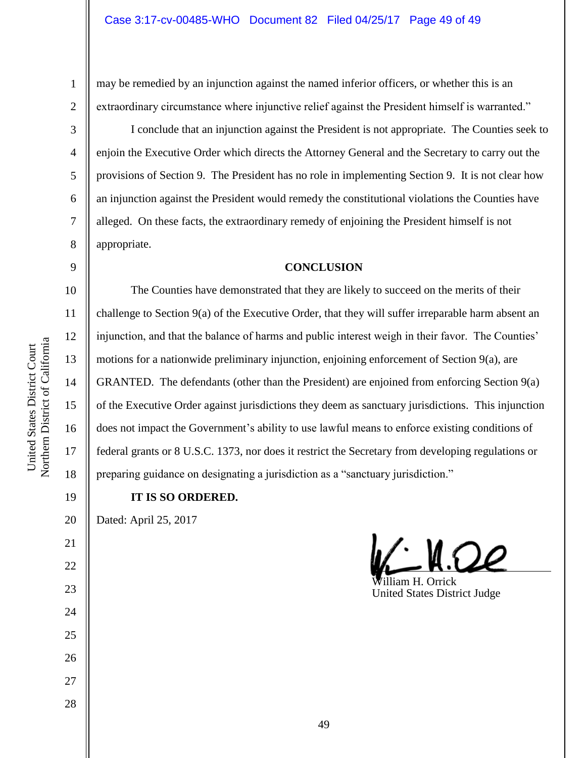may be remedied by an injunction against the named inferior officers, or whether this is an extraordinary circumstance where injunctive relief against the President himself is warranted."

I conclude that an injunction against the President is not appropriate. The Counties seek to enjoin the Executive Order which directs the Attorney General and the Secretary to carry out the provisions of Section 9. The President has no role in implementing Section 9. It is not clear how an injunction against the President would remedy the constitutional violations the Counties have alleged. On these facts, the extraordinary remedy of enjoining the President himself is not appropriate.

## CONCLUSION

The Counties have demonstrated that they are likely to succeed on the merits of their challenge to Section 9(a) of the Executive Order, that they will suffer irreparable harm absent an injunction, and that the balance of harms and public interest weigh in their favor. The Counties' motions for a nationwide preliminary injunction, enjoining enforcement of Section 9(a), are GRANTED. The defendants (other than the President) are enjoined from enforcing Section 9(a) of the Executive Order against jurisdictions they deem as sanctuary jurisdictions. This injunction does not impact the Government's ability to use lawful means to enforce existing conditions of federal grants or 8 U.S.C. 1373, nor does it restrict the Secretary from developing regulations or preparing guidance on designating a jurisdiction as a "sanctuary jurisdiction."

**IT IS SO ORDERED.**

Dated: April 25, 2017

William H. Orrick
United States District Judge